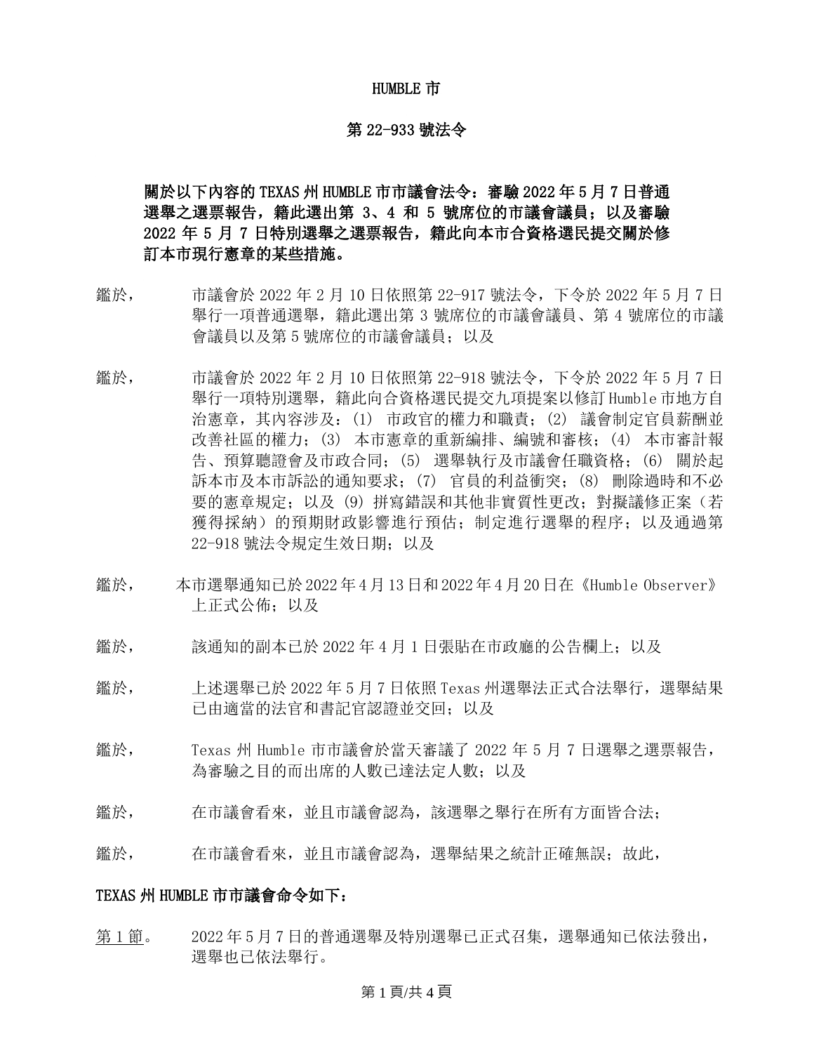# HUMBLE 市

## 第 22-933 號法令

**關於以下內容的 TEXAS 州 HUMBLE 市市議會法令：審驗 2022 年 5 月 7 日普通選舉之選票報告，籍此選出第 3、4 和 5 號席位的市議會議員；以及審驗 2022 年 5 月 7 日特別選舉之選票報告，籍此向本市合資格選民提交關於修訂本市現行憲章的某些措施。**

鑑於，　市議會於 2022 年 2 月 10 日依照第 22-917 號法令，下令於 2022 年 5 月 7 日舉行一項普通選舉，籍此選出第 3 號席位的市議會議員、第 4 號席位的市議會議員以及第 5 號席位的市議會議員；以及

鑑於，　市議會於 2022 年 2 月 10 日依照第 22-918 號法令，下令於 2022 年 5 月 7 日舉行一項特別選舉，籍此向合資格選民提交九項提案以修訂 Humble 市地方自治憲章，其內容涉及：(1) 市政官的權力和職責；(2) 議會制定官員薪酬並改善社區的權力；(3) 本市憲章的重新編排、編號和審核；(4) 本市審計報告、預算聽證會及市政合同；(5) 選舉執行及市議會任職資格；(6) 關於起訴本市及本市訴訟的通知要求；(7) 官員的利益衝突；(8) 刪除過時和不必要的憲章規定；以及 (9) 拼寫錯誤和其他非實質性更改；對擬議修正案（若獲得採納）的預期財政影響進行預估；制定進行選舉的程序；以及通過第 22-918 號法令規定生效日期；以及

鑑於，　本市選舉通知已於 2022 年 4 月 13 日和 2022 年 4 月 20 日在《Humble Observer》上正式公佈；以及

鑑於，　該通知的副本已於 2022 年 4 月 1 日張貼在市政廳的公告欄上；以及

鑑於，　上述選舉已於 2022 年 5 月 7 日依照 Texas 州選舉法正式合法舉行，選舉結果已由適當的法官和書記官認證並交回；以及

鑑於，　Texas 州 Humble 市市議會於當天審議了 2022 年 5 月 7 日選舉之選票報告，為審驗之目的而出席的人數已達法定人數；以及

鑑於，　在市議會看來，並且市議會認為，該選舉之舉行在所有方面皆合法；

鑑於，　在市議會看來，並且市議會認為，選舉結果之統計正確無誤；故此，

**TEXAS 州 HUMBLE 市市議會命令如下：**

第 1 節。　2022 年 5 月 7 日的普通選舉及特別選舉已正式召集，選舉通知已依法發出，選舉也已依法舉行。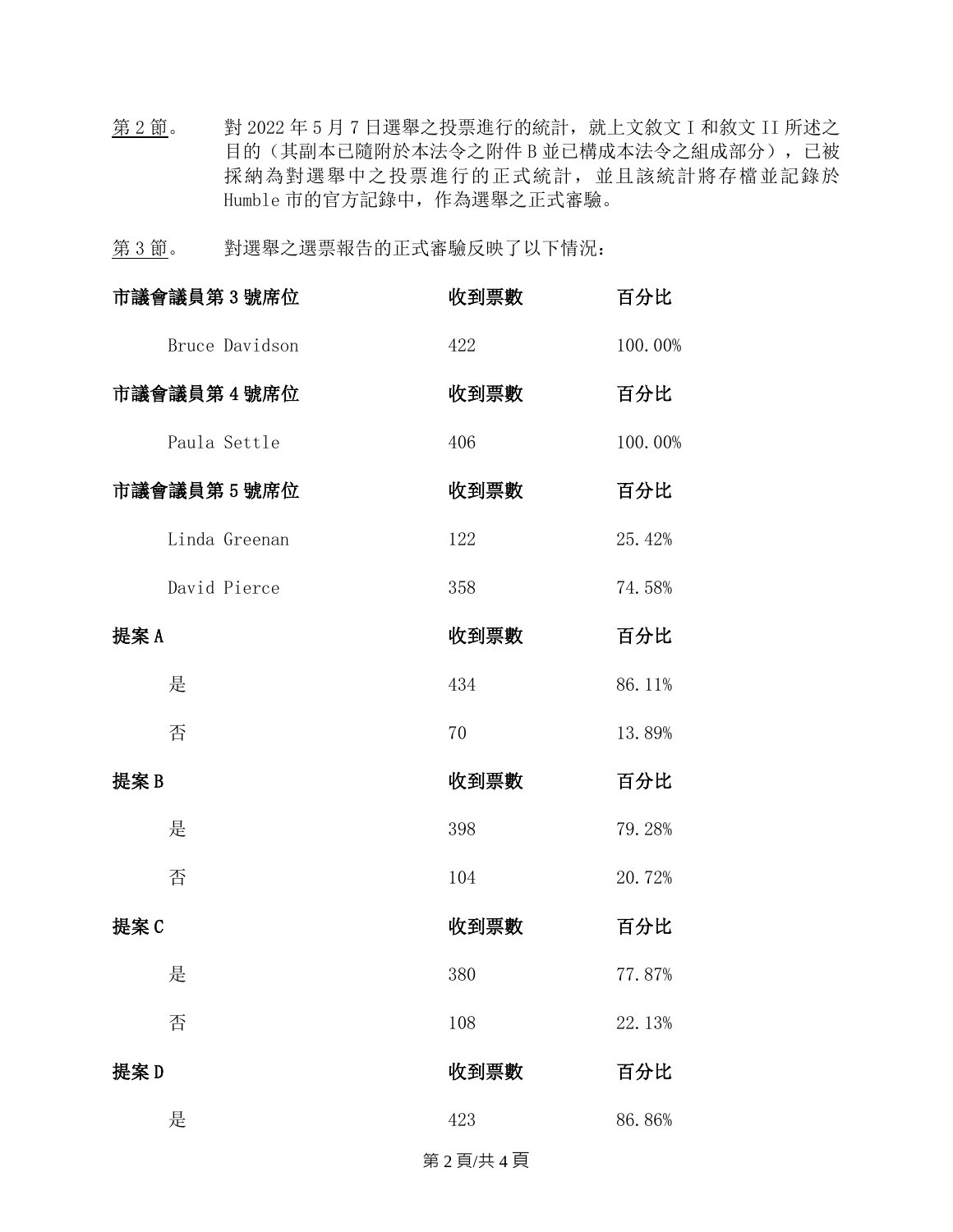第 2 節。 對 2022 年 5 月 7 日選舉之投票進行的統計，就上文敘文 I 和敘文 II 所述之目的（其副本已隨附於本法令之附件 B 並已構成本法令之組成部分），已被採納為對選舉中之投票進行的正式統計，並且該統計將存檔並記錄於 Humble 市的官方記錄中，作為選舉之正式審驗。

第 3 節。 對選舉之選票報告的正式審驗反映了以下情況：

| **市議會議員第 3 號席位** | **收到票數** | **百分比** |
|---|---|---|
| Bruce Davidson | 422 | 100.00% |
| **市議會議員第 4 號席位** | **收到票數** | **百分比** |
| Paula Settle | 406 | 100.00% |
| **市議會議員第 5 號席位** | **收到票數** | **百分比** |
| Linda Greenan | 122 | 25.42% |
| David Pierce | 358 | 74.58% |
| **提案 A** | **收到票數** | **百分比** |
| 是 | 434 | 86.11% |
| 否 | 70 | 13.89% |
| **提案 B** | **收到票數** | **百分比** |
| 是 | 398 | 79.28% |
| 否 | 104 | 20.72% |
| **提案 C** | **收到票數** | **百分比** |
| 是 | 380 | 77.87% |
| 否 | 108 | 22.13% |
| **提案 D** | **收到票數** | **百分比** |
| 是 | 423 | 86.86% |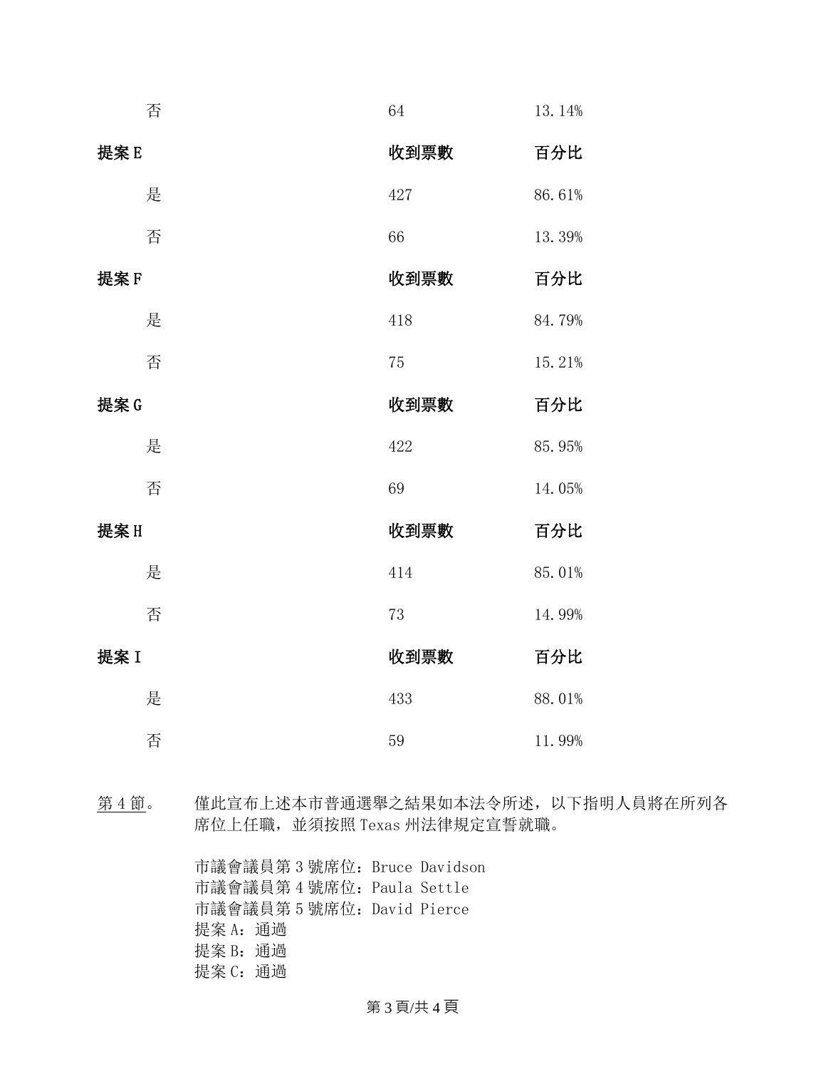| | | |
|---|---|---|
| 否 | 64 | 13.14% |
| **提案 E** | **收到票數** | **百分比** |
| 是 | 427 | 86.61% |
| 否 | 66 | 13.39% |
| **提案 F** | **收到票數** | **百分比** |
| 是 | 418 | 84.79% |
| 否 | 75 | 15.21% |
| **提案 G** | **收到票數** | **百分比** |
| 是 | 422 | 85.95% |
| 否 | 69 | 14.05% |
| **提案 H** | **收到票數** | **百分比** |
| 是 | 414 | 85.01% |
| 否 | 73 | 14.99% |
| **提案 I** | **收到票數** | **百分比** |
| 是 | 433 | 88.01% |
| 否 | 59 | 11.99% |

<u>第 4 節</u>。　僅此宣布上述本市普通選舉之結果如本法令所述，以下指明人員將在所列各席位上任職，並須按照 Texas 州法律規定宣誓就職。

市議會議員第 3 號席位：Bruce Davidson
市議會議員第 4 號席位：Paula Settle
市議會議員第 5 號席位：David Pierce
提案 A：通過
提案 B：通過
提案 C：通過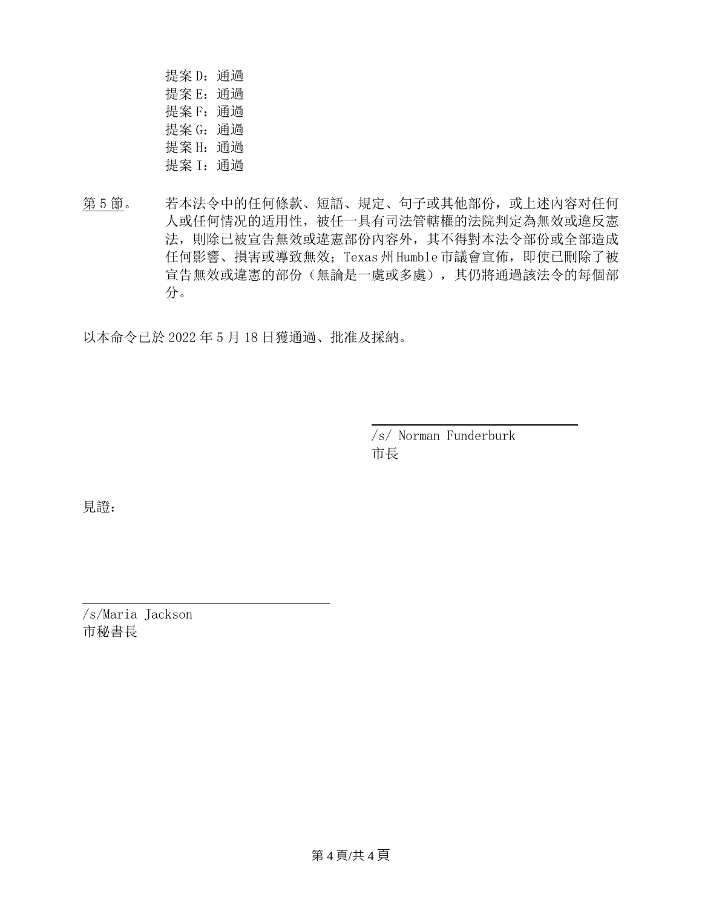提案 D：通過
提案 E：通過
提案 F：通過
提案 G：通過
提案 H：通過
提案 I：通過

第 5 節。 若本法令中的任何條款、短語、規定、句子或其他部份，或上述內容对任何人或任何情況的适用性，被任一具有司法管轄權的法院判定為無效或違反憲法，則除已被宣告無效或違憲部份內容外，其不得對本法令部份或全部造成任何影響、損害或導致無效；Texas 州 Humble 市議會宣佈，即使已刪除了被宣告無效或違憲的部份（無論是一處或多處），其仍將通過該法令的每個部分。

以本命令已於 2022 年 5 月 18 日獲通過、批准及採納。

/s/ Norman Funderburk
市長

見證：

/s/Maria Jackson
市秘書長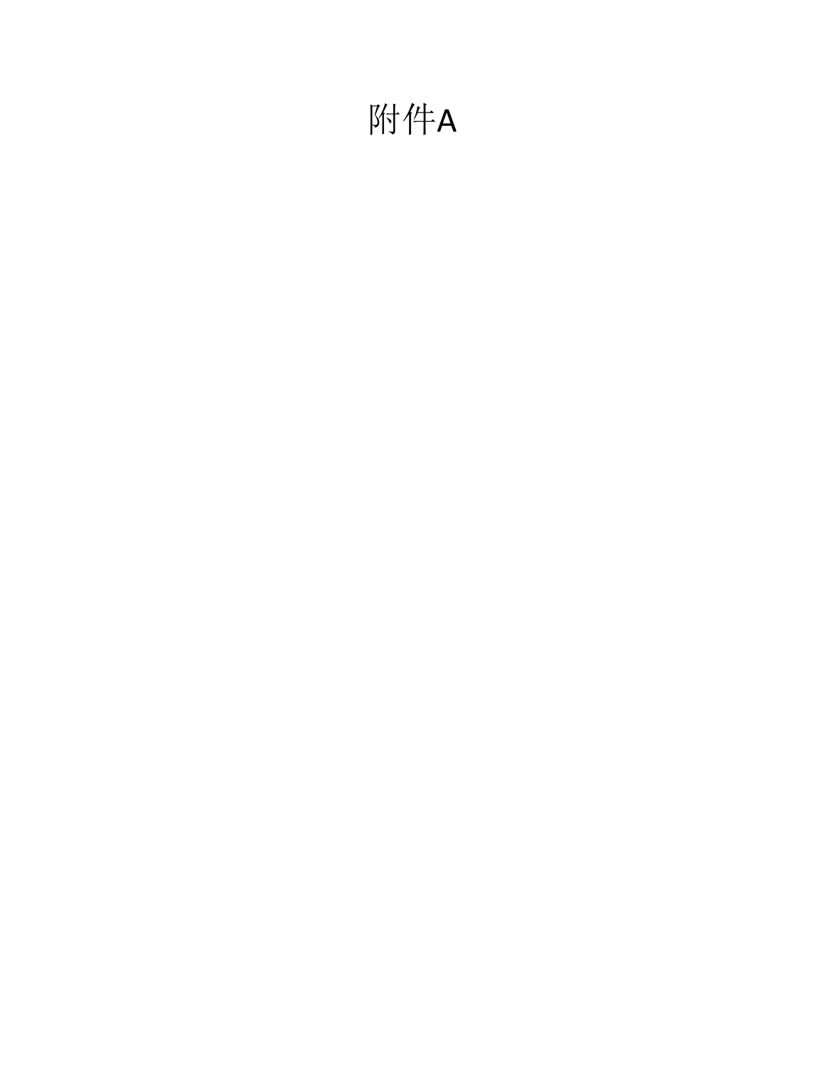# 附件A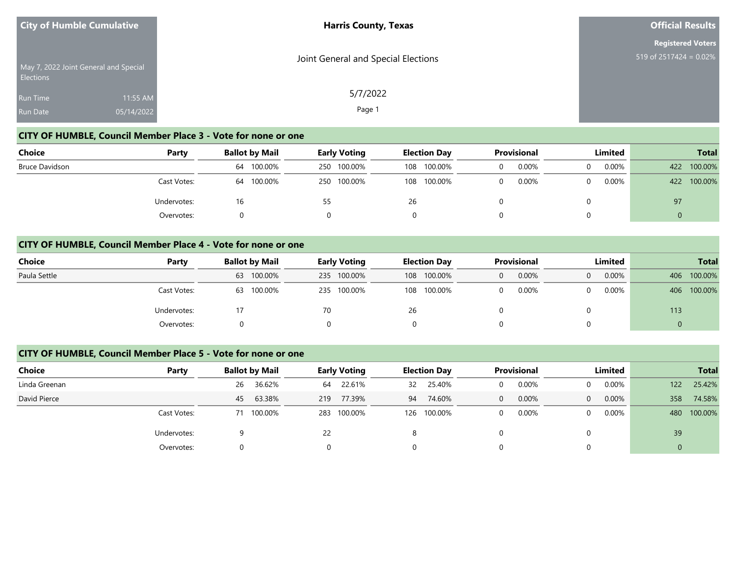**City of Humble Cumulative**

May 7, 2022 Joint General and Special Elections

Run Time 11:55 AM

Run Date 05/14/2022

**Harris County, Texas**

Joint General and Special Elections

5/7/2022

**Official Results**

**Registered Voters**

519 of 2517424 = 0.02%

## CITY OF HUMBLE, Council Member Place 3 - Vote for none or one

| Choice | Party | Ballot by Mail | | Early Voting | | Election Day | | Provisional | | Limited | | Total | |
|---|---|---|---|---|---|---|---|---|---|---|---|---|---|
| Bruce Davidson | | 64 | 100.00% | 250 | 100.00% | 108 | 100.00% | 0 | 0.00% | 0 | 0.00% | 422 | 100.00% |
| | Cast Votes: | 64 | 100.00% | 250 | 100.00% | 108 | 100.00% | 0 | 0.00% | 0 | 0.00% | 422 | 100.00% |
| | Undervotes: | 16 | | 55 | | 26 | | 0 | | 0 | | 97 | |
| | Overvotes: | 0 | | 0 | | 0 | | 0 | | 0 | | 0 | |

## CITY OF HUMBLE, Council Member Place 4 - Vote for none or one

| Choice | Party | Ballot by Mail | | Early Voting | | Election Day | | Provisional | | Limited | | Total | |
|---|---|---|---|---|---|---|---|---|---|---|---|---|---|
| Paula Settle | | 63 | 100.00% | 235 | 100.00% | 108 | 100.00% | 0 | 0.00% | 0 | 0.00% | 406 | 100.00% |
| | Cast Votes: | 63 | 100.00% | 235 | 100.00% | 108 | 100.00% | 0 | 0.00% | 0 | 0.00% | 406 | 100.00% |
| | Undervotes: | 17 | | 70 | | 26 | | 0 | | 0 | | 113 | |
| | Overvotes: | 0 | | 0 | | 0 | | 0 | | 0 | | 0 | |

## CITY OF HUMBLE, Council Member Place 5 - Vote for none or one

| Choice | Party | Ballot by Mail | | Early Voting | | Election Day | | Provisional | | Limited | | Total | |
|---|---|---|---|---|---|---|---|---|---|---|---|---|---|
| Linda Greenan | | 26 | 36.62% | 64 | 22.61% | 32 | 25.40% | 0 | 0.00% | 0 | 0.00% | 122 | 25.42% |
| David Pierce | | 45 | 63.38% | 219 | 77.39% | 94 | 74.60% | 0 | 0.00% | 0 | 0.00% | 358 | 74.58% |
| | Cast Votes: | 71 | 100.00% | 283 | 100.00% | 126 | 100.00% | 0 | 0.00% | 0 | 0.00% | 480 | 100.00% |
| | Undervotes: | 9 | | 22 | | 8 | | 0 | | 0 | | 39 | |
| | Overvotes: | 0 | | 0 | | 0 | | 0 | | 0 | | 0 | |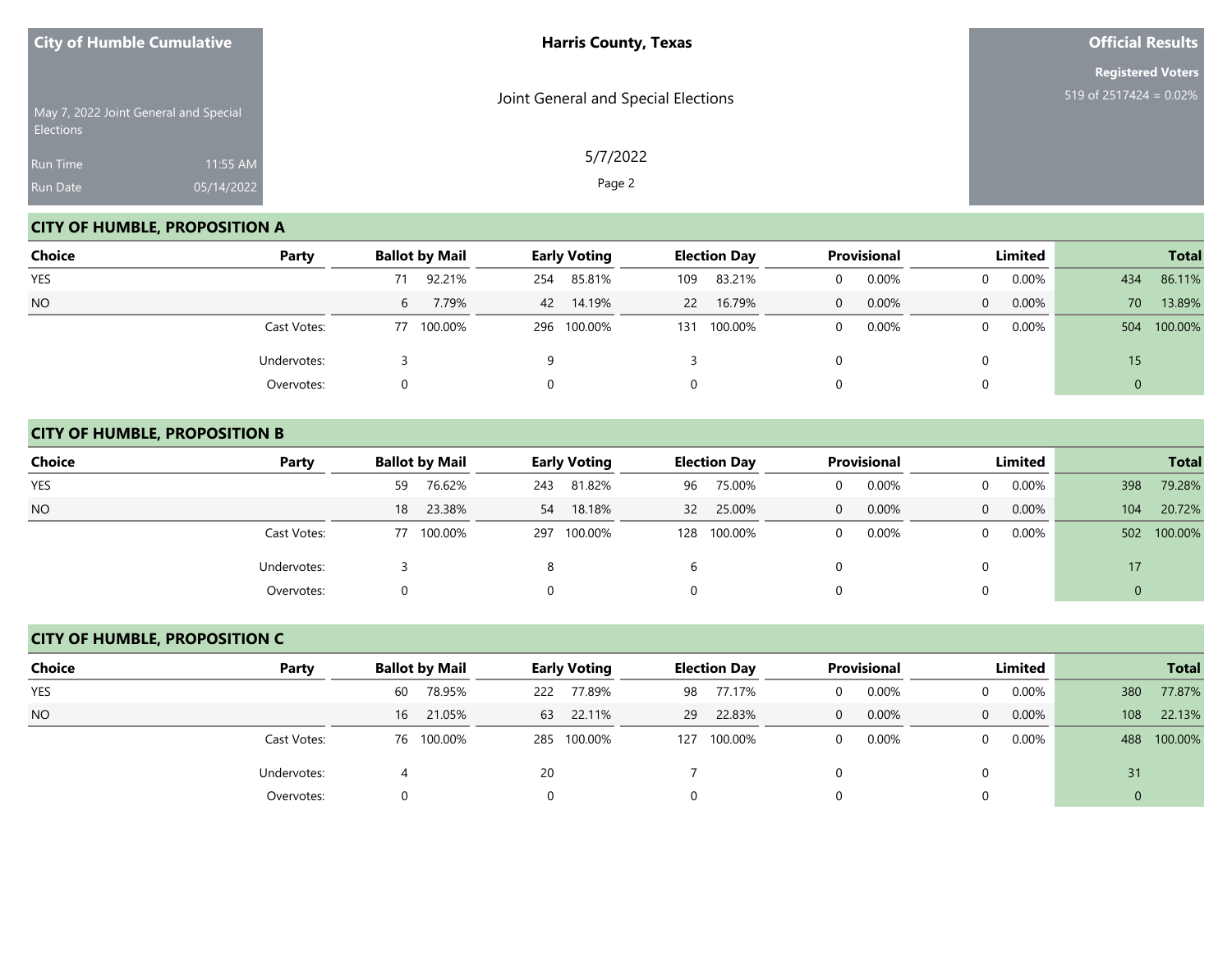**City of Humble Cumulative**

May 7, 2022 Joint General and Special Elections

Run Time 11:55 AM

Run Date 05/14/2022

**Harris County, Texas**

Joint General and Special Elections

5/7/2022

**Official Results**

**Registered Voters**

519 of 2517424 = 0.02%

## CITY OF HUMBLE, PROPOSITION A

| Choice | Party | Ballot by Mail | | Early Voting | | Election Day | | Provisional | | Limited | | Total | |
|---|---|---|---|---|---|---|---|---|---|---|---|---|---|
| YES | | 71 | 92.21% | 254 | 85.81% | 109 | 83.21% | 0 | 0.00% | 0 | 0.00% | 434 | 86.11% |
| NO | | 6 | 7.79% | 42 | 14.19% | 22 | 16.79% | 0 | 0.00% | 0 | 0.00% | 70 | 13.89% |
| | Cast Votes: | 77 | 100.00% | 296 | 100.00% | 131 | 100.00% | 0 | 0.00% | 0 | 0.00% | 504 | 100.00% |
| | Undervotes: | 3 | | 9 | | 3 | | 0 | | 0 | | 15 | |
| | Overvotes: | 0 | | 0 | | 0 | | 0 | | 0 | | 0 | |

## CITY OF HUMBLE, PROPOSITION B

| Choice | Party | Ballot by Mail | | Early Voting | | Election Day | | Provisional | | Limited | | Total | |
|---|---|---|---|---|---|---|---|---|---|---|---|---|---|
| YES | | 59 | 76.62% | 243 | 81.82% | 96 | 75.00% | 0 | 0.00% | 0 | 0.00% | 398 | 79.28% |
| NO | | 18 | 23.38% | 54 | 18.18% | 32 | 25.00% | 0 | 0.00% | 0 | 0.00% | 104 | 20.72% |
| | Cast Votes: | 77 | 100.00% | 297 | 100.00% | 128 | 100.00% | 0 | 0.00% | 0 | 0.00% | 502 | 100.00% |
| | Undervotes: | 3 | | 8 | | 6 | | 0 | | 0 | | 17 | |
| | Overvotes: | 0 | | 0 | | 0 | | 0 | | 0 | | 0 | |

## CITY OF HUMBLE, PROPOSITION C

| Choice | Party | Ballot by Mail | | Early Voting | | Election Day | | Provisional | | Limited | | Total | |
|---|---|---|---|---|---|---|---|---|---|---|---|---|---|
| YES | | 60 | 78.95% | 222 | 77.89% | 98 | 77.17% | 0 | 0.00% | 0 | 0.00% | 380 | 77.87% |
| NO | | 16 | 21.05% | 63 | 22.11% | 29 | 22.83% | 0 | 0.00% | 0 | 0.00% | 108 | 22.13% |
| | Cast Votes: | 76 | 100.00% | 285 | 100.00% | 127 | 100.00% | 0 | 0.00% | 0 | 0.00% | 488 | 100.00% |
| | Undervotes: | 4 | | 20 | | 7 | | 0 | | 0 | | 31 | |
| | Overvotes: | 0 | | 0 | | 0 | | 0 | | 0 | | 0 | |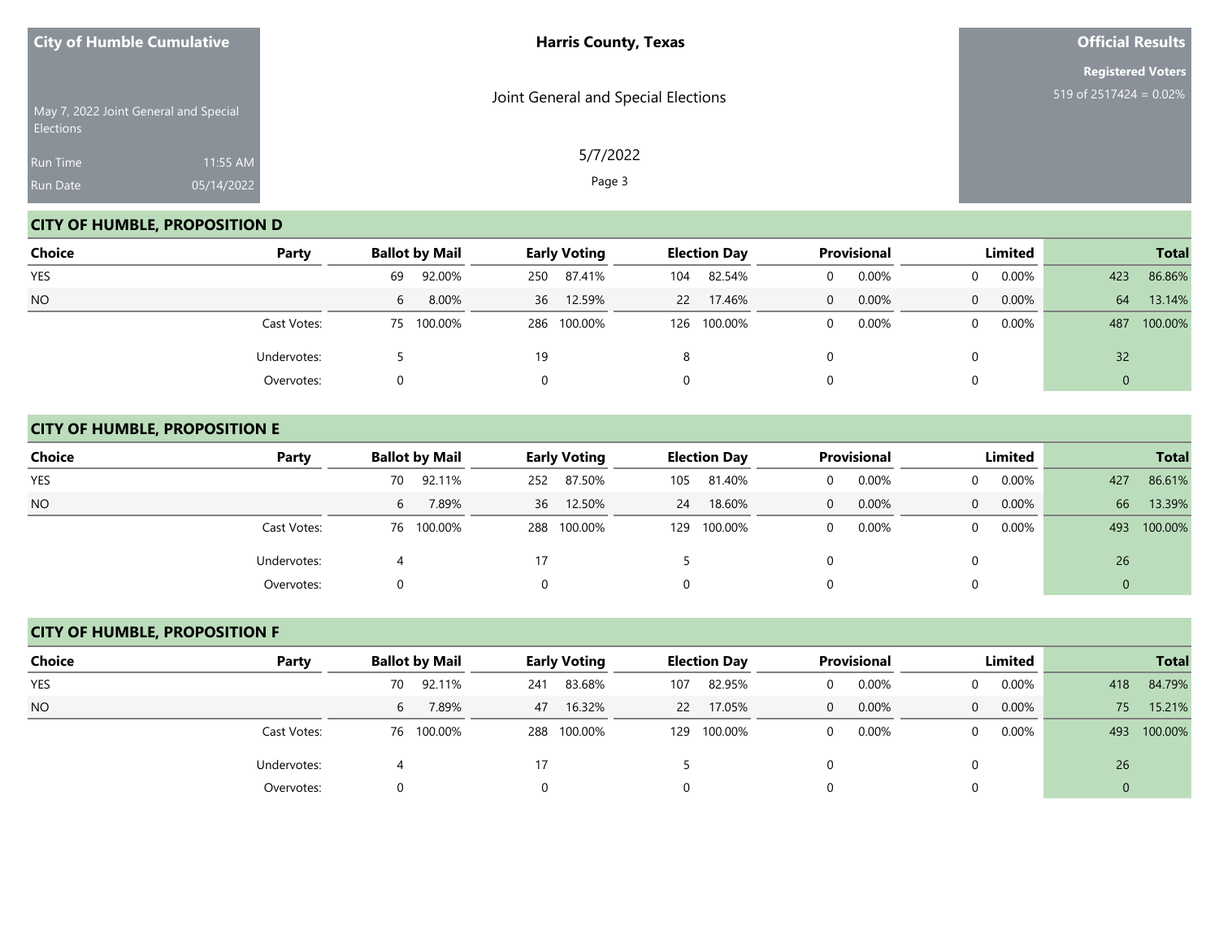| City of Humble Cumulative | Harris County, Texas | Official Results |
|---|---|---|
| May 7, 2022 Joint General and Special Elections | Joint General and Special Elections | Registered Voters 519 of 2517424 = 0.02% |
| Run Time 11:55 AM | 5/7/2022 | |
| Run Date 05/14/2022 | | |

## CITY OF HUMBLE, PROPOSITION D

| Choice | Party | Ballot by Mail | | Early Voting | | Election Day | | Provisional | | Limited | | Total | |
|---|---|---|---|---|---|---|---|---|---|---|---|---|---|
| YES | | 69 | 92.00% | 250 | 87.41% | 104 | 82.54% | 0 | 0.00% | 0 | 0.00% | 423 | 86.86% |
| NO | | 6 | 8.00% | 36 | 12.59% | 22 | 17.46% | 0 | 0.00% | 0 | 0.00% | 64 | 13.14% |
| | Cast Votes: | 75 | 100.00% | 286 | 100.00% | 126 | 100.00% | 0 | 0.00% | 0 | 0.00% | 487 | 100.00% |
| | Undervotes: | 5 | | 19 | | 8 | | 0 | | 0 | | 32 | |
| | Overvotes: | 0 | | 0 | | 0 | | 0 | | 0 | | 0 | |

## CITY OF HUMBLE, PROPOSITION E

| Choice | Party | Ballot by Mail | | Early Voting | | Election Day | | Provisional | | Limited | | Total | |
|---|---|---|---|---|---|---|---|---|---|---|---|---|---|
| YES | | 70 | 92.11% | 252 | 87.50% | 105 | 81.40% | 0 | 0.00% | 0 | 0.00% | 427 | 86.61% |
| NO | | 6 | 7.89% | 36 | 12.50% | 24 | 18.60% | 0 | 0.00% | 0 | 0.00% | 66 | 13.39% |
| | Cast Votes: | 76 | 100.00% | 288 | 100.00% | 129 | 100.00% | 0 | 0.00% | 0 | 0.00% | 493 | 100.00% |
| | Undervotes: | 4 | | 17 | | 5 | | 0 | | 0 | | 26 | |
| | Overvotes: | 0 | | 0 | | 0 | | 0 | | 0 | | 0 | |

## CITY OF HUMBLE, PROPOSITION F

| Choice | Party | Ballot by Mail | | Early Voting | | Election Day | | Provisional | | Limited | | Total | |
|---|---|---|---|---|---|---|---|---|---|---|---|---|---|
| YES | | 70 | 92.11% | 241 | 83.68% | 107 | 82.95% | 0 | 0.00% | 0 | 0.00% | 418 | 84.79% |
| NO | | 6 | 7.89% | 47 | 16.32% | 22 | 17.05% | 0 | 0.00% | 0 | 0.00% | 75 | 15.21% |
| | Cast Votes: | 76 | 100.00% | 288 | 100.00% | 129 | 100.00% | 0 | 0.00% | 0 | 0.00% | 493 | 100.00% |
| | Undervotes: | 4 | | 17 | | 5 | | 0 | | 0 | | 26 | |
| | Overvotes: | 0 | | 0 | | 0 | | 0 | | 0 | | 0 | |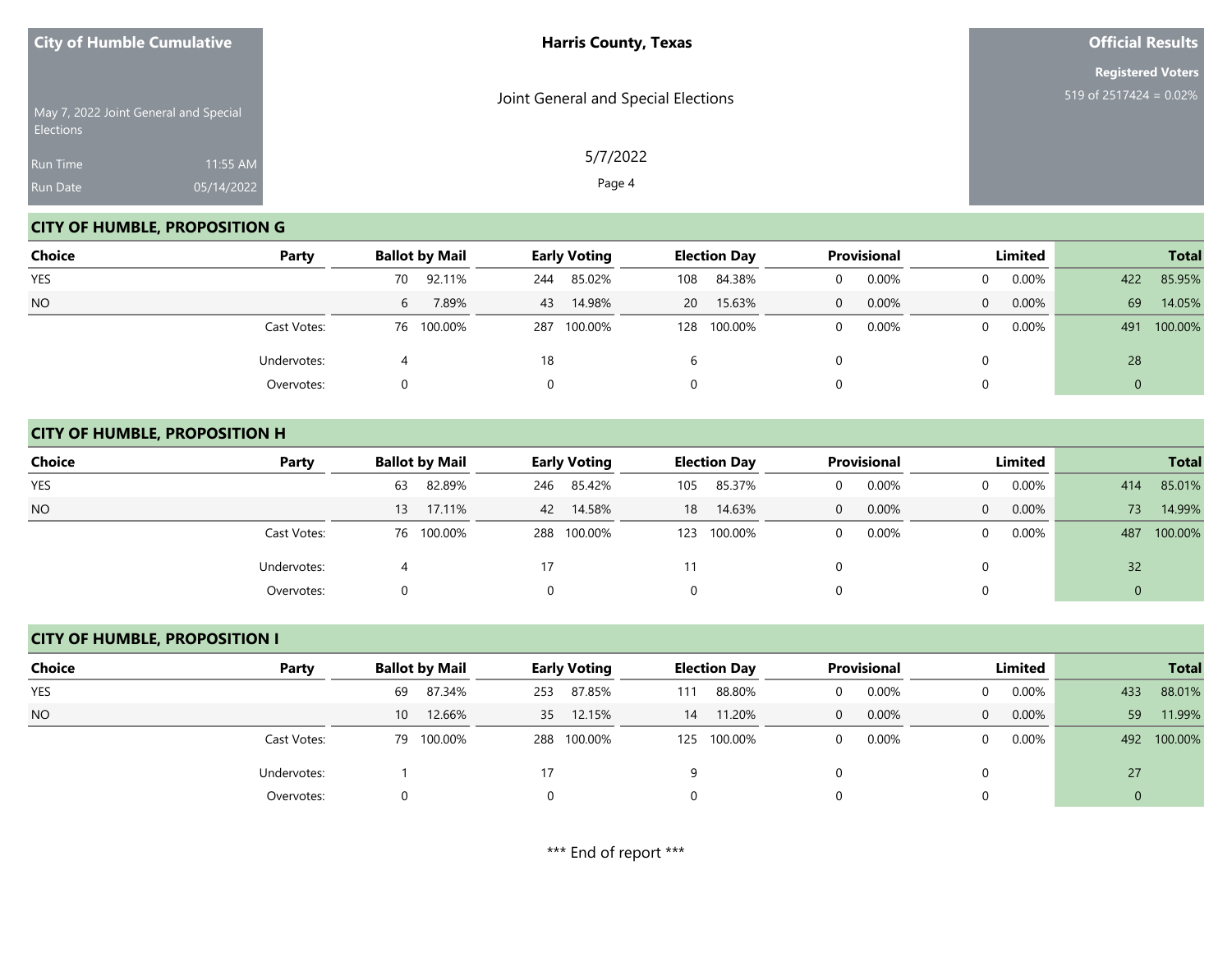**City of Humble Cumulative**

May 7, 2022 Joint General and Special Elections

Run Time 11:55 AM

Run Date 05/14/2022

**Harris County, Texas**

Joint General and Special Elections

5/7/2022

**Official Results**

**Registered Voters**

519 of 2517424 = 0.02%

## CITY OF HUMBLE, PROPOSITION G

| Choice | Party | Ballot by Mail | | Early Voting | | Election Day | | Provisional | | Limited | | Total | |
|---|---|---|---|---|---|---|---|---|---|---|---|---|---|
| YES | | 70 | 92.11% | 244 | 85.02% | 108 | 84.38% | 0 | 0.00% | 0 | 0.00% | 422 | 85.95% |
| NO | | 6 | 7.89% | 43 | 14.98% | 20 | 15.63% | 0 | 0.00% | 0 | 0.00% | 69 | 14.05% |
| | Cast Votes: | 76 | 100.00% | 287 | 100.00% | 128 | 100.00% | 0 | 0.00% | 0 | 0.00% | 491 | 100.00% |
| | Undervotes: | 4 | | 18 | | 6 | | 0 | | 0 | | 28 | |
| | Overvotes: | 0 | | 0 | | 0 | | 0 | | 0 | | 0 | |

## CITY OF HUMBLE, PROPOSITION H

| Choice | Party | Ballot by Mail | | Early Voting | | Election Day | | Provisional | | Limited | | Total | |
|---|---|---|---|---|---|---|---|---|---|---|---|---|---|
| YES | | 63 | 82.89% | 246 | 85.42% | 105 | 85.37% | 0 | 0.00% | 0 | 0.00% | 414 | 85.01% |
| NO | | 13 | 17.11% | 42 | 14.58% | 18 | 14.63% | 0 | 0.00% | 0 | 0.00% | 73 | 14.99% |
| | Cast Votes: | 76 | 100.00% | 288 | 100.00% | 123 | 100.00% | 0 | 0.00% | 0 | 0.00% | 487 | 100.00% |
| | Undervotes: | 4 | | 17 | | 11 | | 0 | | 0 | | 32 | |
| | Overvotes: | 0 | | 0 | | 0 | | 0 | | 0 | | 0 | |

## CITY OF HUMBLE, PROPOSITION I

| Choice | Party | Ballot by Mail | | Early Voting | | Election Day | | Provisional | | Limited | | Total | |
|---|---|---|---|---|---|---|---|---|---|---|---|---|---|
| YES | | 69 | 87.34% | 253 | 87.85% | 111 | 88.80% | 0 | 0.00% | 0 | 0.00% | 433 | 88.01% |
| NO | | 10 | 12.66% | 35 | 12.15% | 14 | 11.20% | 0 | 0.00% | 0 | 0.00% | 59 | 11.99% |
| | Cast Votes: | 79 | 100.00% | 288 | 100.00% | 125 | 100.00% | 0 | 0.00% | 0 | 0.00% | 492 | 100.00% |
| | Undervotes: | 1 | | 17 | | 9 | | 0 | | 0 | | 27 | |
| | Overvotes: | 0 | | 0 | | 0 | | 0 | | 0 | | 0 | |

*** End of report ***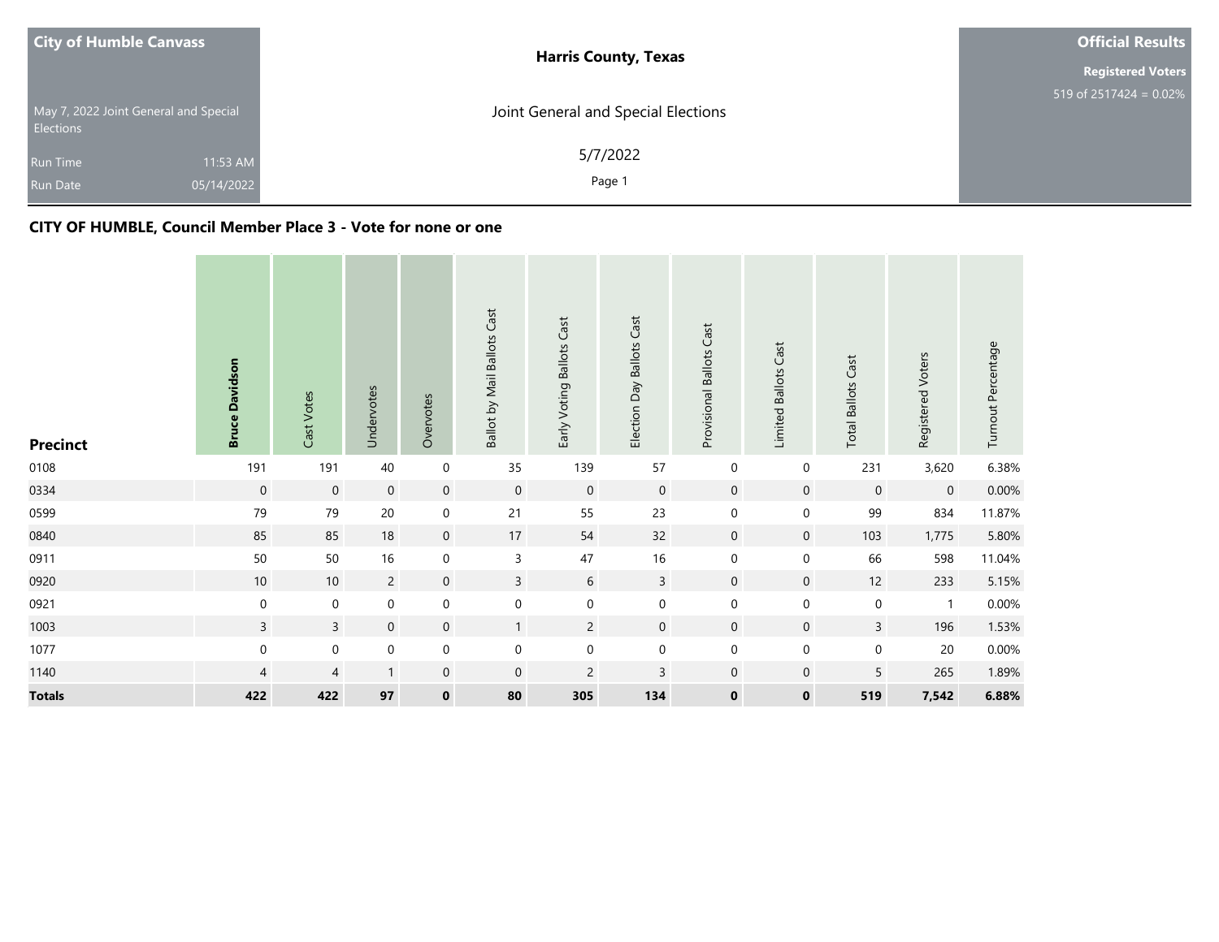City of Humble Canvass

May 7, 2022 Joint General and Special Elections

Run Time 11:53 AM

Run Date 05/14/2022

**Harris County, Texas**

Joint General and Special Elections

5/7/2022

**Official Results**

**Registered Voters**

519 of 2517424 = 0.02%

### CITY OF HUMBLE, Council Member Place 3 - Vote for none or one

| Precinct | Bruce Davidson | Cast Votes | Undervotes | Overvotes | Ballot by Mail Ballots Cast | Early Voting Ballots Cast | Election Day Ballots Cast | Provisional Ballots Cast | Limited Ballots Cast | Total Ballots Cast | Registered Voters | Turnout Percentage |
|---|---|---|---|---|---|---|---|---|---|---|---|---|
| 0108 | 191 | 191 | 40 | 0 | 35 | 139 | 57 | 0 | 0 | 231 | 3,620 | 6.38% |
| 0334 | 0 | 0 | 0 | 0 | 0 | 0 | 0 | 0 | 0 | 0 | 0 | 0.00% |
| 0599 | 79 | 79 | 20 | 0 | 21 | 55 | 23 | 0 | 0 | 99 | 834 | 11.87% |
| 0840 | 85 | 85 | 18 | 0 | 17 | 54 | 32 | 0 | 0 | 103 | 1,775 | 5.80% |
| 0911 | 50 | 50 | 16 | 0 | 3 | 47 | 16 | 0 | 0 | 66 | 598 | 11.04% |
| 0920 | 10 | 10 | 2 | 0 | 3 | 6 | 3 | 0 | 0 | 12 | 233 | 5.15% |
| 0921 | 0 | 0 | 0 | 0 | 0 | 0 | 0 | 0 | 0 | 0 | 1 | 0.00% |
| 1003 | 3 | 3 | 0 | 0 | 1 | 2 | 0 | 0 | 0 | 3 | 196 | 1.53% |
| 1077 | 0 | 0 | 0 | 0 | 0 | 0 | 0 | 0 | 0 | 0 | 20 | 0.00% |
| 1140 | 4 | 4 | 1 | 0 | 0 | 2 | 3 | 0 | 0 | 5 | 265 | 1.89% |
| **Totals** | **422** | **422** | **97** | **0** | **80** | **305** | **134** | **0** | **0** | **519** | **7,542** | **6.88%** |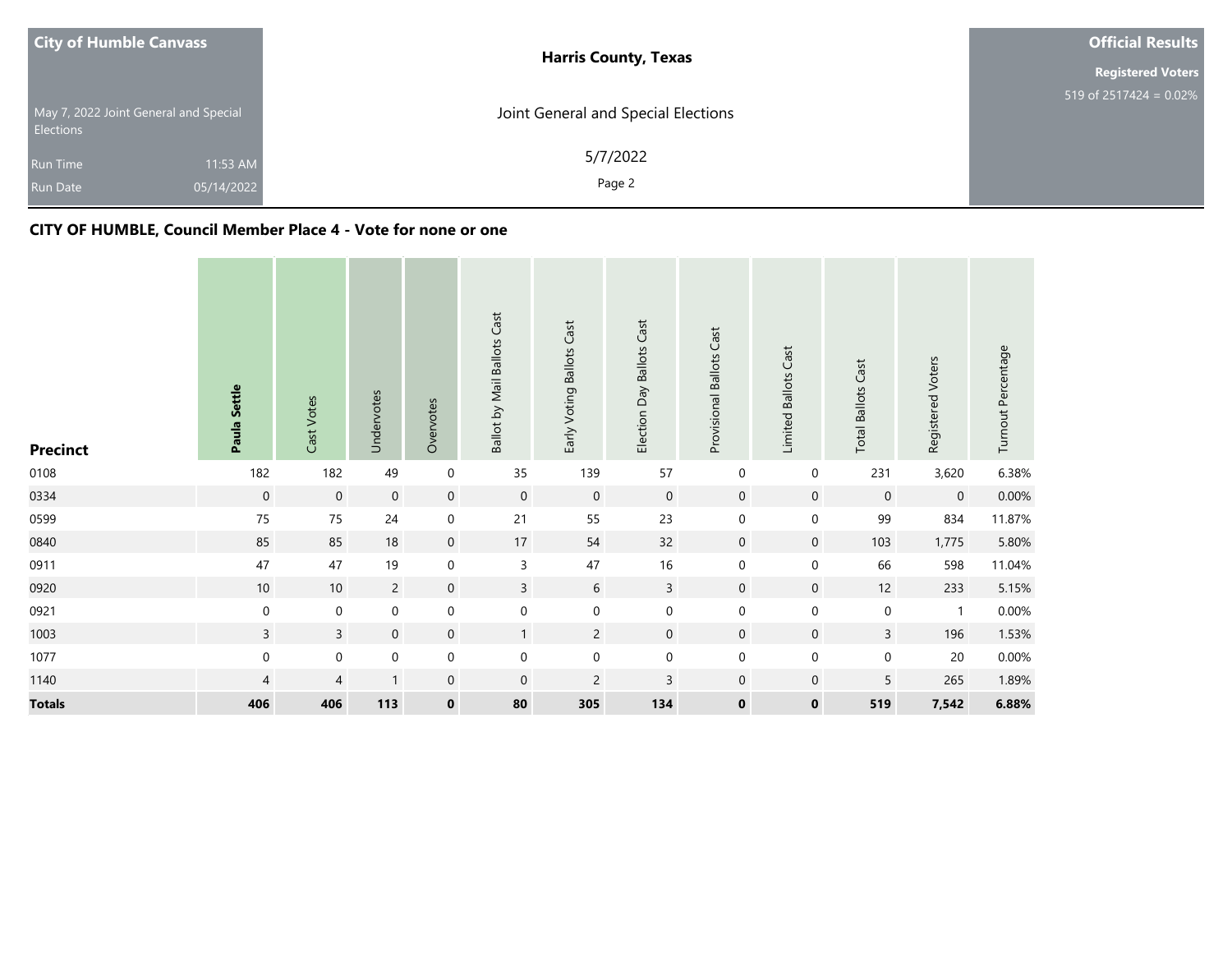| City of Humble Canvass | Harris County, Texas | Official Results |
|---|---|---|
| May 7, 2022 Joint General and Special Elections | Joint General and Special Elections | Registered Voters 519 of 2517424 = 0.02% |
| Run Time 11:53 AM | 5/7/2022 | |
| Run Date 05/14/2022 | | |

## CITY OF HUMBLE, Council Member Place 4 - Vote for none or one

| Precinct | Paula Settle | Cast Votes | Undervotes | Overvotes | Ballot by Mail Ballots Cast | Early Voting Ballots Cast | Election Day Ballots Cast | Provisional Ballots Cast | Limited Ballots Cast | Total Ballots Cast | Registered Voters | Turnout Percentage |
|---|---|---|---|---|---|---|---|---|---|---|---|---|
| 0108 | 182 | 182 | 49 | 0 | 35 | 139 | 57 | 0 | 0 | 231 | 3,620 | 6.38% |
| 0334 | 0 | 0 | 0 | 0 | 0 | 0 | 0 | 0 | 0 | 0 | 0 | 0.00% |
| 0599 | 75 | 75 | 24 | 0 | 21 | 55 | 23 | 0 | 0 | 99 | 834 | 11.87% |
| 0840 | 85 | 85 | 18 | 0 | 17 | 54 | 32 | 0 | 0 | 103 | 1,775 | 5.80% |
| 0911 | 47 | 47 | 19 | 0 | 3 | 47 | 16 | 0 | 0 | 66 | 598 | 11.04% |
| 0920 | 10 | 10 | 2 | 0 | 3 | 6 | 3 | 0 | 0 | 12 | 233 | 5.15% |
| 0921 | 0 | 0 | 0 | 0 | 0 | 0 | 0 | 0 | 0 | 0 | 1 | 0.00% |
| 1003 | 3 | 3 | 0 | 0 | 1 | 2 | 0 | 0 | 0 | 3 | 196 | 1.53% |
| 1077 | 0 | 0 | 0 | 0 | 0 | 0 | 0 | 0 | 0 | 0 | 20 | 0.00% |
| 1140 | 4 | 4 | 1 | 0 | 0 | 2 | 3 | 0 | 0 | 5 | 265 | 1.89% |
| **Totals** | **406** | **406** | **113** | **0** | **80** | **305** | **134** | **0** | **0** | **519** | **7,542** | **6.88%** |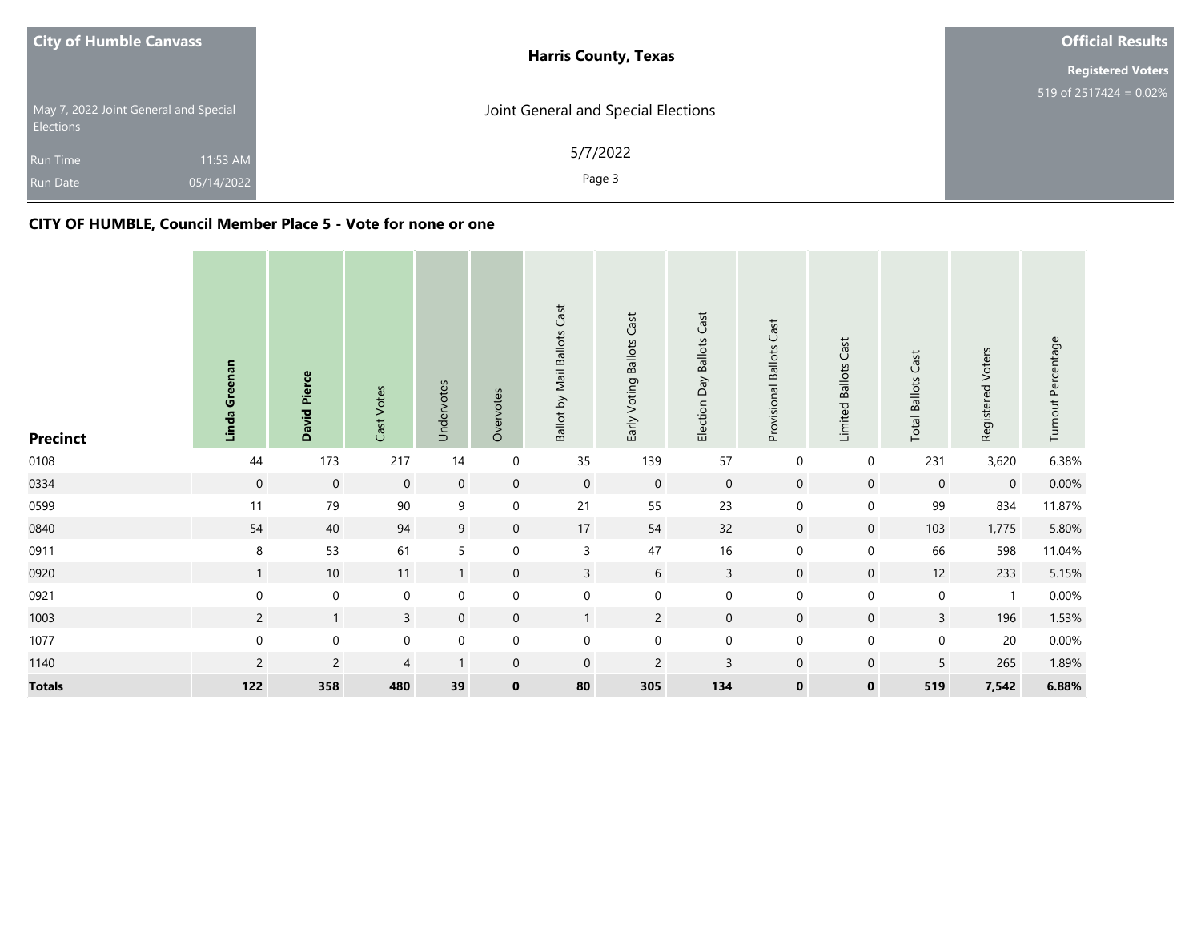| City of Humble Canvass | Harris County, Texas | Official Results |
|---|---|---|
| May 7, 2022 Joint General and Special Elections | Joint General and Special Elections | Registered Voters 519 of 2517424 = 0.02% |
| Run Time 11:53 AM | 5/7/2022 | |
| Run Date 05/14/2022 | | |

## CITY OF HUMBLE, Council Member Place 5 - Vote for none or one

| Precinct | **Linda Greenan** | **David Pierce** | Cast Votes | Undervotes | Overvotes | Ballot by Mail Ballots Cast | Early Voting Ballots Cast | Election Day Ballots Cast | Provisional Ballots Cast | Limited Ballots Cast | Total Ballots Cast | Registered Voters | Turnout Percentage |
|---|---|---|---|---|---|---|---|---|---|---|---|---|---|
| 0108 | 44 | 173 | 217 | 14 | 0 | 35 | 139 | 57 | 0 | 0 | 231 | 3,620 | 6.38% |
| 0334 | 0 | 0 | 0 | 0 | 0 | 0 | 0 | 0 | 0 | 0 | 0 | 0 | 0.00% |
| 0599 | 11 | 79 | 90 | 9 | 0 | 21 | 55 | 23 | 0 | 0 | 99 | 834 | 11.87% |
| 0840 | 54 | 40 | 94 | 9 | 0 | 17 | 54 | 32 | 0 | 0 | 103 | 1,775 | 5.80% |
| 0911 | 8 | 53 | 61 | 5 | 0 | 3 | 47 | 16 | 0 | 0 | 66 | 598 | 11.04% |
| 0920 | 1 | 10 | 11 | 1 | 0 | 3 | 6 | 3 | 0 | 0 | 12 | 233 | 5.15% |
| 0921 | 0 | 0 | 0 | 0 | 0 | 0 | 0 | 0 | 0 | 0 | 0 | 1 | 0.00% |
| 1003 | 2 | 1 | 3 | 0 | 0 | 1 | 2 | 0 | 0 | 0 | 3 | 196 | 1.53% |
| 1077 | 0 | 0 | 0 | 0 | 0 | 0 | 0 | 0 | 0 | 0 | 0 | 20 | 0.00% |
| 1140 | 2 | 2 | 4 | 1 | 0 | 0 | 2 | 3 | 0 | 0 | 5 | 265 | 1.89% |
| **Totals** | **122** | **358** | **480** | **39** | **0** | **80** | **305** | **134** | **0** | **0** | **519** | **7,542** | **6.88%** |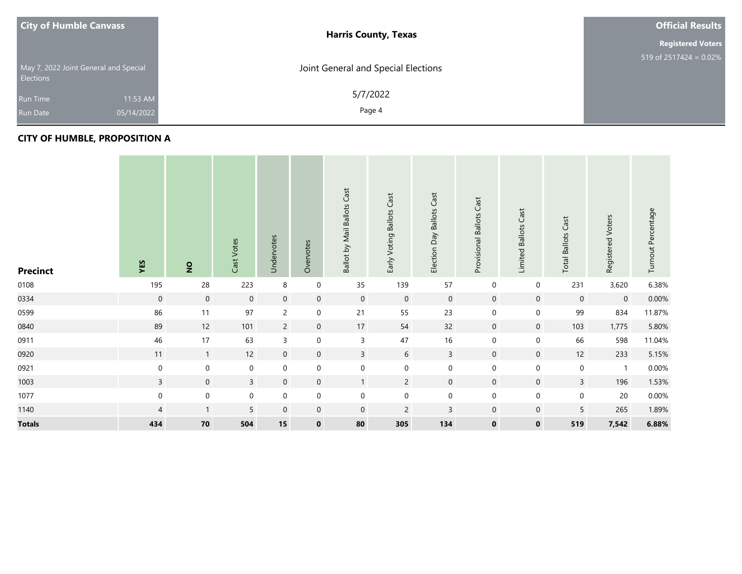**City of Humble Canvass**

May 7, 2022 Joint General and Special Elections

Run Time 11:53 AM

Run Date 05/14/2022

**Harris County, Texas**

Joint General and Special Elections

5/7/2022

**Official Results**

**Registered Voters**

519 of 2517424 = 0.02%

## CITY OF HUMBLE, PROPOSITION A

| Precinct | YES | NO | Cast Votes | Undervotes | Overvotes | Ballot by Mail Ballots Cast | Early Voting Ballots Cast | Election Day Ballots Cast | Provisional Ballots Cast | Limited Ballots Cast | Total Ballots Cast | Registered Voters | Turnout Percentage |
|---|---|---|---|---|---|---|---|---|---|---|---|---|---|
| 0108 | 195 | 28 | 223 | 8 | 0 | 35 | 139 | 57 | 0 | 0 | 231 | 3,620 | 6.38% |
| 0334 | 0 | 0 | 0 | 0 | 0 | 0 | 0 | 0 | 0 | 0 | 0 | 0 | 0.00% |
| 0599 | 86 | 11 | 97 | 2 | 0 | 21 | 55 | 23 | 0 | 0 | 99 | 834 | 11.87% |
| 0840 | 89 | 12 | 101 | 2 | 0 | 17 | 54 | 32 | 0 | 0 | 103 | 1,775 | 5.80% |
| 0911 | 46 | 17 | 63 | 3 | 0 | 3 | 47 | 16 | 0 | 0 | 66 | 598 | 11.04% |
| 0920 | 11 | 1 | 12 | 0 | 0 | 3 | 6 | 3 | 0 | 0 | 12 | 233 | 5.15% |
| 0921 | 0 | 0 | 0 | 0 | 0 | 0 | 0 | 0 | 0 | 0 | 0 | 1 | 0.00% |
| 1003 | 3 | 0 | 3 | 0 | 0 | 1 | 2 | 0 | 0 | 0 | 3 | 196 | 1.53% |
| 1077 | 0 | 0 | 0 | 0 | 0 | 0 | 0 | 0 | 0 | 0 | 0 | 20 | 0.00% |
| 1140 | 4 | 1 | 5 | 0 | 0 | 0 | 2 | 3 | 0 | 0 | 5 | 265 | 1.89% |
| **Totals** | **434** | **70** | **504** | **15** | **0** | **80** | **305** | **134** | **0** | **0** | **519** | **7,542** | **6.88%** |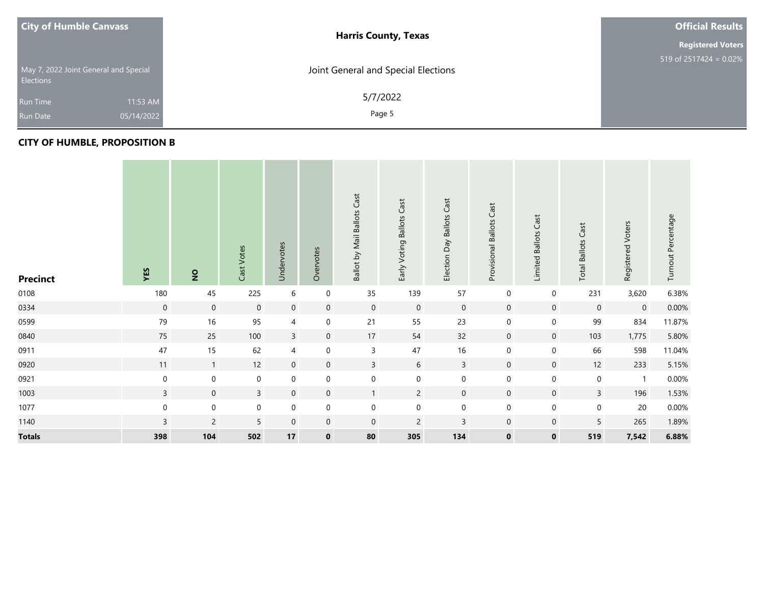**City of Humble Canvass**

May 7, 2022 Joint General and Special Elections

Run Time 11:53 AM

Run Date 05/14/2022

**Harris County, Texas**

Joint General and Special Elections

5/7/2022

**Official Results**

**Registered Voters**

519 of 2517424 = 0.02%

## CITY OF HUMBLE, PROPOSITION B

| Precinct | YES | NO | Cast Votes | Undervotes | Overvotes | Ballot by Mail Ballots Cast | Early Voting Ballots Cast | Election Day Ballots Cast | Provisional Ballots Cast | Limited Ballots Cast | Total Ballots Cast | Registered Voters | Turnout Percentage |
|---|---|---|---|---|---|---|---|---|---|---|---|---|---|
| 0108 | 180 | 45 | 225 | 6 | 0 | 35 | 139 | 57 | 0 | 0 | 231 | 3,620 | 6.38% |
| 0334 | 0 | 0 | 0 | 0 | 0 | 0 | 0 | 0 | 0 | 0 | 0 | 0 | 0.00% |
| 0599 | 79 | 16 | 95 | 4 | 0 | 21 | 55 | 23 | 0 | 0 | 99 | 834 | 11.87% |
| 0840 | 75 | 25 | 100 | 3 | 0 | 17 | 54 | 32 | 0 | 0 | 103 | 1,775 | 5.80% |
| 0911 | 47 | 15 | 62 | 4 | 0 | 3 | 47 | 16 | 0 | 0 | 66 | 598 | 11.04% |
| 0920 | 11 | 1 | 12 | 0 | 0 | 3 | 6 | 3 | 0 | 0 | 12 | 233 | 5.15% |
| 0921 | 0 | 0 | 0 | 0 | 0 | 0 | 0 | 0 | 0 | 0 | 0 | 1 | 0.00% |
| 1003 | 3 | 0 | 3 | 0 | 0 | 1 | 2 | 0 | 0 | 0 | 3 | 196 | 1.53% |
| 1077 | 0 | 0 | 0 | 0 | 0 | 0 | 0 | 0 | 0 | 0 | 0 | 20 | 0.00% |
| 1140 | 3 | 2 | 5 | 0 | 0 | 0 | 2 | 3 | 0 | 0 | 5 | 265 | 1.89% |
| **Totals** | **398** | **104** | **502** | **17** | **0** | **80** | **305** | **134** | **0** | **0** | **519** | **7,542** | **6.88%** |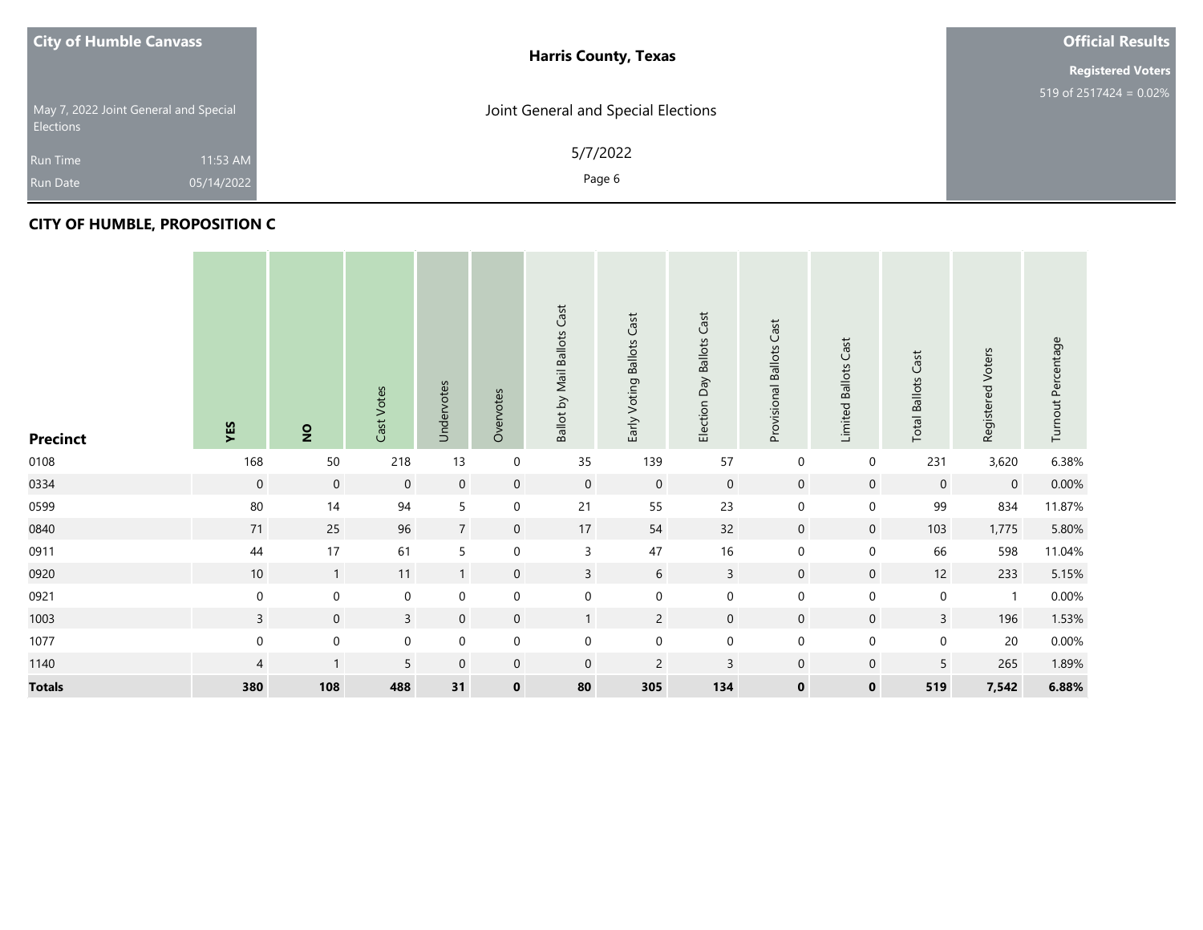City of Humble Canvass

May 7, 2022 Joint General and Special Elections

Run Time 11:53 AM

Run Date 05/14/2022

**Harris County, Texas**

Joint General and Special Elections

5/7/2022

**Official Results**

**Registered Voters**

519 of 2517424 = 0.02%

## CITY OF HUMBLE, PROPOSITION C

| Precinct | YES | NO | Cast Votes | Undervotes | Overvotes | Ballot by Mail Ballots Cast | Early Voting Ballots Cast | Election Day Ballots Cast | Provisional Ballots Cast | Limited Ballots Cast | Total Ballots Cast | Registered Voters | Turnout Percentage |
|---|---|---|---|---|---|---|---|---|---|---|---|---|---|
| 0108 | 168 | 50 | 218 | 13 | 0 | 35 | 139 | 57 | 0 | 0 | 231 | 3,620 | 6.38% |
| 0334 | 0 | 0 | 0 | 0 | 0 | 0 | 0 | 0 | 0 | 0 | 0 | 0 | 0.00% |
| 0599 | 80 | 14 | 94 | 5 | 0 | 21 | 55 | 23 | 0 | 0 | 99 | 834 | 11.87% |
| 0840 | 71 | 25 | 96 | 7 | 0 | 17 | 54 | 32 | 0 | 0 | 103 | 1,775 | 5.80% |
| 0911 | 44 | 17 | 61 | 5 | 0 | 3 | 47 | 16 | 0 | 0 | 66 | 598 | 11.04% |
| 0920 | 10 | 1 | 11 | 1 | 0 | 3 | 6 | 3 | 0 | 0 | 12 | 233 | 5.15% |
| 0921 | 0 | 0 | 0 | 0 | 0 | 0 | 0 | 0 | 0 | 0 | 0 | 1 | 0.00% |
| 1003 | 3 | 0 | 3 | 0 | 0 | 1 | 2 | 0 | 0 | 0 | 3 | 196 | 1.53% |
| 1077 | 0 | 0 | 0 | 0 | 0 | 0 | 0 | 0 | 0 | 0 | 0 | 20 | 0.00% |
| 1140 | 4 | 1 | 5 | 0 | 0 | 0 | 2 | 3 | 0 | 0 | 5 | 265 | 1.89% |
| **Totals** | **380** | **108** | **488** | **31** | **0** | **80** | **305** | **134** | **0** | **0** | **519** | **7,542** | **6.88%** |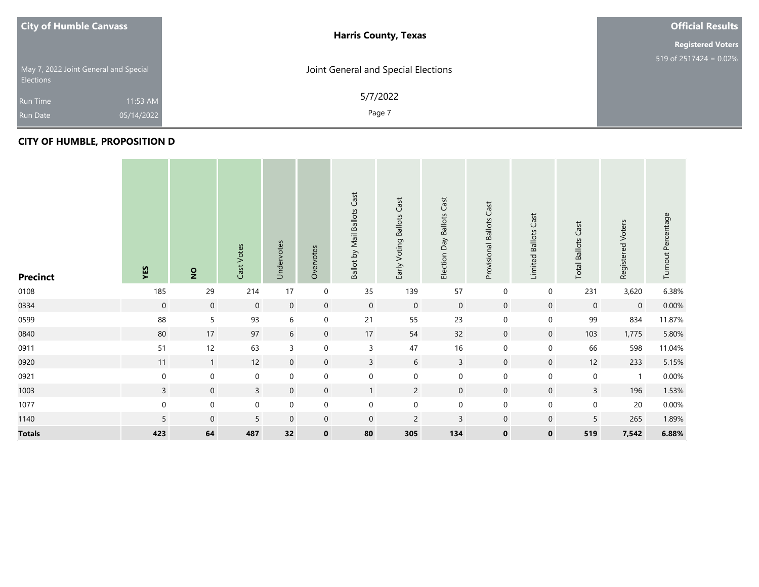**City of Humble Canvass**

May 7, 2022 Joint General and Special Elections

Run Time 11:53 AM
Run Date 05/14/2022

**Harris County, Texas**

Joint General and Special Elections

5/7/2022

**Official Results**

**Registered Voters**
519 of 2517424 = 0.02%

## CITY OF HUMBLE, PROPOSITION D

| Precinct | YES | NO | Cast Votes | Undervotes | Overvotes | Ballot by Mail Ballots Cast | Early Voting Ballots Cast | Election Day Ballots Cast | Provisional Ballots Cast | Limited Ballots Cast | Total Ballots Cast | Registered Voters | Turnout Percentage |
|---|---|---|---|---|---|---|---|---|---|---|---|---|---|
| 0108 | 185 | 29 | 214 | 17 | 0 | 35 | 139 | 57 | 0 | 0 | 231 | 3,620 | 6.38% |
| 0334 | 0 | 0 | 0 | 0 | 0 | 0 | 0 | 0 | 0 | 0 | 0 | 0 | 0.00% |
| 0599 | 88 | 5 | 93 | 6 | 0 | 21 | 55 | 23 | 0 | 0 | 99 | 834 | 11.87% |
| 0840 | 80 | 17 | 97 | 6 | 0 | 17 | 54 | 32 | 0 | 0 | 103 | 1,775 | 5.80% |
| 0911 | 51 | 12 | 63 | 3 | 0 | 3 | 47 | 16 | 0 | 0 | 66 | 598 | 11.04% |
| 0920 | 11 | 1 | 12 | 0 | 0 | 3 | 6 | 3 | 0 | 0 | 12 | 233 | 5.15% |
| 0921 | 0 | 0 | 0 | 0 | 0 | 0 | 0 | 0 | 0 | 0 | 0 | 1 | 0.00% |
| 1003 | 3 | 0 | 3 | 0 | 0 | 1 | 2 | 0 | 0 | 0 | 3 | 196 | 1.53% |
| 1077 | 0 | 0 | 0 | 0 | 0 | 0 | 0 | 0 | 0 | 0 | 0 | 20 | 0.00% |
| 1140 | 5 | 0 | 5 | 0 | 0 | 0 | 2 | 3 | 0 | 0 | 5 | 265 | 1.89% |
| **Totals** | **423** | **64** | **487** | **32** | **0** | **80** | **305** | **134** | **0** | **0** | **519** | **7,542** | **6.88%** |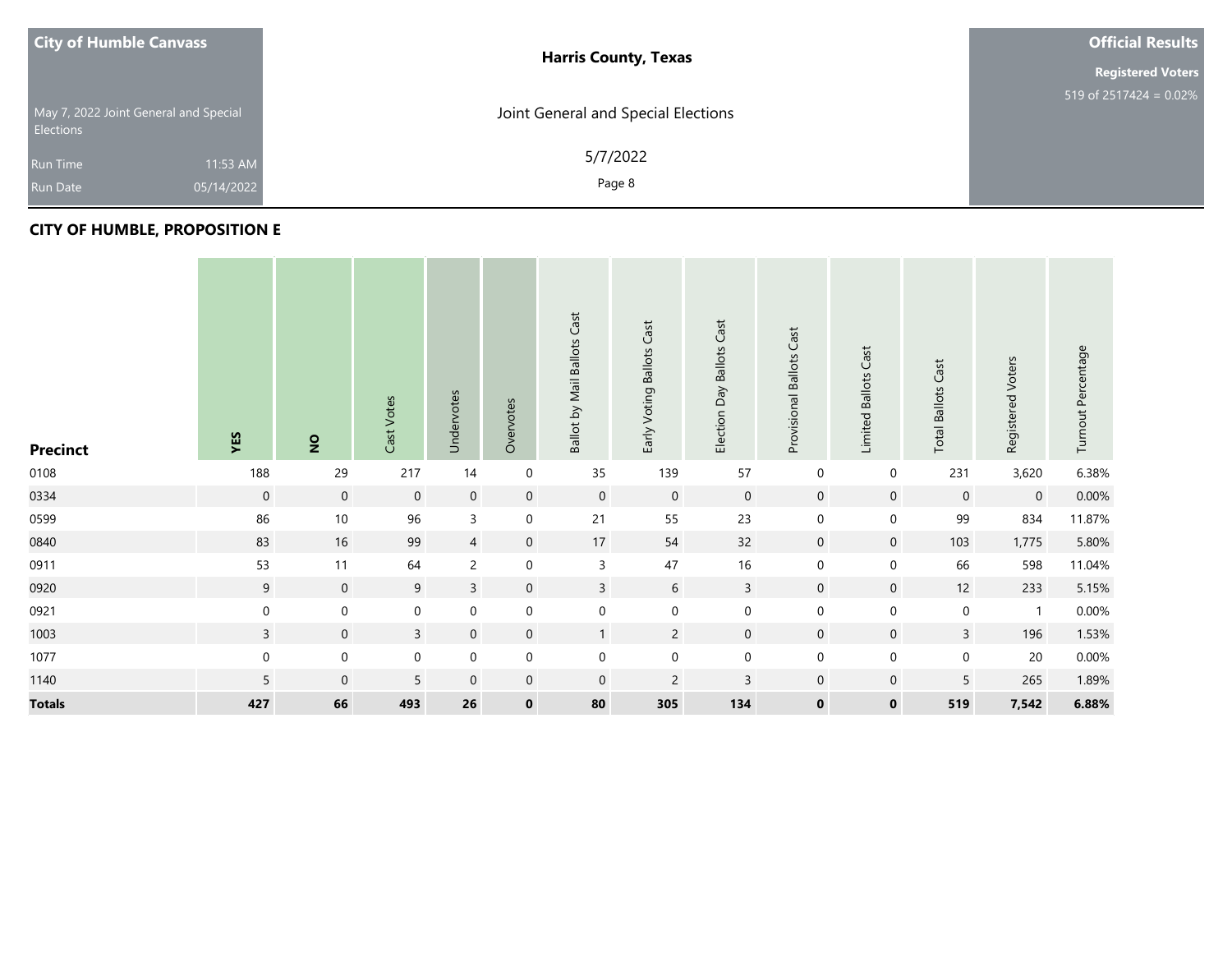| City of Humble Canvass | Harris County, Texas | Official Results |
|---|---|---|
| May 7, 2022 Joint General and Special Elections | Joint General and Special Elections | Registered Voters 519 of 2517424 = 0.02% |
| Run Time 11:53 AM | 5/7/2022 | |
| Run Date 05/14/2022 | | |

## CITY OF HUMBLE, PROPOSITION E

| Precinct | YES | NO | Cast Votes | Undervotes | Overvotes | Ballot by Mail Ballots Cast | Early Voting Ballots Cast | Election Day Ballots Cast | Provisional Ballots Cast | Limited Ballots Cast | Total Ballots Cast | Registered Voters | Turnout Percentage |
|---|---|---|---|---|---|---|---|---|---|---|---|---|---|
| 0108 | 188 | 29 | 217 | 14 | 0 | 35 | 139 | 57 | 0 | 0 | 231 | 3,620 | 6.38% |
| 0334 | 0 | 0 | 0 | 0 | 0 | 0 | 0 | 0 | 0 | 0 | 0 | 0 | 0.00% |
| 0599 | 86 | 10 | 96 | 3 | 0 | 21 | 55 | 23 | 0 | 0 | 99 | 834 | 11.87% |
| 0840 | 83 | 16 | 99 | 4 | 0 | 17 | 54 | 32 | 0 | 0 | 103 | 1,775 | 5.80% |
| 0911 | 53 | 11 | 64 | 2 | 0 | 3 | 47 | 16 | 0 | 0 | 66 | 598 | 11.04% |
| 0920 | 9 | 0 | 9 | 3 | 0 | 3 | 6 | 3 | 0 | 0 | 12 | 233 | 5.15% |
| 0921 | 0 | 0 | 0 | 0 | 0 | 0 | 0 | 0 | 0 | 0 | 0 | 1 | 0.00% |
| 1003 | 3 | 0 | 3 | 0 | 0 | 1 | 2 | 0 | 0 | 0 | 3 | 196 | 1.53% |
| 1077 | 0 | 0 | 0 | 0 | 0 | 0 | 0 | 0 | 0 | 0 | 0 | 20 | 0.00% |
| 1140 | 5 | 0 | 5 | 0 | 0 | 0 | 2 | 3 | 0 | 0 | 5 | 265 | 1.89% |
| **Totals** | **427** | **66** | **493** | **26** | **0** | **80** | **305** | **134** | **0** | **0** | **519** | **7,542** | **6.88%** |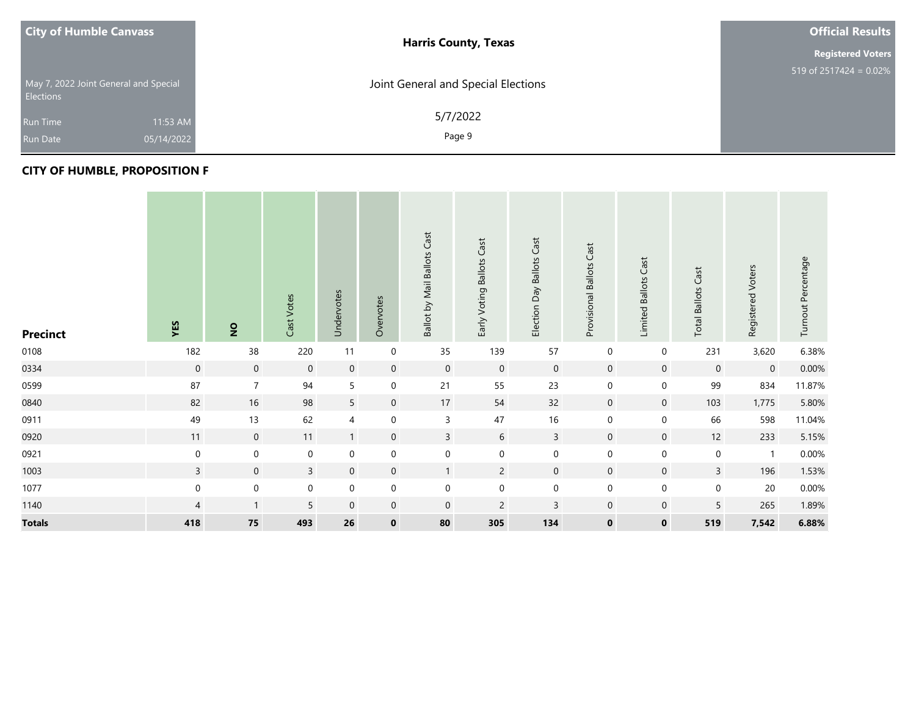City of Humble Canvass

May 7, 2022 Joint General and Special Elections

Run Time 11:53 AM
Run Date 05/14/2022

**Harris County, Texas**

Joint General and Special Elections

5/7/2022

**Official Results**

**Registered Voters**
519 of 2517424 = 0.02%

## CITY OF HUMBLE, PROPOSITION F

| Precinct | YES | NO | Cast Votes | Undervotes | Overvotes | Ballot by Mail Ballots Cast | Early Voting Ballots Cast | Election Day Ballots Cast | Provisional Ballots Cast | Limited Ballots Cast | Total Ballots Cast | Registered Voters | Turnout Percentage |
|---|---|---|---|---|---|---|---|---|---|---|---|---|---|
| 0108 | 182 | 38 | 220 | 11 | 0 | 35 | 139 | 57 | 0 | 0 | 231 | 3,620 | 6.38% |
| 0334 | 0 | 0 | 0 | 0 | 0 | 0 | 0 | 0 | 0 | 0 | 0 | 0 | 0.00% |
| 0599 | 87 | 7 | 94 | 5 | 0 | 21 | 55 | 23 | 0 | 0 | 99 | 834 | 11.87% |
| 0840 | 82 | 16 | 98 | 5 | 0 | 17 | 54 | 32 | 0 | 0 | 103 | 1,775 | 5.80% |
| 0911 | 49 | 13 | 62 | 4 | 0 | 3 | 47 | 16 | 0 | 0 | 66 | 598 | 11.04% |
| 0920 | 11 | 0 | 11 | 1 | 0 | 3 | 6 | 3 | 0 | 0 | 12 | 233 | 5.15% |
| 0921 | 0 | 0 | 0 | 0 | 0 | 0 | 0 | 0 | 0 | 0 | 0 | 1 | 0.00% |
| 1003 | 3 | 0 | 3 | 0 | 0 | 1 | 2 | 0 | 0 | 0 | 3 | 196 | 1.53% |
| 1077 | 0 | 0 | 0 | 0 | 0 | 0 | 0 | 0 | 0 | 0 | 0 | 20 | 0.00% |
| 1140 | 4 | 1 | 5 | 0 | 0 | 0 | 2 | 3 | 0 | 0 | 5 | 265 | 1.89% |
| **Totals** | **418** | **75** | **493** | **26** | **0** | **80** | **305** | **134** | **0** | **0** | **519** | **7,542** | **6.88%** |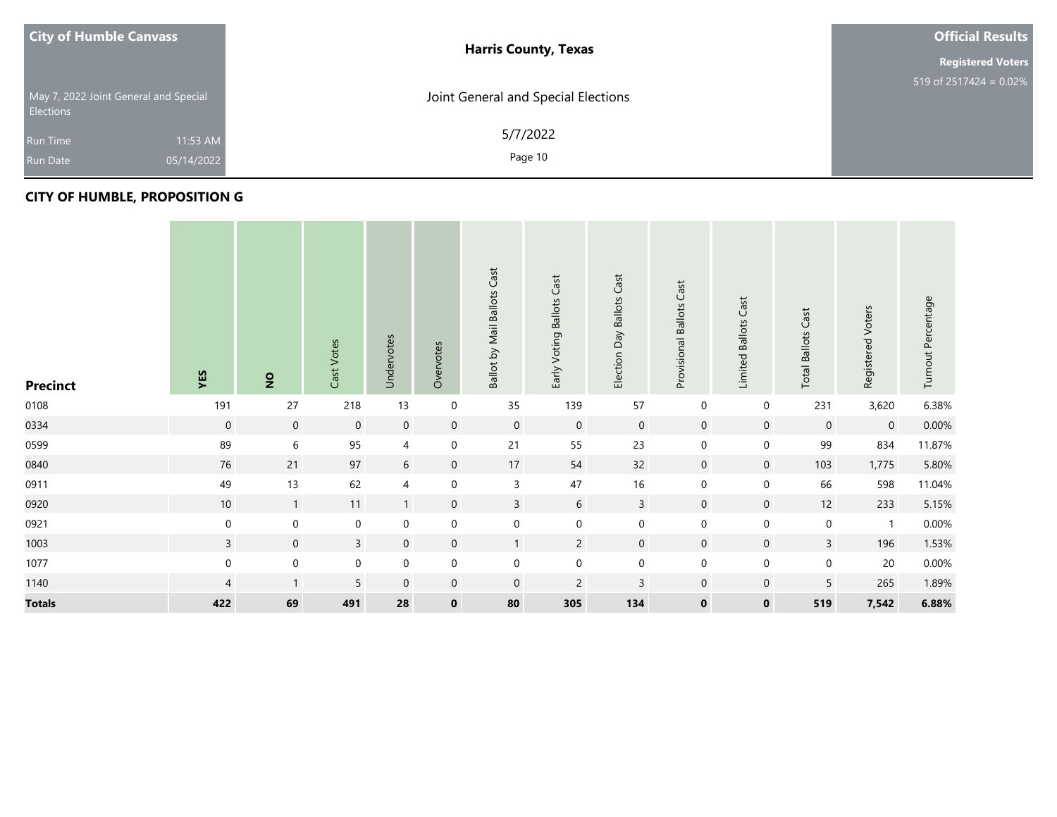City of Humble Canvass

May 7, 2022 Joint General and Special Elections

Run Time 11:53 AM

Run Date 05/14/2022

**Harris County, Texas**

Joint General and Special Elections

5/7/2022

**Official Results**

**Registered Voters**

519 of 2517424 = 0.02%

## CITY OF HUMBLE, PROPOSITION G

| Precinct | YES | NO | Cast Votes | Undervotes | Overvotes | Ballot by Mail Ballots Cast | Early Voting Ballots Cast | Election Day Ballots Cast | Provisional Ballots Cast | Limited Ballots Cast | Total Ballots Cast | Registered Voters | Turnout Percentage |
|---|---|---|---|---|---|---|---|---|---|---|---|---|---|
| 0108 | 191 | 27 | 218 | 13 | 0 | 35 | 139 | 57 | 0 | 0 | 231 | 3,620 | 6.38% |
| 0334 | 0 | 0 | 0 | 0 | 0 | 0 | 0 | 0 | 0 | 0 | 0 | 0 | 0.00% |
| 0599 | 89 | 6 | 95 | 4 | 0 | 21 | 55 | 23 | 0 | 0 | 99 | 834 | 11.87% |
| 0840 | 76 | 21 | 97 | 6 | 0 | 17 | 54 | 32 | 0 | 0 | 103 | 1,775 | 5.80% |
| 0911 | 49 | 13 | 62 | 4 | 0 | 3 | 47 | 16 | 0 | 0 | 66 | 598 | 11.04% |
| 0920 | 10 | 1 | 11 | 1 | 0 | 3 | 6 | 3 | 0 | 0 | 12 | 233 | 5.15% |
| 0921 | 0 | 0 | 0 | 0 | 0 | 0 | 0 | 0 | 0 | 0 | 0 | 1 | 0.00% |
| 1003 | 3 | 0 | 3 | 0 | 0 | 1 | 2 | 0 | 0 | 0 | 3 | 196 | 1.53% |
| 1077 | 0 | 0 | 0 | 0 | 0 | 0 | 0 | 0 | 0 | 0 | 0 | 20 | 0.00% |
| 1140 | 4 | 1 | 5 | 0 | 0 | 0 | 2 | 3 | 0 | 0 | 5 | 265 | 1.89% |
| **Totals** | **422** | **69** | **491** | **28** | **0** | **80** | **305** | **134** | **0** | **0** | **519** | **7,542** | **6.88%** |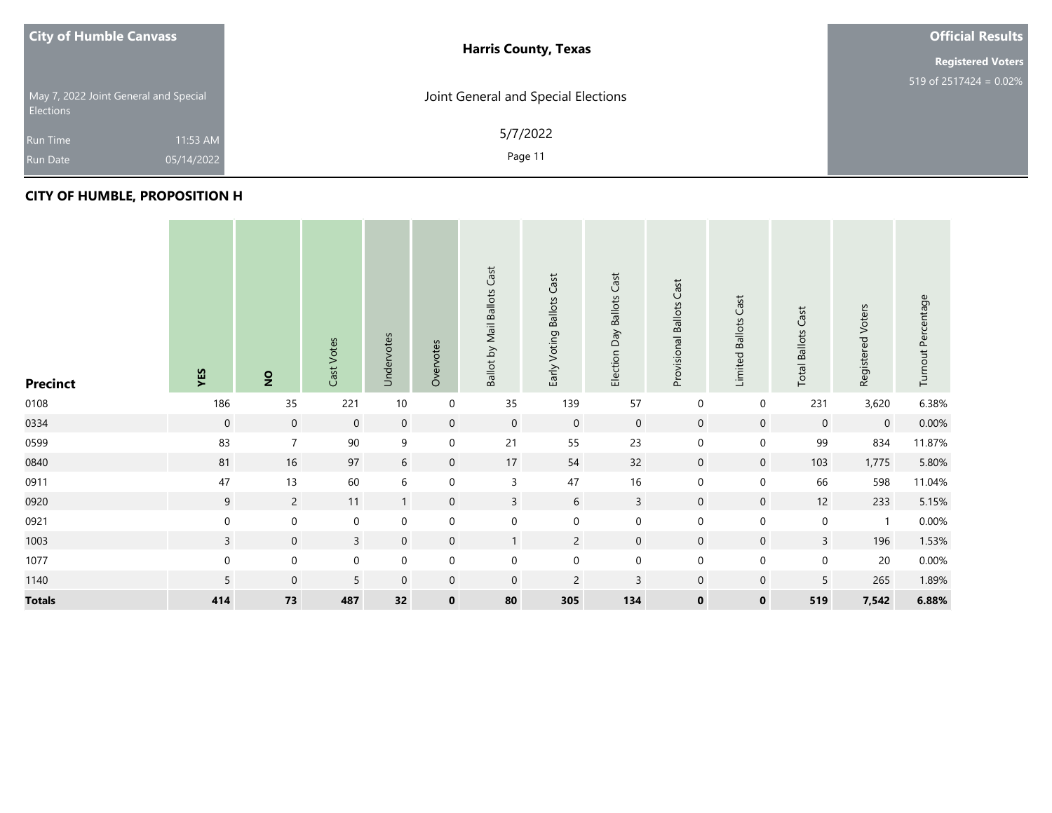City of Humble Canvass

May 7, 2022 Joint General and Special Elections

Run Time 11:53 AM

Run Date 05/14/2022

**Harris County, Texas**

Joint General and Special Elections

5/7/2022

**Official Results**

**Registered Voters**

519 of 2517424 = 0.02%

## CITY OF HUMBLE, PROPOSITION H

| Precinct | YES | NO | Cast Votes | Undervotes | Overvotes | Ballot by Mail Ballots Cast | Early Voting Ballots Cast | Election Day Ballots Cast | Provisional Ballots Cast | Limited Ballots Cast | Total Ballots Cast | Registered Voters | Turnout Percentage |
|---|---|---|---|---|---|---|---|---|---|---|---|---|---|
| 0108 | 186 | 35 | 221 | 10 | 0 | 35 | 139 | 57 | 0 | 0 | 231 | 3,620 | 6.38% |
| 0334 | 0 | 0 | 0 | 0 | 0 | 0 | 0 | 0 | 0 | 0 | 0 | 0 | 0.00% |
| 0599 | 83 | 7 | 90 | 9 | 0 | 21 | 55 | 23 | 0 | 0 | 99 | 834 | 11.87% |
| 0840 | 81 | 16 | 97 | 6 | 0 | 17 | 54 | 32 | 0 | 0 | 103 | 1,775 | 5.80% |
| 0911 | 47 | 13 | 60 | 6 | 0 | 3 | 47 | 16 | 0 | 0 | 66 | 598 | 11.04% |
| 0920 | 9 | 2 | 11 | 1 | 0 | 3 | 6 | 3 | 0 | 0 | 12 | 233 | 5.15% |
| 0921 | 0 | 0 | 0 | 0 | 0 | 0 | 0 | 0 | 0 | 0 | 0 | 1 | 0.00% |
| 1003 | 3 | 0 | 3 | 0 | 0 | 1 | 2 | 0 | 0 | 0 | 3 | 196 | 1.53% |
| 1077 | 0 | 0 | 0 | 0 | 0 | 0 | 0 | 0 | 0 | 0 | 0 | 20 | 0.00% |
| 1140 | 5 | 0 | 5 | 0 | 0 | 0 | 2 | 3 | 0 | 0 | 5 | 265 | 1.89% |
| **Totals** | **414** | **73** | **487** | **32** | **0** | **80** | **305** | **134** | **0** | **0** | **519** | **7,542** | **6.88%** |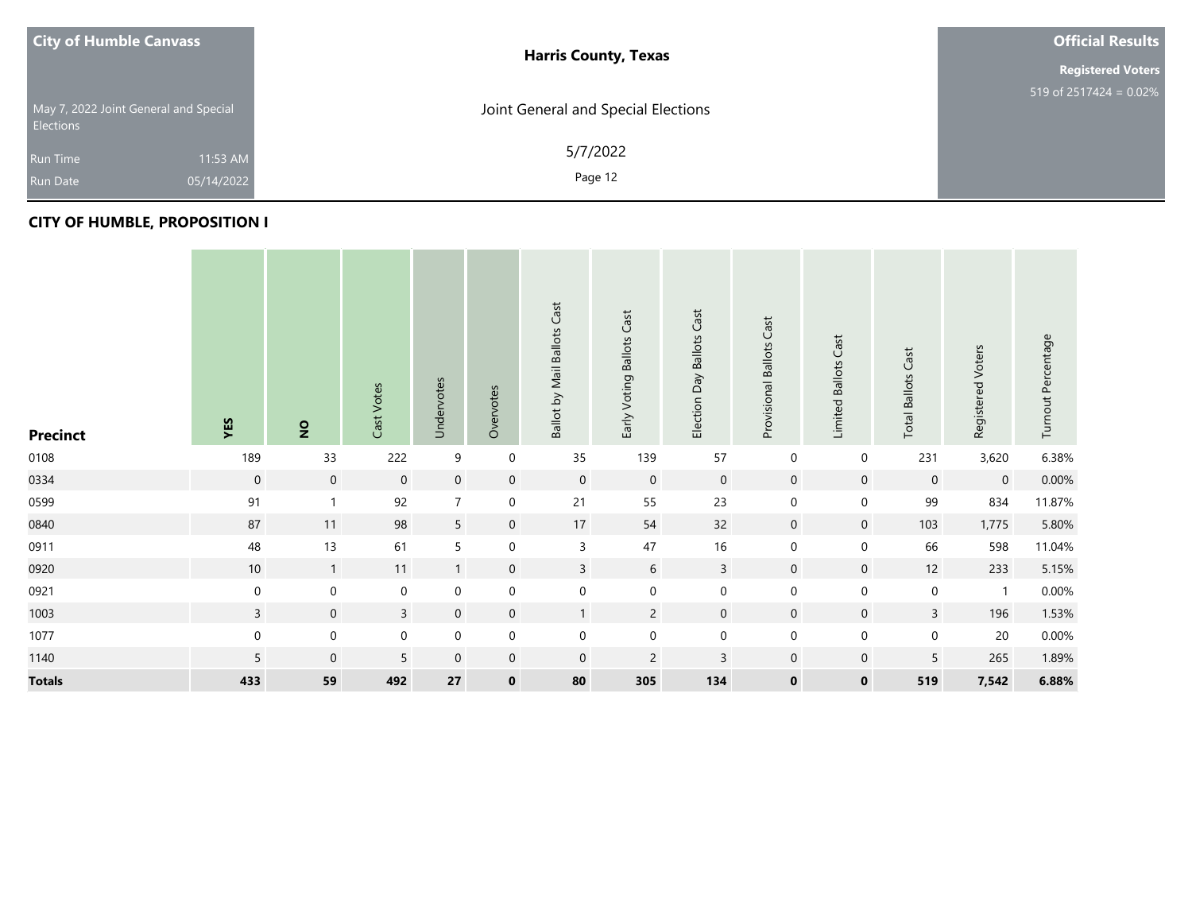**City of Humble Canvass**

May 7, 2022 Joint General and Special Elections

Run Time 11:53 AM

Run Date 05/14/2022

**Harris County, Texas**

Joint General and Special Elections

5/7/2022

**Official Results**

**Registered Voters**

519 of 2517424 = 0.02%

## CITY OF HUMBLE, PROPOSITION I

| Precinct | YES | NO | Cast Votes | Undervotes | Overvotes | Ballot by Mail Ballots Cast | Early Voting Ballots Cast | Election Day Ballots Cast | Provisional Ballots Cast | Limited Ballots Cast | Total Ballots Cast | Registered Voters | Turnout Percentage |
|---|---|---|---|---|---|---|---|---|---|---|---|---|---|
| 0108 | 189 | 33 | 222 | 9 | 0 | 35 | 139 | 57 | 0 | 0 | 231 | 3,620 | 6.38% |
| 0334 | 0 | 0 | 0 | 0 | 0 | 0 | 0 | 0 | 0 | 0 | 0 | 0 | 0.00% |
| 0599 | 91 | 1 | 92 | 7 | 0 | 21 | 55 | 23 | 0 | 0 | 99 | 834 | 11.87% |
| 0840 | 87 | 11 | 98 | 5 | 0 | 17 | 54 | 32 | 0 | 0 | 103 | 1,775 | 5.80% |
| 0911 | 48 | 13 | 61 | 5 | 0 | 3 | 47 | 16 | 0 | 0 | 66 | 598 | 11.04% |
| 0920 | 10 | 1 | 11 | 1 | 0 | 3 | 6 | 3 | 0 | 0 | 12 | 233 | 5.15% |
| 0921 | 0 | 0 | 0 | 0 | 0 | 0 | 0 | 0 | 0 | 0 | 0 | 1 | 0.00% |
| 1003 | 3 | 0 | 3 | 0 | 0 | 1 | 2 | 0 | 0 | 0 | 3 | 196 | 1.53% |
| 1077 | 0 | 0 | 0 | 0 | 0 | 0 | 0 | 0 | 0 | 0 | 0 | 20 | 0.00% |
| 1140 | 5 | 0 | 5 | 0 | 0 | 0 | 2 | 3 | 0 | 0 | 5 | 265 | 1.89% |
| **Totals** | **433** | **59** | **492** | **27** | **0** | **80** | **305** | **134** | **0** | **0** | **519** | **7,542** | **6.88%** |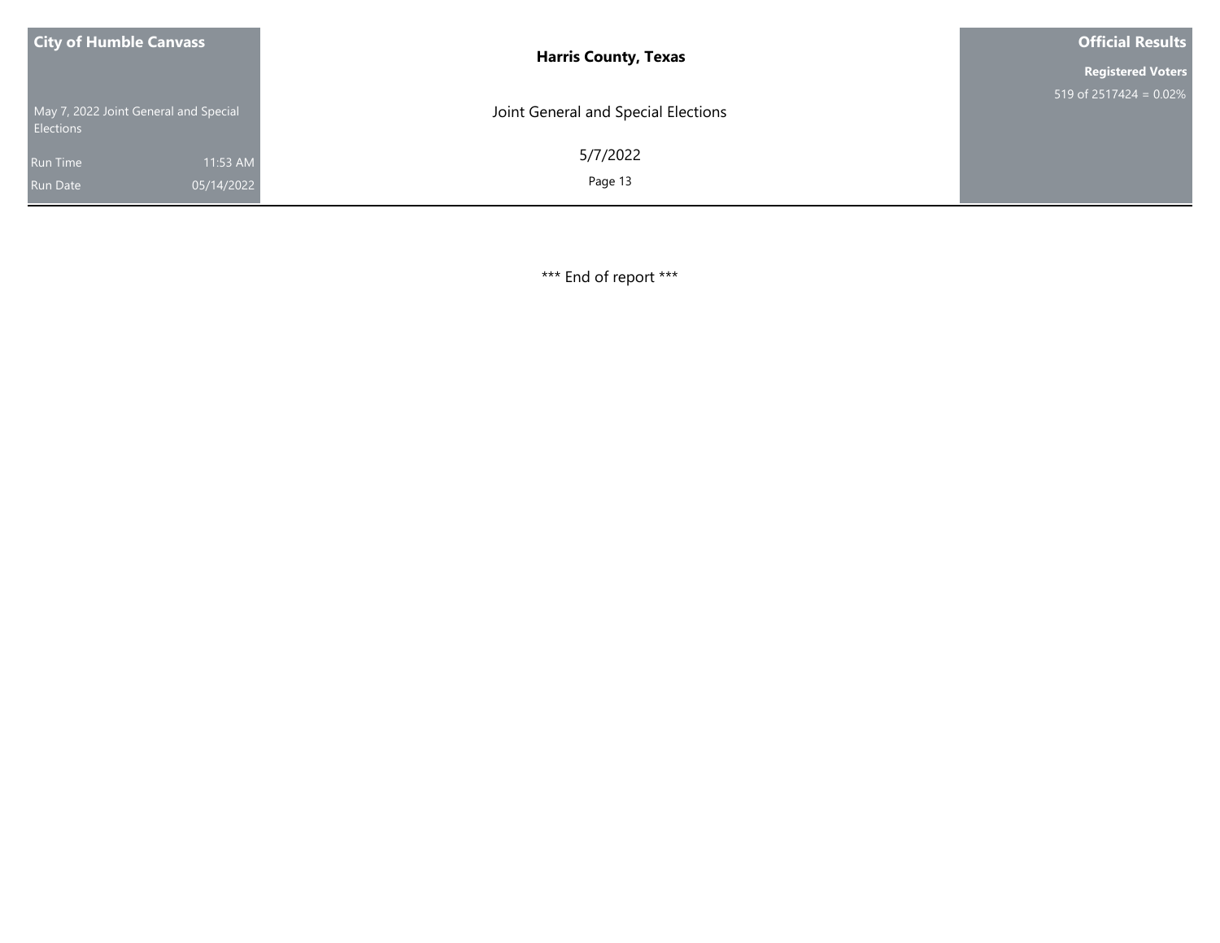*** End of report ***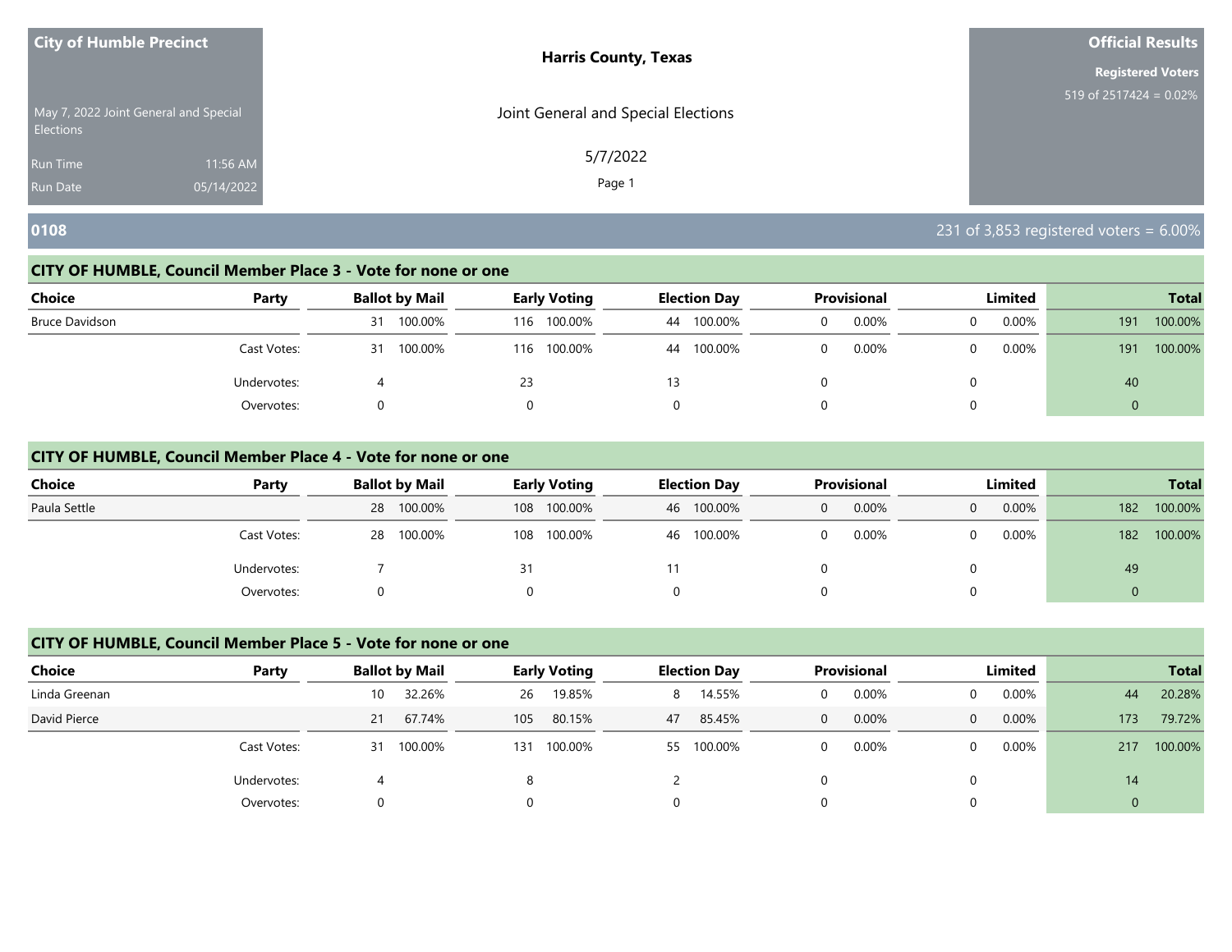**City of Humble Precinct**

May 7, 2022 Joint General and Special Elections

Run Time 11:56 AM

Run Date 05/14/2022

**Harris County, Texas**

Joint General and Special Elections

5/7/2022

**Official Results**

**Registered Voters**

519 of 2517424 = 0.02%

## 0108

231 of 3,853 registered voters = 6.00%

### CITY OF HUMBLE, Council Member Place 3 - Vote for none or one

| Choice | Party | Ballot by Mail | | Early Voting | | Election Day | | Provisional | | Limited | | Total | |
|---|---|---|---|---|---|---|---|---|---|---|---|---|---|
| Bruce Davidson | | 31 | 100.00% | 116 | 100.00% | 44 | 100.00% | 0 | 0.00% | 0 | 0.00% | 191 | 100.00% |
| | Cast Votes: | 31 | 100.00% | 116 | 100.00% | 44 | 100.00% | 0 | 0.00% | 0 | 0.00% | 191 | 100.00% |
| | Undervotes: | 4 | | 23 | | 13 | | 0 | | 0 | | 40 | |
| | Overvotes: | 0 | | 0 | | 0 | | 0 | | 0 | | 0 | |

### CITY OF HUMBLE, Council Member Place 4 - Vote for none or one

| Choice | Party | Ballot by Mail | | Early Voting | | Election Day | | Provisional | | Limited | | Total | |
|---|---|---|---|---|---|---|---|---|---|---|---|---|---|
| Paula Settle | | 28 | 100.00% | 108 | 100.00% | 46 | 100.00% | 0 | 0.00% | 0 | 0.00% | 182 | 100.00% |
| | Cast Votes: | 28 | 100.00% | 108 | 100.00% | 46 | 100.00% | 0 | 0.00% | 0 | 0.00% | 182 | 100.00% |
| | Undervotes: | 7 | | 31 | | 11 | | 0 | | 0 | | 49 | |
| | Overvotes: | 0 | | 0 | | 0 | | 0 | | 0 | | 0 | |

### CITY OF HUMBLE, Council Member Place 5 - Vote for none or one

| Choice | Party | Ballot by Mail | | Early Voting | | Election Day | | Provisional | | Limited | | Total | |
|---|---|---|---|---|---|---|---|---|---|---|---|---|---|
| Linda Greenan | | 10 | 32.26% | 26 | 19.85% | 8 | 14.55% | 0 | 0.00% | 0 | 0.00% | 44 | 20.28% |
| David Pierce | | 21 | 67.74% | 105 | 80.15% | 47 | 85.45% | 0 | 0.00% | 0 | 0.00% | 173 | 79.72% |
| | Cast Votes: | 31 | 100.00% | 131 | 100.00% | 55 | 100.00% | 0 | 0.00% | 0 | 0.00% | 217 | 100.00% |
| | Undervotes: | 4 | | 8 | | 2 | | 0 | | 0 | | 14 | |
| | Overvotes: | 0 | | 0 | | 0 | | 0 | | 0 | | 0 | |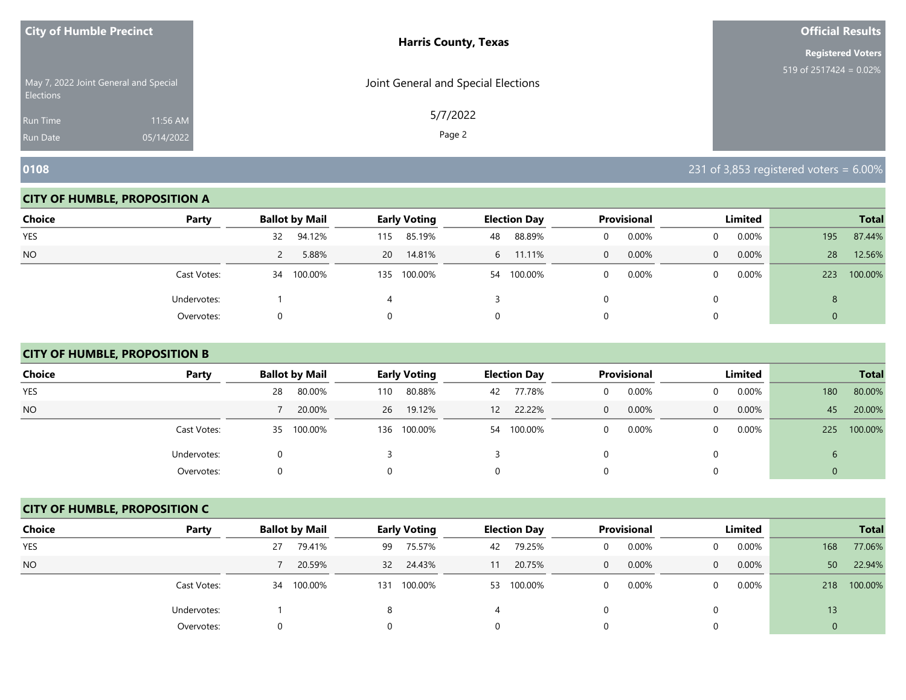**City of Humble Precinct**

May 7, 2022 Joint General and Special Elections

Run Time 11:56 AM

Run Date 05/14/2022

**Harris County, Texas**

Joint General and Special Elections

5/7/2022

**Official Results**

**Registered Voters**

519 of 2517424 = 0.02%

## 0108

231 of 3,853 registered voters = 6.00%

### CITY OF HUMBLE, PROPOSITION A

| Choice | Party | Ballot by Mail | | Early Voting | | Election Day | | Provisional | | Limited | | Total | |
|---|---|---|---|---|---|---|---|---|---|---|---|---|---|
| YES | | 32 | 94.12% | 115 | 85.19% | 48 | 88.89% | 0 | 0.00% | 0 | 0.00% | 195 | 87.44% |
| NO | | 2 | 5.88% | 20 | 14.81% | 6 | 11.11% | 0 | 0.00% | 0 | 0.00% | 28 | 12.56% |
| | Cast Votes: | 34 | 100.00% | 135 | 100.00% | 54 | 100.00% | 0 | 0.00% | 0 | 0.00% | 223 | 100.00% |
| | Undervotes: | 1 | | 4 | | 3 | | 0 | | 0 | | 8 | |
| | Overvotes: | 0 | | 0 | | 0 | | 0 | | 0 | | 0 | |

### CITY OF HUMBLE, PROPOSITION B

| Choice | Party | Ballot by Mail | | Early Voting | | Election Day | | Provisional | | Limited | | Total | |
|---|---|---|---|---|---|---|---|---|---|---|---|---|---|
| YES | | 28 | 80.00% | 110 | 80.88% | 42 | 77.78% | 0 | 0.00% | 0 | 0.00% | 180 | 80.00% |
| NO | | 7 | 20.00% | 26 | 19.12% | 12 | 22.22% | 0 | 0.00% | 0 | 0.00% | 45 | 20.00% |
| | Cast Votes: | 35 | 100.00% | 136 | 100.00% | 54 | 100.00% | 0 | 0.00% | 0 | 0.00% | 225 | 100.00% |
| | Undervotes: | 0 | | 3 | | 3 | | 0 | | 0 | | 6 | |
| | Overvotes: | 0 | | 0 | | 0 | | 0 | | 0 | | 0 | |

### CITY OF HUMBLE, PROPOSITION C

| Choice | Party | Ballot by Mail | | Early Voting | | Election Day | | Provisional | | Limited | | Total | |
|---|---|---|---|---|---|---|---|---|---|---|---|---|---|
| YES | | 27 | 79.41% | 99 | 75.57% | 42 | 79.25% | 0 | 0.00% | 0 | 0.00% | 168 | 77.06% |
| NO | | 7 | 20.59% | 32 | 24.43% | 11 | 20.75% | 0 | 0.00% | 0 | 0.00% | 50 | 22.94% |
| | Cast Votes: | 34 | 100.00% | 131 | 100.00% | 53 | 100.00% | 0 | 0.00% | 0 | 0.00% | 218 | 100.00% |
| | Undervotes: | 1 | | 8 | | 4 | | 0 | | 0 | | 13 | |
| | Overvotes: | 0 | | 0 | | 0 | | 0 | | 0 | | 0 | |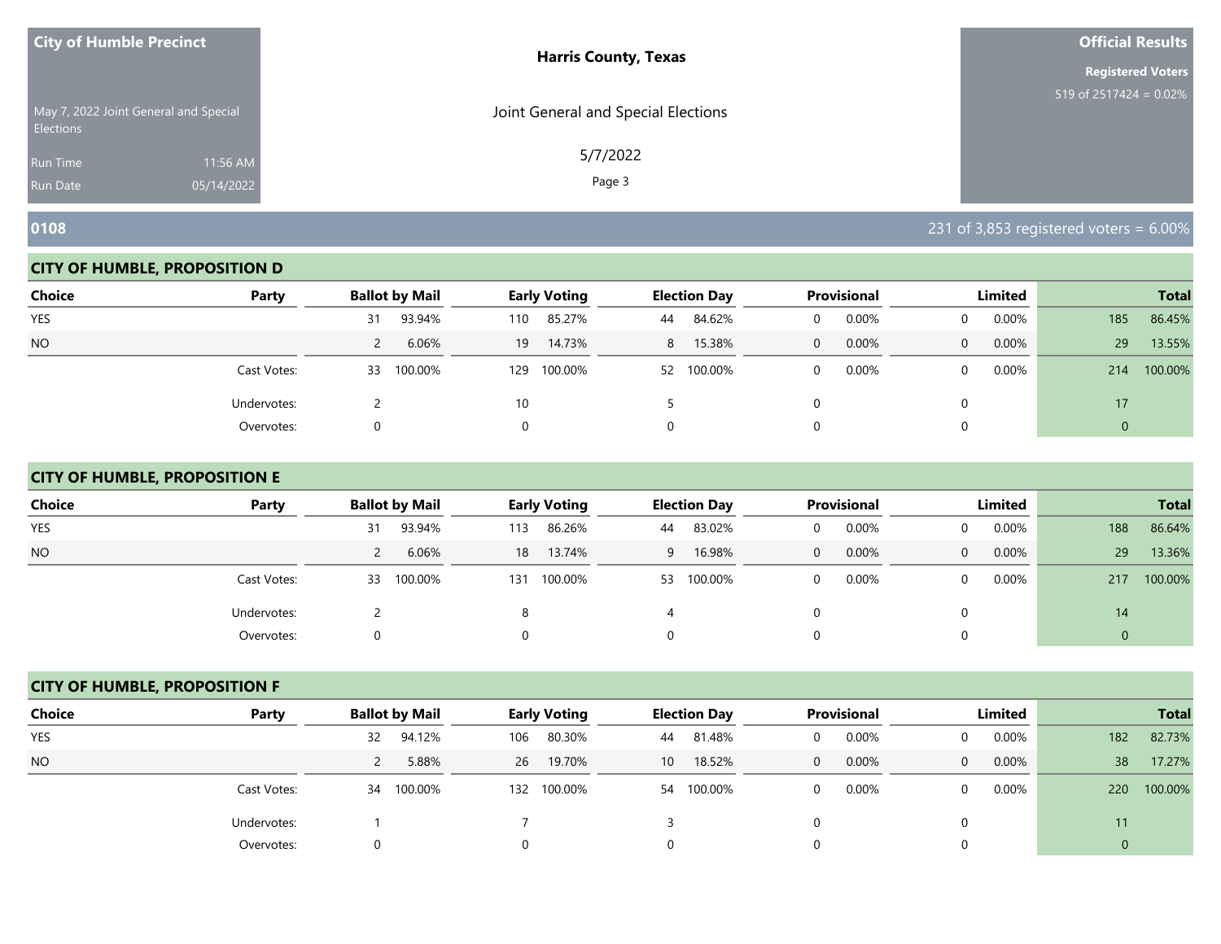**City of Humble Precinct**

May 7, 2022 Joint General and Special Elections

Run Time 11:56 AM

Run Date 05/14/2022

**Harris County, Texas**

Joint General and Special Elections

5/7/2022

**Official Results**

**Registered Voters**

519 of 2517424 = 0.02%

## 0108

231 of 3,853 registered voters = 6.00%

### CITY OF HUMBLE, PROPOSITION D

| Choice | Party | Ballot by Mail | | Early Voting | | Election Day | | Provisional | | Limited | | Total | |
|---|---|---|---|---|---|---|---|---|---|---|---|---|---|
| YES | | 31 | 93.94% | 110 | 85.27% | 44 | 84.62% | 0 | 0.00% | 0 | 0.00% | 185 | 86.45% |
| NO | | 2 | 6.06% | 19 | 14.73% | 8 | 15.38% | 0 | 0.00% | 0 | 0.00% | 29 | 13.55% |
| | Cast Votes: | 33 | 100.00% | 129 | 100.00% | 52 | 100.00% | 0 | 0.00% | 0 | 0.00% | 214 | 100.00% |
| | Undervotes: | 2 | | 10 | | 5 | | 0 | | 0 | | 17 | |
| | Overvotes: | 0 | | 0 | | 0 | | 0 | | 0 | | 0 | |

### CITY OF HUMBLE, PROPOSITION E

| Choice | Party | Ballot by Mail | | Early Voting | | Election Day | | Provisional | | Limited | | Total | |
|---|---|---|---|---|---|---|---|---|---|---|---|---|---|
| YES | | 31 | 93.94% | 113 | 86.26% | 44 | 83.02% | 0 | 0.00% | 0 | 0.00% | 188 | 86.64% |
| NO | | 2 | 6.06% | 18 | 13.74% | 9 | 16.98% | 0 | 0.00% | 0 | 0.00% | 29 | 13.36% |
| | Cast Votes: | 33 | 100.00% | 131 | 100.00% | 53 | 100.00% | 0 | 0.00% | 0 | 0.00% | 217 | 100.00% |
| | Undervotes: | 2 | | 8 | | 4 | | 0 | | 0 | | 14 | |
| | Overvotes: | 0 | | 0 | | 0 | | 0 | | 0 | | 0 | |

### CITY OF HUMBLE, PROPOSITION F

| Choice | Party | Ballot by Mail | | Early Voting | | Election Day | | Provisional | | Limited | | Total | |
|---|---|---|---|---|---|---|---|---|---|---|---|---|---|
| YES | | 32 | 94.12% | 106 | 80.30% | 44 | 81.48% | 0 | 0.00% | 0 | 0.00% | 182 | 82.73% |
| NO | | 2 | 5.88% | 26 | 19.70% | 10 | 18.52% | 0 | 0.00% | 0 | 0.00% | 38 | 17.27% |
| | Cast Votes: | 34 | 100.00% | 132 | 100.00% | 54 | 100.00% | 0 | 0.00% | 0 | 0.00% | 220 | 100.00% |
| | Undervotes: | 1 | | 7 | | 3 | | 0 | | 0 | | 11 | |
| | Overvotes: | 0 | | 0 | | 0 | | 0 | | 0 | | 0 | |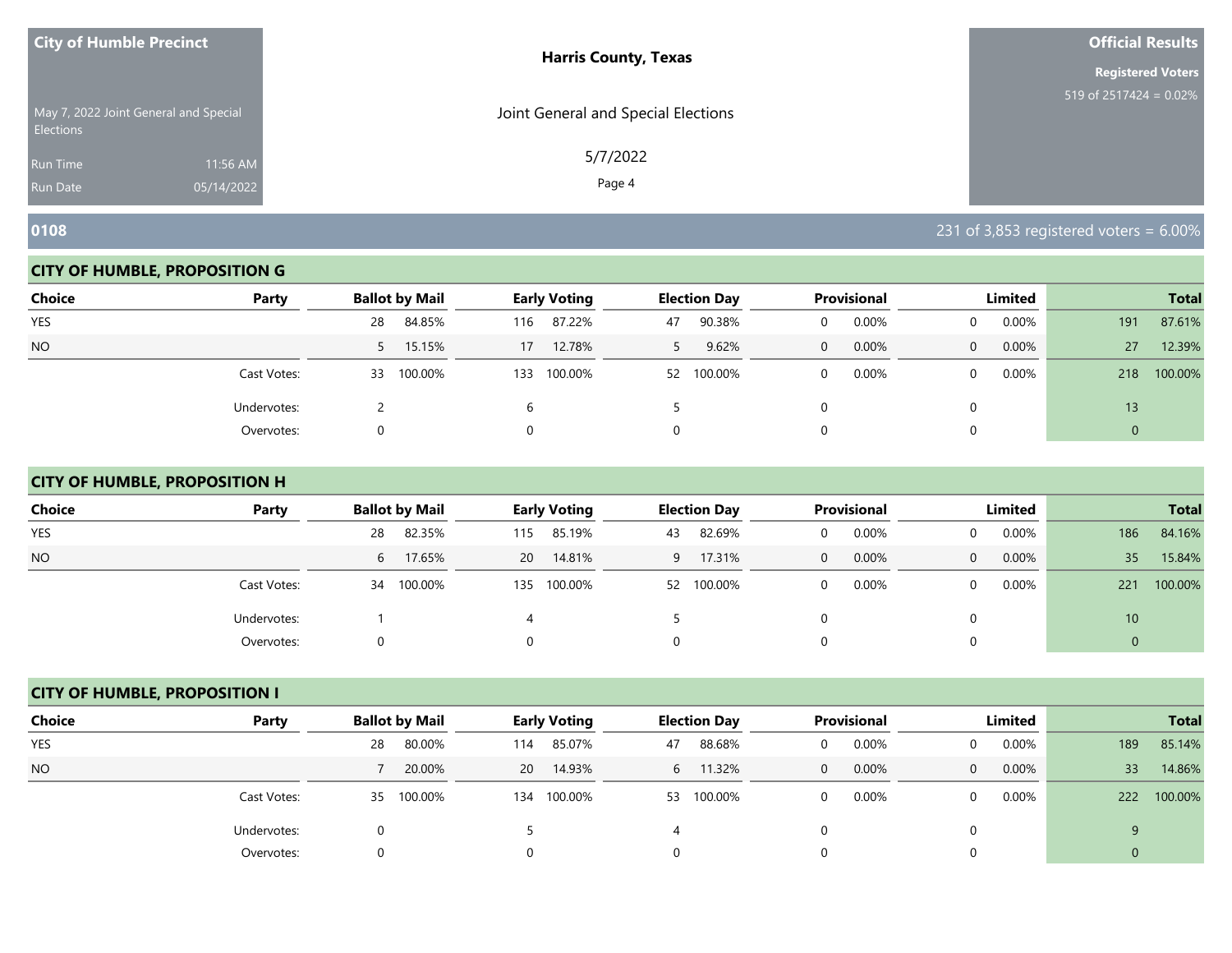City of Humble Precinct

May 7, 2022 Joint General and Special Elections

Run Time 11:56 AM

Run Date 05/14/2022

**Harris County, Texas**

Joint General and Special Elections

5/7/2022

**Official Results**

**Registered Voters**

519 of 2517424 = 0.02%

## 0108

231 of 3,853 registered voters = 6.00%

### CITY OF HUMBLE, PROPOSITION G

| Choice | Party | Ballot by Mail | | Early Voting | | Election Day | | Provisional | | Limited | | Total | |
|---|---|---|---|---|---|---|---|---|---|---|---|---|---|
| YES | | 28 | 84.85% | 116 | 87.22% | 47 | 90.38% | 0 | 0.00% | 0 | 0.00% | 191 | 87.61% |
| NO | | 5 | 15.15% | 17 | 12.78% | 5 | 9.62% | 0 | 0.00% | 0 | 0.00% | 27 | 12.39% |
| | Cast Votes: | 33 | 100.00% | 133 | 100.00% | 52 | 100.00% | 0 | 0.00% | 0 | 0.00% | 218 | 100.00% |
| | Undervotes: | 2 | | 6 | | 5 | | 0 | | 0 | | 13 | |
| | Overvotes: | 0 | | 0 | | 0 | | 0 | | 0 | | 0 | |

### CITY OF HUMBLE, PROPOSITION H

| Choice | Party | Ballot by Mail | | Early Voting | | Election Day | | Provisional | | Limited | | Total | |
|---|---|---|---|---|---|---|---|---|---|---|---|---|---|
| YES | | 28 | 82.35% | 115 | 85.19% | 43 | 82.69% | 0 | 0.00% | 0 | 0.00% | 186 | 84.16% |
| NO | | 6 | 17.65% | 20 | 14.81% | 9 | 17.31% | 0 | 0.00% | 0 | 0.00% | 35 | 15.84% |
| | Cast Votes: | 34 | 100.00% | 135 | 100.00% | 52 | 100.00% | 0 | 0.00% | 0 | 0.00% | 221 | 100.00% |
| | Undervotes: | 1 | | 4 | | 5 | | 0 | | 0 | | 10 | |
| | Overvotes: | 0 | | 0 | | 0 | | 0 | | 0 | | 0 | |

### CITY OF HUMBLE, PROPOSITION I

| Choice | Party | Ballot by Mail | | Early Voting | | Election Day | | Provisional | | Limited | | Total | |
|---|---|---|---|---|---|---|---|---|---|---|---|---|---|
| YES | | 28 | 80.00% | 114 | 85.07% | 47 | 88.68% | 0 | 0.00% | 0 | 0.00% | 189 | 85.14% |
| NO | | 7 | 20.00% | 20 | 14.93% | 6 | 11.32% | 0 | 0.00% | 0 | 0.00% | 33 | 14.86% |
| | Cast Votes: | 35 | 100.00% | 134 | 100.00% | 53 | 100.00% | 0 | 0.00% | 0 | 0.00% | 222 | 100.00% |
| | Undervotes: | 0 | | 5 | | 4 | | 0 | | 0 | | 9 | |
| | Overvotes: | 0 | | 0 | | 0 | | 0 | | 0 | | 0 | |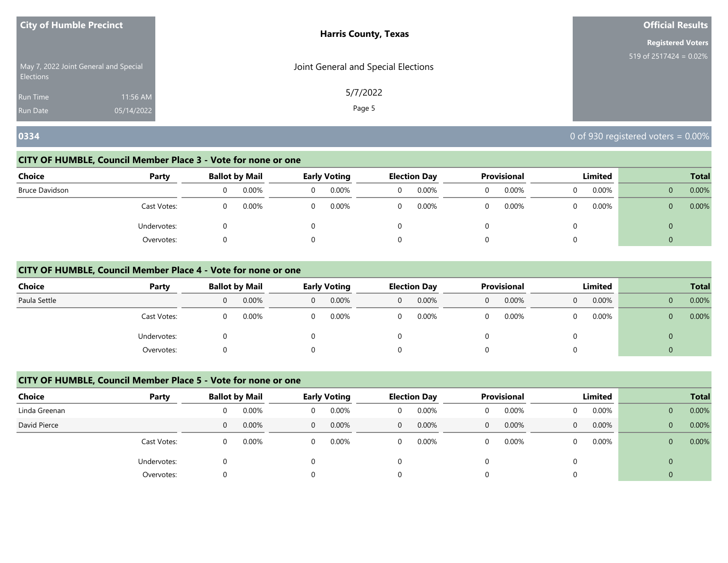**City of Humble Precinct**

May 7, 2022 Joint General and Special Elections

Run Time 11:56 AM

Run Date 05/14/2022

**Harris County, Texas**

Joint General and Special Elections

5/7/2022

**Official Results**

**Registered Voters**

519 of 2517424 = 0.02%

## 0334

0 of 930 registered voters = 0.00%

### CITY OF HUMBLE, Council Member Place 3 - Vote for none or one

| Choice | Party | Ballot by Mail | | Early Voting | | Election Day | | Provisional | | Limited | | Total | |
|---|---|---|---|---|---|---|---|---|---|---|---|---|---|
| Bruce Davidson | | 0 | 0.00% | 0 | 0.00% | 0 | 0.00% | 0 | 0.00% | 0 | 0.00% | 0 | 0.00% |
| | Cast Votes: | 0 | 0.00% | 0 | 0.00% | 0 | 0.00% | 0 | 0.00% | 0 | 0.00% | 0 | 0.00% |
| | Undervotes: | 0 | | 0 | | 0 | | 0 | | 0 | | 0 | |
| | Overvotes: | 0 | | 0 | | 0 | | 0 | | 0 | | 0 | |

### CITY OF HUMBLE, Council Member Place 4 - Vote for none or one

| Choice | Party | Ballot by Mail | | Early Voting | | Election Day | | Provisional | | Limited | | Total | |
|---|---|---|---|---|---|---|---|---|---|---|---|---|---|
| Paula Settle | | 0 | 0.00% | 0 | 0.00% | 0 | 0.00% | 0 | 0.00% | 0 | 0.00% | 0 | 0.00% |
| | Cast Votes: | 0 | 0.00% | 0 | 0.00% | 0 | 0.00% | 0 | 0.00% | 0 | 0.00% | 0 | 0.00% |
| | Undervotes: | 0 | | 0 | | 0 | | 0 | | 0 | | 0 | |
| | Overvotes: | 0 | | 0 | | 0 | | 0 | | 0 | | 0 | |

### CITY OF HUMBLE, Council Member Place 5 - Vote for none or one

| Choice | Party | Ballot by Mail | | Early Voting | | Election Day | | Provisional | | Limited | | Total | |
|---|---|---|---|---|---|---|---|---|---|---|---|---|---|
| Linda Greenan | | 0 | 0.00% | 0 | 0.00% | 0 | 0.00% | 0 | 0.00% | 0 | 0.00% | 0 | 0.00% |
| David Pierce | | 0 | 0.00% | 0 | 0.00% | 0 | 0.00% | 0 | 0.00% | 0 | 0.00% | 0 | 0.00% |
| | Cast Votes: | 0 | 0.00% | 0 | 0.00% | 0 | 0.00% | 0 | 0.00% | 0 | 0.00% | 0 | 0.00% |
| | Undervotes: | 0 | | 0 | | 0 | | 0 | | 0 | | 0 | |
| | Overvotes: | 0 | | 0 | | 0 | | 0 | | 0 | | 0 | |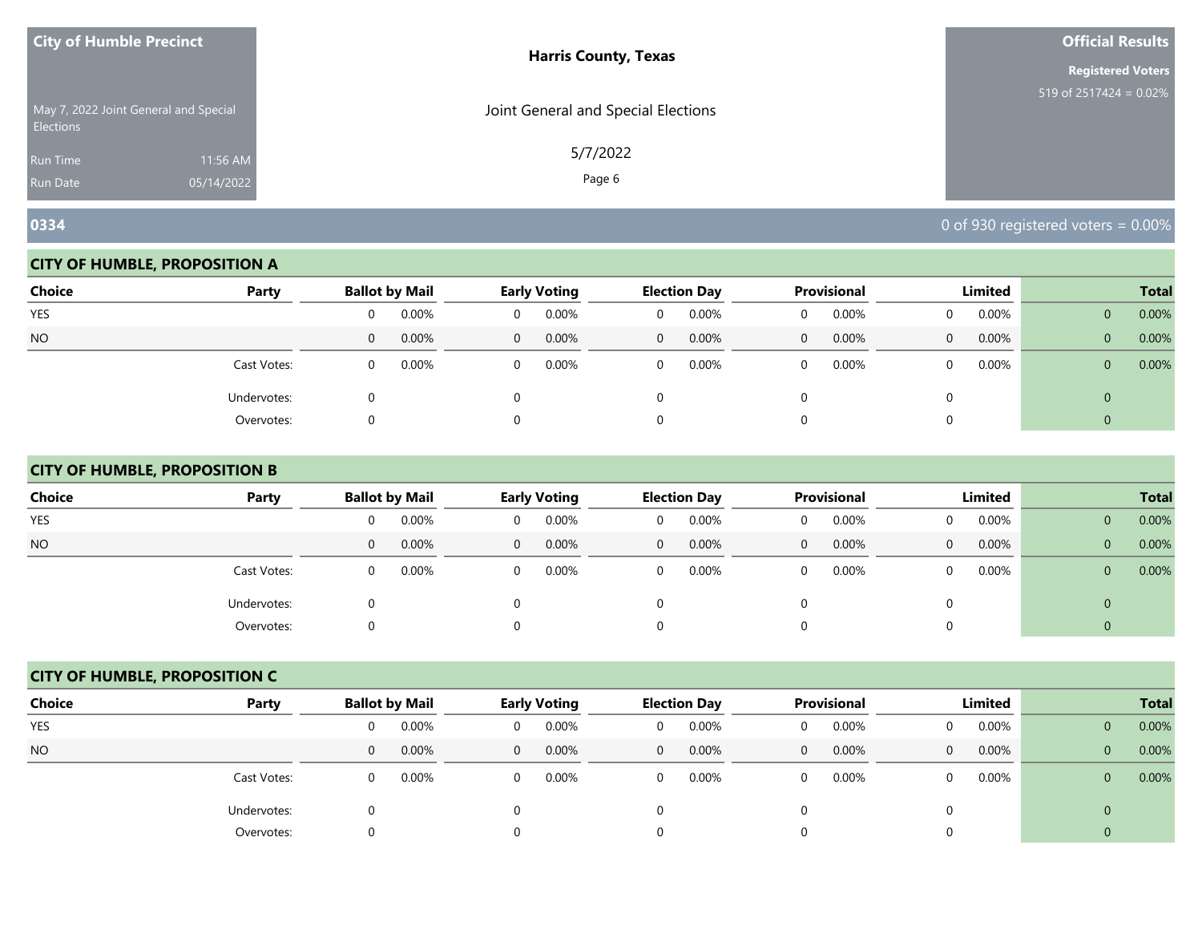**City of Humble Precinct**

May 7, 2022 Joint General and Special Elections

Run Time 11:56 AM

Run Date 05/14/2022

**Harris County, Texas**

Joint General and Special Elections

5/7/2022

**Official Results**

**Registered Voters**

519 of 2517424 = 0.02%

## 0334

0 of 930 registered voters = 0.00%

### CITY OF HUMBLE, PROPOSITION A

| Choice | Party | Ballot by Mail | | Early Voting | | Election Day | | Provisional | | Limited | | Total | |
|---|---|---|---|---|---|---|---|---|---|---|---|---|---|
| YES | | 0 | 0.00% | 0 | 0.00% | 0 | 0.00% | 0 | 0.00% | 0 | 0.00% | 0 | 0.00% |
| NO | | 0 | 0.00% | 0 | 0.00% | 0 | 0.00% | 0 | 0.00% | 0 | 0.00% | 0 | 0.00% |
| | Cast Votes: | 0 | 0.00% | 0 | 0.00% | 0 | 0.00% | 0 | 0.00% | 0 | 0.00% | 0 | 0.00% |
| | Undervotes: | 0 | | 0 | | 0 | | 0 | | 0 | | 0 | |
| | Overvotes: | 0 | | 0 | | 0 | | 0 | | 0 | | 0 | |

### CITY OF HUMBLE, PROPOSITION B

| Choice | Party | Ballot by Mail | | Early Voting | | Election Day | | Provisional | | Limited | | Total | |
|---|---|---|---|---|---|---|---|---|---|---|---|---|---|
| YES | | 0 | 0.00% | 0 | 0.00% | 0 | 0.00% | 0 | 0.00% | 0 | 0.00% | 0 | 0.00% |
| NO | | 0 | 0.00% | 0 | 0.00% | 0 | 0.00% | 0 | 0.00% | 0 | 0.00% | 0 | 0.00% |
| | Cast Votes: | 0 | 0.00% | 0 | 0.00% | 0 | 0.00% | 0 | 0.00% | 0 | 0.00% | 0 | 0.00% |
| | Undervotes: | 0 | | 0 | | 0 | | 0 | | 0 | | 0 | |
| | Overvotes: | 0 | | 0 | | 0 | | 0 | | 0 | | 0 | |

### CITY OF HUMBLE, PROPOSITION C

| Choice | Party | Ballot by Mail | | Early Voting | | Election Day | | Provisional | | Limited | | Total | |
|---|---|---|---|---|---|---|---|---|---|---|---|---|---|
| YES | | 0 | 0.00% | 0 | 0.00% | 0 | 0.00% | 0 | 0.00% | 0 | 0.00% | 0 | 0.00% |
| NO | | 0 | 0.00% | 0 | 0.00% | 0 | 0.00% | 0 | 0.00% | 0 | 0.00% | 0 | 0.00% |
| | Cast Votes: | 0 | 0.00% | 0 | 0.00% | 0 | 0.00% | 0 | 0.00% | 0 | 0.00% | 0 | 0.00% |
| | Undervotes: | 0 | | 0 | | 0 | | 0 | | 0 | | 0 | |
| | Overvotes: | 0 | | 0 | | 0 | | 0 | | 0 | | 0 | |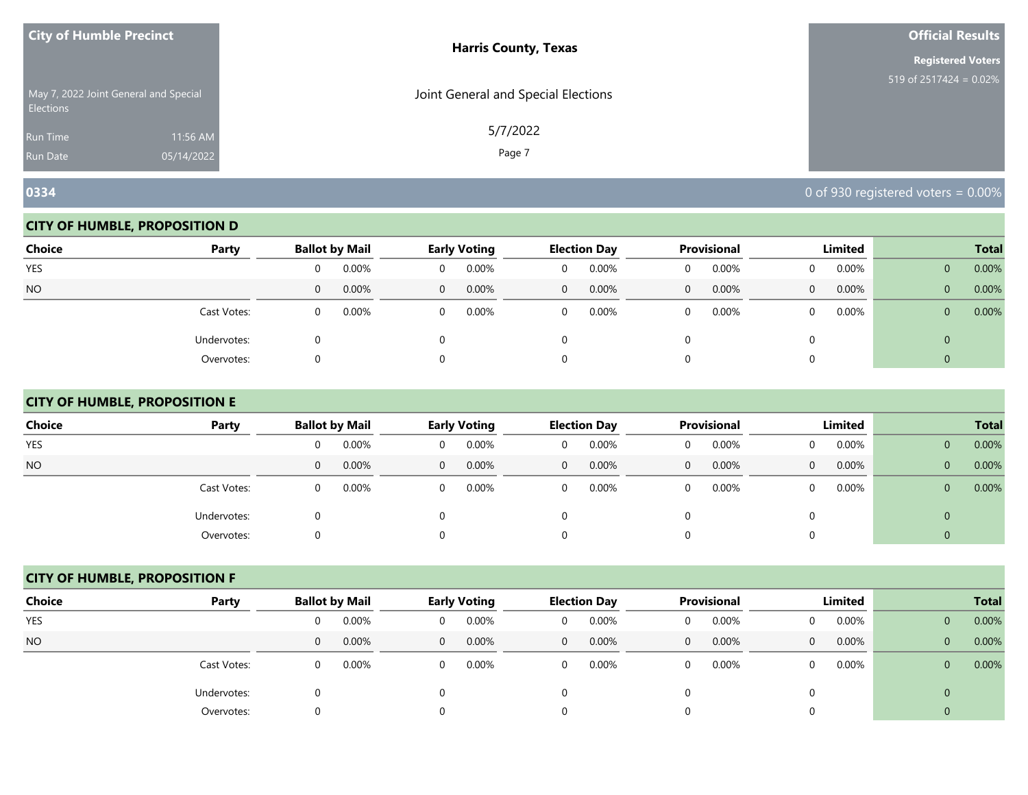**City of Humble Precinct**

May 7, 2022 Joint General and Special Elections

Run Time 11:56 AM

Run Date 05/14/2022

**Harris County, Texas**

Joint General and Special Elections

5/7/2022

**Official Results**

**Registered Voters**

519 of 2517424 = 0.02%

## 0334

0 of 930 registered voters = 0.00%

### CITY OF HUMBLE, PROPOSITION D

| Choice | Party | Ballot by Mail | | Early Voting | | Election Day | | Provisional | | Limited | | Total | |
|---|---|---|---|---|---|---|---|---|---|---|---|---|---|
| YES | | 0 | 0.00% | 0 | 0.00% | 0 | 0.00% | 0 | 0.00% | 0 | 0.00% | 0 | 0.00% |
| NO | | 0 | 0.00% | 0 | 0.00% | 0 | 0.00% | 0 | 0.00% | 0 | 0.00% | 0 | 0.00% |
| | Cast Votes: | 0 | 0.00% | 0 | 0.00% | 0 | 0.00% | 0 | 0.00% | 0 | 0.00% | 0 | 0.00% |
| | Undervotes: | 0 | | 0 | | 0 | | 0 | | 0 | | 0 | |
| | Overvotes: | 0 | | 0 | | 0 | | 0 | | 0 | | 0 | |

### CITY OF HUMBLE, PROPOSITION E

| Choice | Party | Ballot by Mail | | Early Voting | | Election Day | | Provisional | | Limited | | Total | |
|---|---|---|---|---|---|---|---|---|---|---|---|---|---|
| YES | | 0 | 0.00% | 0 | 0.00% | 0 | 0.00% | 0 | 0.00% | 0 | 0.00% | 0 | 0.00% |
| NO | | 0 | 0.00% | 0 | 0.00% | 0 | 0.00% | 0 | 0.00% | 0 | 0.00% | 0 | 0.00% |
| | Cast Votes: | 0 | 0.00% | 0 | 0.00% | 0 | 0.00% | 0 | 0.00% | 0 | 0.00% | 0 | 0.00% |
| | Undervotes: | 0 | | 0 | | 0 | | 0 | | 0 | | 0 | |
| | Overvotes: | 0 | | 0 | | 0 | | 0 | | 0 | | 0 | |

### CITY OF HUMBLE, PROPOSITION F

| Choice | Party | Ballot by Mail | | Early Voting | | Election Day | | Provisional | | Limited | | Total | |
|---|---|---|---|---|---|---|---|---|---|---|---|---|---|
| YES | | 0 | 0.00% | 0 | 0.00% | 0 | 0.00% | 0 | 0.00% | 0 | 0.00% | 0 | 0.00% |
| NO | | 0 | 0.00% | 0 | 0.00% | 0 | 0.00% | 0 | 0.00% | 0 | 0.00% | 0 | 0.00% |
| | Cast Votes: | 0 | 0.00% | 0 | 0.00% | 0 | 0.00% | 0 | 0.00% | 0 | 0.00% | 0 | 0.00% |
| | Undervotes: | 0 | | 0 | | 0 | | 0 | | 0 | | 0 | |
| | Overvotes: | 0 | | 0 | | 0 | | 0 | | 0 | | 0 | |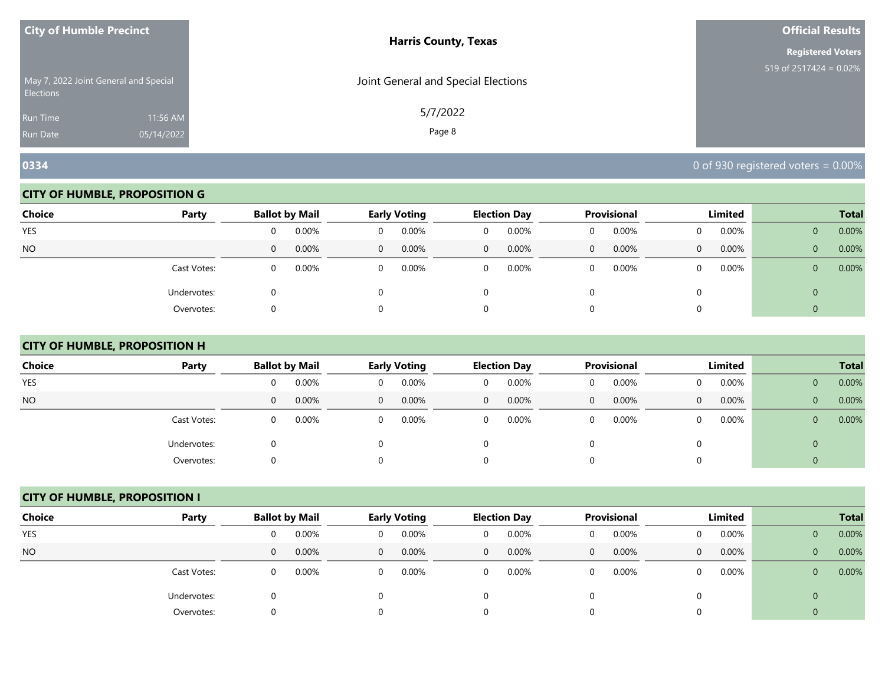City of Humble Precinct

May 7, 2022 Joint General and Special Elections

Run Time 11:56 AM

Run Date 05/14/2022

**Harris County, Texas**

Joint General and Special Elections

5/7/2022

**Official Results**

**Registered Voters**

519 of 2517424 = 0.02%

## 0334

0 of 930 registered voters = 0.00%

### CITY OF HUMBLE, PROPOSITION G

| Choice | Party | Ballot by Mail | | Early Voting | | Election Day | | Provisional | | Limited | | Total | |
|---|---|---|---|---|---|---|---|---|---|---|---|---|---|
| YES | | 0 | 0.00% | 0 | 0.00% | 0 | 0.00% | 0 | 0.00% | 0 | 0.00% | 0 | 0.00% |
| NO | | 0 | 0.00% | 0 | 0.00% | 0 | 0.00% | 0 | 0.00% | 0 | 0.00% | 0 | 0.00% |
| | Cast Votes: | 0 | 0.00% | 0 | 0.00% | 0 | 0.00% | 0 | 0.00% | 0 | 0.00% | 0 | 0.00% |
| | Undervotes: | 0 | | 0 | | 0 | | 0 | | 0 | | 0 | |
| | Overvotes: | 0 | | 0 | | 0 | | 0 | | 0 | | 0 | |

### CITY OF HUMBLE, PROPOSITION H

| Choice | Party | Ballot by Mail | | Early Voting | | Election Day | | Provisional | | Limited | | Total | |
|---|---|---|---|---|---|---|---|---|---|---|---|---|---|
| YES | | 0 | 0.00% | 0 | 0.00% | 0 | 0.00% | 0 | 0.00% | 0 | 0.00% | 0 | 0.00% |
| NO | | 0 | 0.00% | 0 | 0.00% | 0 | 0.00% | 0 | 0.00% | 0 | 0.00% | 0 | 0.00% |
| | Cast Votes: | 0 | 0.00% | 0 | 0.00% | 0 | 0.00% | 0 | 0.00% | 0 | 0.00% | 0 | 0.00% |
| | Undervotes: | 0 | | 0 | | 0 | | 0 | | 0 | | 0 | |
| | Overvotes: | 0 | | 0 | | 0 | | 0 | | 0 | | 0 | |

### CITY OF HUMBLE, PROPOSITION I

| Choice | Party | Ballot by Mail | | Early Voting | | Election Day | | Provisional | | Limited | | Total | |
|---|---|---|---|---|---|---|---|---|---|---|---|---|---|
| YES | | 0 | 0.00% | 0 | 0.00% | 0 | 0.00% | 0 | 0.00% | 0 | 0.00% | 0 | 0.00% |
| NO | | 0 | 0.00% | 0 | 0.00% | 0 | 0.00% | 0 | 0.00% | 0 | 0.00% | 0 | 0.00% |
| | Cast Votes: | 0 | 0.00% | 0 | 0.00% | 0 | 0.00% | 0 | 0.00% | 0 | 0.00% | 0 | 0.00% |
| | Undervotes: | 0 | | 0 | | 0 | | 0 | | 0 | | 0 | |
| | Overvotes: | 0 | | 0 | | 0 | | 0 | | 0 | | 0 | |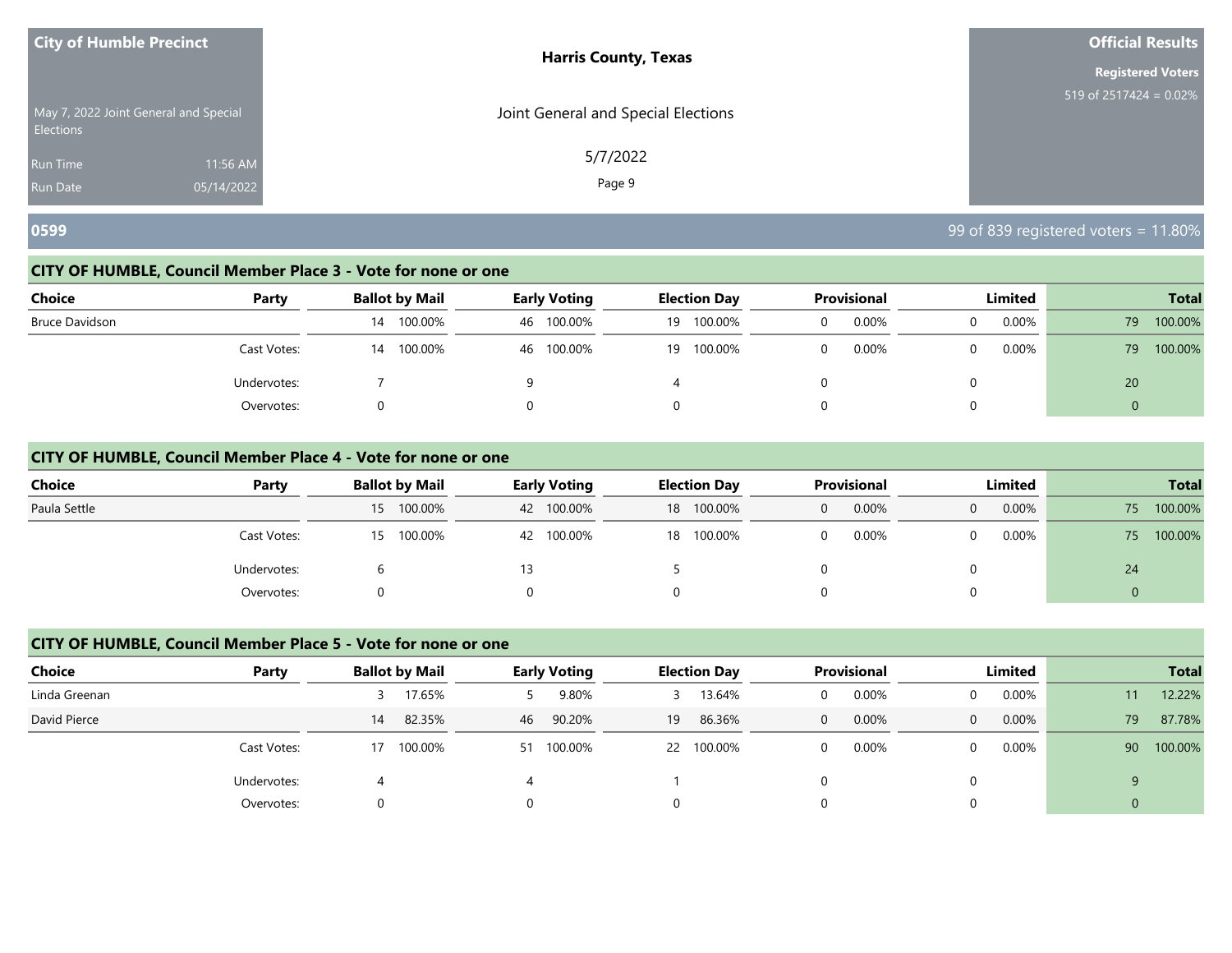City of Humble Precinct

May 7, 2022 Joint General and Special Elections

Run Time 11:56 AM
Run Date 05/14/2022

**Harris County, Texas**

Joint General and Special Elections

5/7/2022

**Official Results**

**Registered Voters**
519 of 2517424 = 0.02%

## 0599

99 of 839 registered voters = 11.80%

### CITY OF HUMBLE, Council Member Place 3 - Vote for none or one

| Choice | Party | Ballot by Mail | | Early Voting | | Election Day | | Provisional | | Limited | | Total | |
|---|---|---|---|---|---|---|---|---|---|---|---|---|---|
| Bruce Davidson | | 14 | 100.00% | 46 | 100.00% | 19 | 100.00% | 0 | 0.00% | 0 | 0.00% | 79 | 100.00% |
| | Cast Votes: | 14 | 100.00% | 46 | 100.00% | 19 | 100.00% | 0 | 0.00% | 0 | 0.00% | 79 | 100.00% |
| | Undervotes: | 7 | | 9 | | 4 | | 0 | | 0 | | 20 | |
| | Overvotes: | 0 | | 0 | | 0 | | 0 | | 0 | | 0 | |

### CITY OF HUMBLE, Council Member Place 4 - Vote for none or one

| Choice | Party | Ballot by Mail | | Early Voting | | Election Day | | Provisional | | Limited | | Total | |
|---|---|---|---|---|---|---|---|---|---|---|---|---|---|
| Paula Settle | | 15 | 100.00% | 42 | 100.00% | 18 | 100.00% | 0 | 0.00% | 0 | 0.00% | 75 | 100.00% |
| | Cast Votes: | 15 | 100.00% | 42 | 100.00% | 18 | 100.00% | 0 | 0.00% | 0 | 0.00% | 75 | 100.00% |
| | Undervotes: | 6 | | 13 | | 5 | | 0 | | 0 | | 24 | |
| | Overvotes: | 0 | | 0 | | 0 | | 0 | | 0 | | 0 | |

### CITY OF HUMBLE, Council Member Place 5 - Vote for none or one

| Choice | Party | Ballot by Mail | | Early Voting | | Election Day | | Provisional | | Limited | | Total | |
|---|---|---|---|---|---|---|---|---|---|---|---|---|---|
| Linda Greenan | | 3 | 17.65% | 5 | 9.80% | 3 | 13.64% | 0 | 0.00% | 0 | 0.00% | 11 | 12.22% |
| David Pierce | | 14 | 82.35% | 46 | 90.20% | 19 | 86.36% | 0 | 0.00% | 0 | 0.00% | 79 | 87.78% |
| | Cast Votes: | 17 | 100.00% | 51 | 100.00% | 22 | 100.00% | 0 | 0.00% | 0 | 0.00% | 90 | 100.00% |
| | Undervotes: | 4 | | 4 | | 1 | | 0 | | 0 | | 9 | |
| | Overvotes: | 0 | | 0 | | 0 | | 0 | | 0 | | 0 | |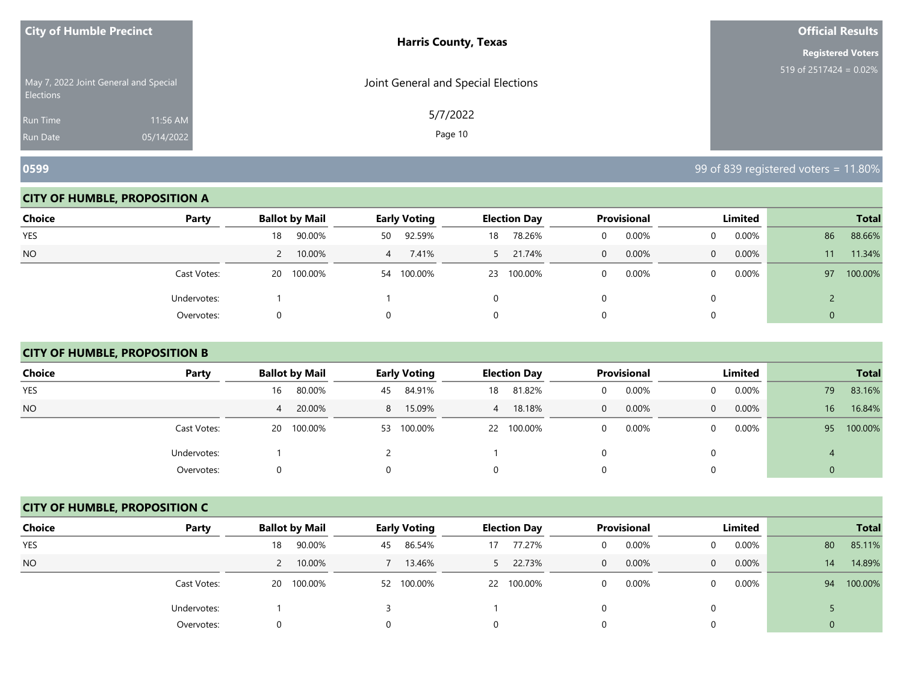**City of Humble Precinct**

May 7, 2022 Joint General and Special Elections

Run Time 11:56 AM

Run Date 05/14/2022

**Harris County, Texas**

Joint General and Special Elections

5/7/2022

**Official Results**

**Registered Voters**

519 of 2517424 = 0.02%

## 0599

99 of 839 registered voters = 11.80%

### CITY OF HUMBLE, PROPOSITION A

| Choice | Party | Ballot by Mail | | Early Voting | | Election Day | | Provisional | | Limited | | Total | |
|---|---|---|---|---|---|---|---|---|---|---|---|---|---|
| YES | | 18 | 90.00% | 50 | 92.59% | 18 | 78.26% | 0 | 0.00% | 0 | 0.00% | 86 | 88.66% |
| NO | | 2 | 10.00% | 4 | 7.41% | 5 | 21.74% | 0 | 0.00% | 0 | 0.00% | 11 | 11.34% |
| | Cast Votes: | 20 | 100.00% | 54 | 100.00% | 23 | 100.00% | 0 | 0.00% | 0 | 0.00% | 97 | 100.00% |
| | Undervotes: | 1 | | 1 | | 0 | | 0 | | 0 | | 2 | |
| | Overvotes: | 0 | | 0 | | 0 | | 0 | | 0 | | 0 | |

### CITY OF HUMBLE, PROPOSITION B

| Choice | Party | Ballot by Mail | | Early Voting | | Election Day | | Provisional | | Limited | | Total | |
|---|---|---|---|---|---|---|---|---|---|---|---|---|---|
| YES | | 16 | 80.00% | 45 | 84.91% | 18 | 81.82% | 0 | 0.00% | 0 | 0.00% | 79 | 83.16% |
| NO | | 4 | 20.00% | 8 | 15.09% | 4 | 18.18% | 0 | 0.00% | 0 | 0.00% | 16 | 16.84% |
| | Cast Votes: | 20 | 100.00% | 53 | 100.00% | 22 | 100.00% | 0 | 0.00% | 0 | 0.00% | 95 | 100.00% |
| | Undervotes: | 1 | | 2 | | 1 | | 0 | | 0 | | 4 | |
| | Overvotes: | 0 | | 0 | | 0 | | 0 | | 0 | | 0 | |

### CITY OF HUMBLE, PROPOSITION C

| Choice | Party | Ballot by Mail | | Early Voting | | Election Day | | Provisional | | Limited | | Total | |
|---|---|---|---|---|---|---|---|---|---|---|---|---|---|
| YES | | 18 | 90.00% | 45 | 86.54% | 17 | 77.27% | 0 | 0.00% | 0 | 0.00% | 80 | 85.11% |
| NO | | 2 | 10.00% | 7 | 13.46% | 5 | 22.73% | 0 | 0.00% | 0 | 0.00% | 14 | 14.89% |
| | Cast Votes: | 20 | 100.00% | 52 | 100.00% | 22 | 100.00% | 0 | 0.00% | 0 | 0.00% | 94 | 100.00% |
| | Undervotes: | 1 | | 3 | | 1 | | 0 | | 0 | | 5 | |
| | Overvotes: | 0 | | 0 | | 0 | | 0 | | 0 | | 0 | |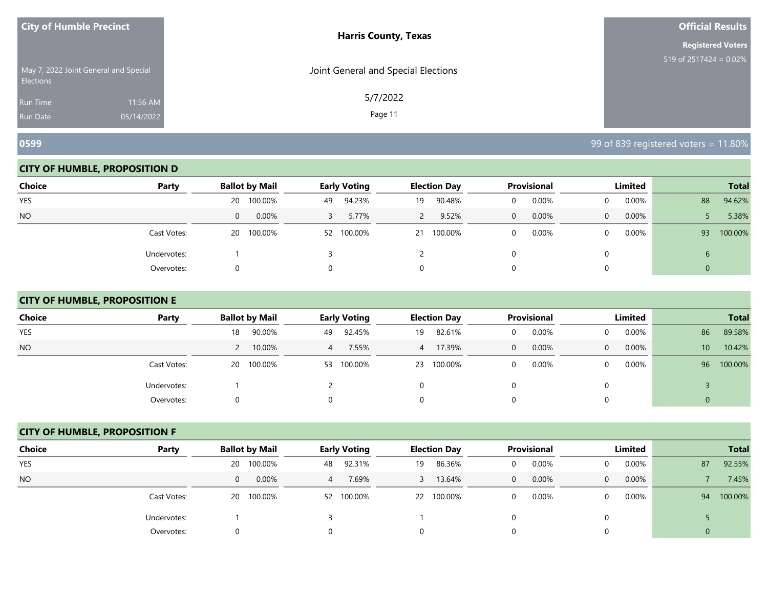**City of Humble Precinct**

May 7, 2022 Joint General and Special Elections

Run Time 11:56 AM

Run Date 05/14/2022

**Harris County, Texas**

Joint General and Special Elections

5/7/2022

**Official Results**

**Registered Voters**

519 of 2517424 = 0.02%

## 0599

99 of 839 registered voters = 11.80%

### CITY OF HUMBLE, PROPOSITION D

| Choice | Party | Ballot by Mail | | Early Voting | | Election Day | | Provisional | | Limited | | Total | |
|---|---|---|---|---|---|---|---|---|---|---|---|---|---|
| YES | | 20 | 100.00% | 49 | 94.23% | 19 | 90.48% | 0 | 0.00% | 0 | 0.00% | 88 | 94.62% |
| NO | | 0 | 0.00% | 3 | 5.77% | 2 | 9.52% | 0 | 0.00% | 0 | 0.00% | 5 | 5.38% |
| | Cast Votes: | 20 | 100.00% | 52 | 100.00% | 21 | 100.00% | 0 | 0.00% | 0 | 0.00% | 93 | 100.00% |
| | Undervotes: | 1 | | 3 | | 2 | | 0 | | 0 | | 6 | |
| | Overvotes: | 0 | | 0 | | 0 | | 0 | | 0 | | 0 | |

### CITY OF HUMBLE, PROPOSITION E

| Choice | Party | Ballot by Mail | | Early Voting | | Election Day | | Provisional | | Limited | | Total | |
|---|---|---|---|---|---|---|---|---|---|---|---|---|---|
| YES | | 18 | 90.00% | 49 | 92.45% | 19 | 82.61% | 0 | 0.00% | 0 | 0.00% | 86 | 89.58% |
| NO | | 2 | 10.00% | 4 | 7.55% | 4 | 17.39% | 0 | 0.00% | 0 | 0.00% | 10 | 10.42% |
| | Cast Votes: | 20 | 100.00% | 53 | 100.00% | 23 | 100.00% | 0 | 0.00% | 0 | 0.00% | 96 | 100.00% |
| | Undervotes: | 1 | | 2 | | 0 | | 0 | | 0 | | 3 | |
| | Overvotes: | 0 | | 0 | | 0 | | 0 | | 0 | | 0 | |

### CITY OF HUMBLE, PROPOSITION F

| Choice | Party | Ballot by Mail | | Early Voting | | Election Day | | Provisional | | Limited | | Total | |
|---|---|---|---|---|---|---|---|---|---|---|---|---|---|
| YES | | 20 | 100.00% | 48 | 92.31% | 19 | 86.36% | 0 | 0.00% | 0 | 0.00% | 87 | 92.55% |
| NO | | 0 | 0.00% | 4 | 7.69% | 3 | 13.64% | 0 | 0.00% | 0 | 0.00% | 7 | 7.45% |
| | Cast Votes: | 20 | 100.00% | 52 | 100.00% | 22 | 100.00% | 0 | 0.00% | 0 | 0.00% | 94 | 100.00% |
| | Undervotes: | 1 | | 3 | | 1 | | 0 | | 0 | | 5 | |
| | Overvotes: | 0 | | 0 | | 0 | | 0 | | 0 | | 0 | |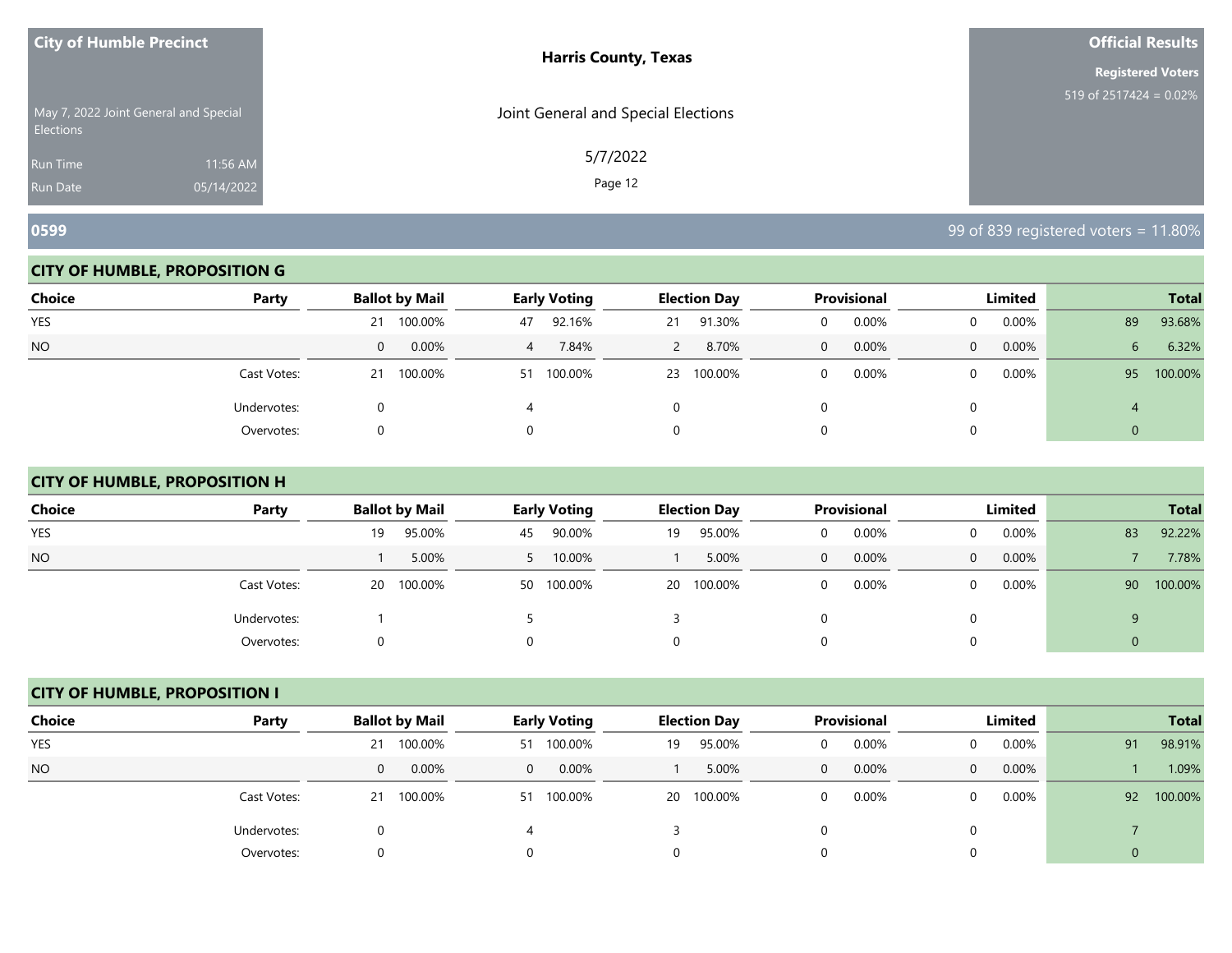City of Humble Precinct

May 7, 2022 Joint General and Special Elections

Run Time 11:56 AM

Run Date 05/14/2022

**Harris County, Texas**

Joint General and Special Elections

5/7/2022

**Official Results**

**Registered Voters**

519 of 2517424 = 0.02%

## 0599

99 of 839 registered voters = 11.80%

### CITY OF HUMBLE, PROPOSITION G

| Choice | Party | Ballot by Mail | | Early Voting | | Election Day | | Provisional | | Limited | | Total | |
|---|---|---|---|---|---|---|---|---|---|---|---|---|---|
| YES | | 21 | 100.00% | 47 | 92.16% | 21 | 91.30% | 0 | 0.00% | 0 | 0.00% | 89 | 93.68% |
| NO | | 0 | 0.00% | 4 | 7.84% | 2 | 8.70% | 0 | 0.00% | 0 | 0.00% | 6 | 6.32% |
| | Cast Votes: | 21 | 100.00% | 51 | 100.00% | 23 | 100.00% | 0 | 0.00% | 0 | 0.00% | 95 | 100.00% |
| | Undervotes: | 0 | | 4 | | 0 | | 0 | | 0 | | 4 | |
| | Overvotes: | 0 | | 0 | | 0 | | 0 | | 0 | | 0 | |

### CITY OF HUMBLE, PROPOSITION H

| Choice | Party | Ballot by Mail | | Early Voting | | Election Day | | Provisional | | Limited | | Total | |
|---|---|---|---|---|---|---|---|---|---|---|---|---|---|
| YES | | 19 | 95.00% | 45 | 90.00% | 19 | 95.00% | 0 | 0.00% | 0 | 0.00% | 83 | 92.22% |
| NO | | 1 | 5.00% | 5 | 10.00% | 1 | 5.00% | 0 | 0.00% | 0 | 0.00% | 7 | 7.78% |
| | Cast Votes: | 20 | 100.00% | 50 | 100.00% | 20 | 100.00% | 0 | 0.00% | 0 | 0.00% | 90 | 100.00% |
| | Undervotes: | 1 | | 5 | | 3 | | 0 | | 0 | | 9 | |
| | Overvotes: | 0 | | 0 | | 0 | | 0 | | 0 | | 0 | |

### CITY OF HUMBLE, PROPOSITION I

| Choice | Party | Ballot by Mail | | Early Voting | | Election Day | | Provisional | | Limited | | Total | |
|---|---|---|---|---|---|---|---|---|---|---|---|---|---|
| YES | | 21 | 100.00% | 51 | 100.00% | 19 | 95.00% | 0 | 0.00% | 0 | 0.00% | 91 | 98.91% |
| NO | | 0 | 0.00% | 0 | 0.00% | 1 | 5.00% | 0 | 0.00% | 0 | 0.00% | 1 | 1.09% |
| | Cast Votes: | 21 | 100.00% | 51 | 100.00% | 20 | 100.00% | 0 | 0.00% | 0 | 0.00% | 92 | 100.00% |
| | Undervotes: | 0 | | 4 | | 3 | | 0 | | 0 | | 7 | |
| | Overvotes: | 0 | | 0 | | 0 | | 0 | | 0 | | 0 | |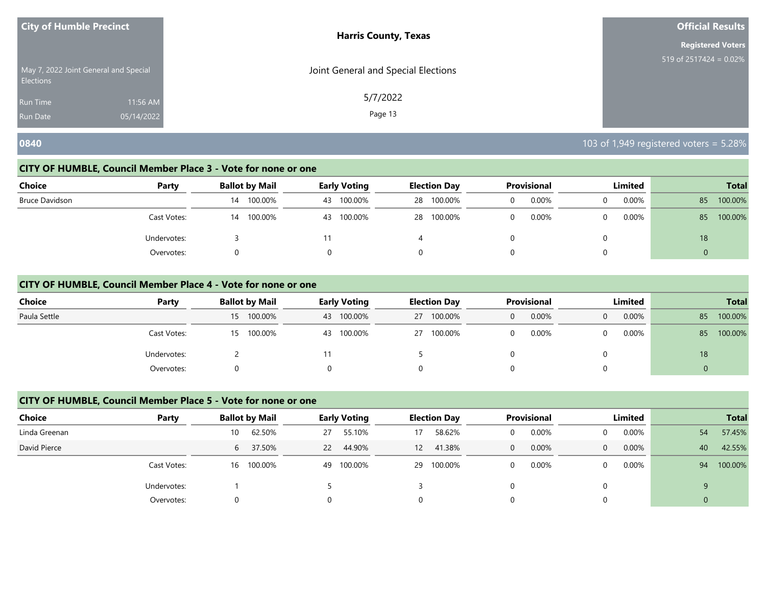**City of Humble Precinct**

May 7, 2022 Joint General and Special Elections

Run Time 11:56 AM

Run Date 05/14/2022

**Harris County, Texas**

Joint General and Special Elections

5/7/2022

**Official Results**

**Registered Voters**

519 of 2517424 = 0.02%

## 0840

103 of 1,949 registered voters = 5.28%

### CITY OF HUMBLE, Council Member Place 3 - Vote for none or one

| Choice | Party | Ballot by Mail | | Early Voting | | Election Day | | Provisional | | Limited | | Total | |
|---|---|---|---|---|---|---|---|---|---|---|---|---|---|
| Bruce Davidson | | 14 | 100.00% | 43 | 100.00% | 28 | 100.00% | 0 | 0.00% | 0 | 0.00% | 85 | 100.00% |
| | Cast Votes: | 14 | 100.00% | 43 | 100.00% | 28 | 100.00% | 0 | 0.00% | 0 | 0.00% | 85 | 100.00% |
| | Undervotes: | 3 | | 11 | | 4 | | 0 | | 0 | | 18 | |
| | Overvotes: | 0 | | 0 | | 0 | | 0 | | 0 | | 0 | |

### CITY OF HUMBLE, Council Member Place 4 - Vote for none or one

| Choice | Party | Ballot by Mail | | Early Voting | | Election Day | | Provisional | | Limited | | Total | |
|---|---|---|---|---|---|---|---|---|---|---|---|---|---|
| Paula Settle | | 15 | 100.00% | 43 | 100.00% | 27 | 100.00% | 0 | 0.00% | 0 | 0.00% | 85 | 100.00% |
| | Cast Votes: | 15 | 100.00% | 43 | 100.00% | 27 | 100.00% | 0 | 0.00% | 0 | 0.00% | 85 | 100.00% |
| | Undervotes: | 2 | | 11 | | 5 | | 0 | | 0 | | 18 | |
| | Overvotes: | 0 | | 0 | | 0 | | 0 | | 0 | | 0 | |

### CITY OF HUMBLE, Council Member Place 5 - Vote for none or one

| Choice | Party | Ballot by Mail | | Early Voting | | Election Day | | Provisional | | Limited | | Total | |
|---|---|---|---|---|---|---|---|---|---|---|---|---|---|
| Linda Greenan | | 10 | 62.50% | 27 | 55.10% | 17 | 58.62% | 0 | 0.00% | 0 | 0.00% | 54 | 57.45% |
| David Pierce | | 6 | 37.50% | 22 | 44.90% | 12 | 41.38% | 0 | 0.00% | 0 | 0.00% | 40 | 42.55% |
| | Cast Votes: | 16 | 100.00% | 49 | 100.00% | 29 | 100.00% | 0 | 0.00% | 0 | 0.00% | 94 | 100.00% |
| | Undervotes: | 1 | | 5 | | 3 | | 0 | | 0 | | 9 | |
| | Overvotes: | 0 | | 0 | | 0 | | 0 | | 0 | | 0 | |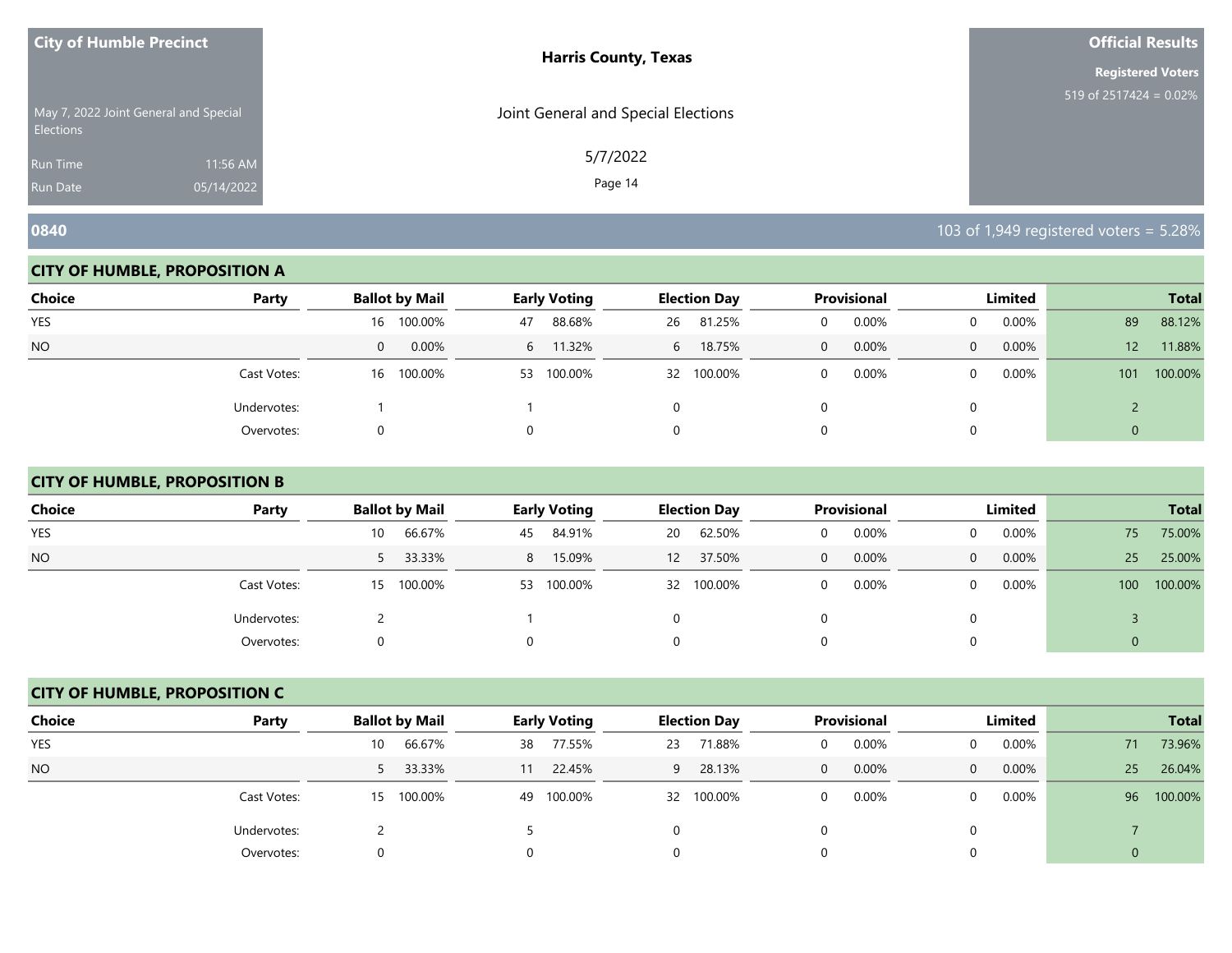**City of Humble Precinct**

May 7, 2022 Joint General and Special Elections

Run Time 11:56 AM

Run Date 05/14/2022

**Harris County, Texas**

Joint General and Special Elections

5/7/2022

**Official Results**

**Registered Voters**

519 of 2517424 = 0.02%

## 0840

103 of 1,949 registered voters = 5.28%

### CITY OF HUMBLE, PROPOSITION A

| Choice | Party | Ballot by Mail | | Early Voting | | Election Day | | Provisional | | Limited | | Total | |
|---|---|---|---|---|---|---|---|---|---|---|---|---|---|
| YES | | 16 | 100.00% | 47 | 88.68% | 26 | 81.25% | 0 | 0.00% | 0 | 0.00% | 89 | 88.12% |
| NO | | 0 | 0.00% | 6 | 11.32% | 6 | 18.75% | 0 | 0.00% | 0 | 0.00% | 12 | 11.88% |
| | Cast Votes: | 16 | 100.00% | 53 | 100.00% | 32 | 100.00% | 0 | 0.00% | 0 | 0.00% | 101 | 100.00% |
| | Undervotes: | 1 | | 1 | | 0 | | 0 | | 0 | | 2 | |
| | Overvotes: | 0 | | 0 | | 0 | | 0 | | 0 | | 0 | |

### CITY OF HUMBLE, PROPOSITION B

| Choice | Party | Ballot by Mail | | Early Voting | | Election Day | | Provisional | | Limited | | Total | |
|---|---|---|---|---|---|---|---|---|---|---|---|---|---|
| YES | | 10 | 66.67% | 45 | 84.91% | 20 | 62.50% | 0 | 0.00% | 0 | 0.00% | 75 | 75.00% |
| NO | | 5 | 33.33% | 8 | 15.09% | 12 | 37.50% | 0 | 0.00% | 0 | 0.00% | 25 | 25.00% |
| | Cast Votes: | 15 | 100.00% | 53 | 100.00% | 32 | 100.00% | 0 | 0.00% | 0 | 0.00% | 100 | 100.00% |
| | Undervotes: | 2 | | 1 | | 0 | | 0 | | 0 | | 3 | |
| | Overvotes: | 0 | | 0 | | 0 | | 0 | | 0 | | 0 | |

### CITY OF HUMBLE, PROPOSITION C

| Choice | Party | Ballot by Mail | | Early Voting | | Election Day | | Provisional | | Limited | | Total | |
|---|---|---|---|---|---|---|---|---|---|---|---|---|---|
| YES | | 10 | 66.67% | 38 | 77.55% | 23 | 71.88% | 0 | 0.00% | 0 | 0.00% | 71 | 73.96% |
| NO | | 5 | 33.33% | 11 | 22.45% | 9 | 28.13% | 0 | 0.00% | 0 | 0.00% | 25 | 26.04% |
| | Cast Votes: | 15 | 100.00% | 49 | 100.00% | 32 | 100.00% | 0 | 0.00% | 0 | 0.00% | 96 | 100.00% |
| | Undervotes: | 2 | | 5 | | 0 | | 0 | | 0 | | 7 | |
| | Overvotes: | 0 | | 0 | | 0 | | 0 | | 0 | | 0 | |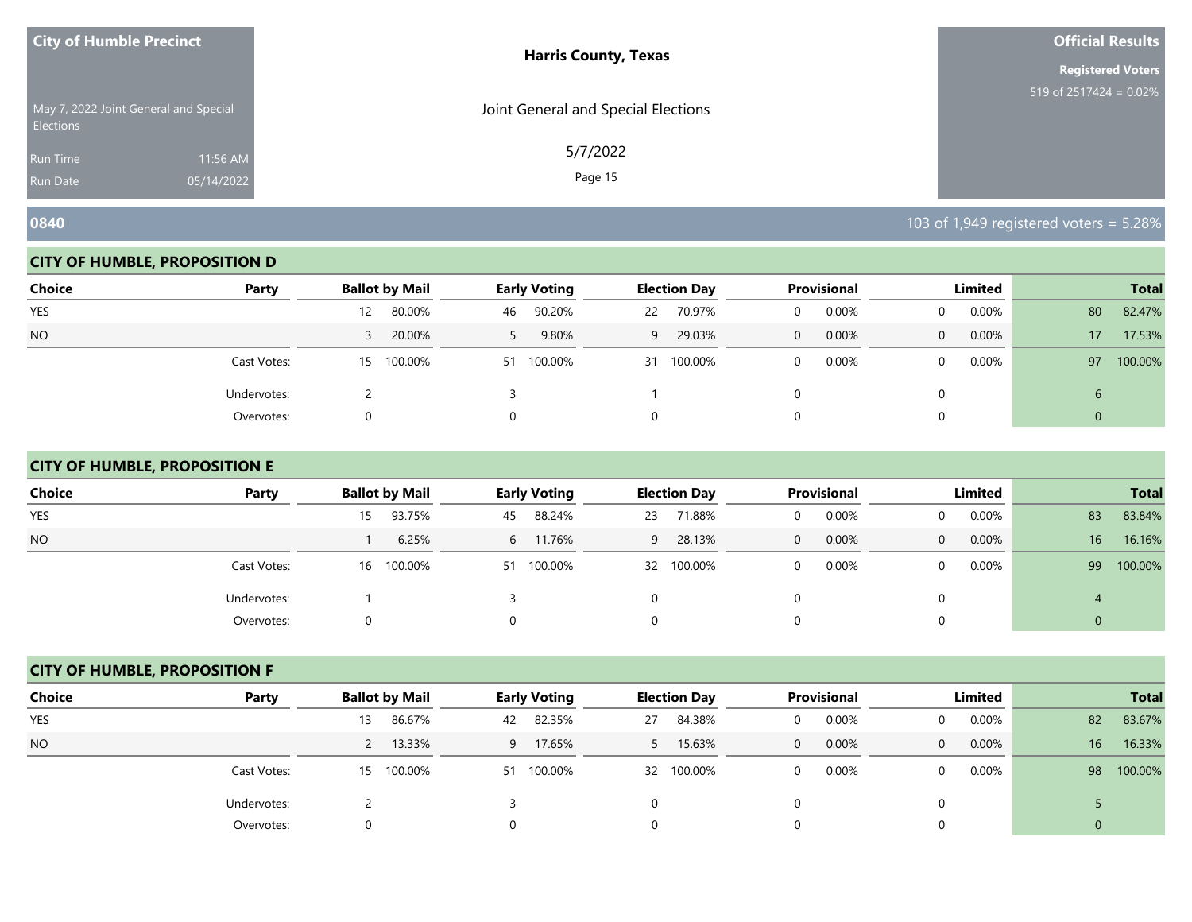**City of Humble Precinct**

May 7, 2022 Joint General and Special Elections

Run Time 11:56 AM

Run Date 05/14/2022

**Harris County, Texas**

Joint General and Special Elections

5/7/2022

**Official Results**

**Registered Voters**

519 of 2517424 = 0.02%

## 0840

103 of 1,949 registered voters = 5.28%

### CITY OF HUMBLE, PROPOSITION D

| Choice | Party | Ballot by Mail | | Early Voting | | Election Day | | Provisional | | Limited | | Total | |
|---|---|---|---|---|---|---|---|---|---|---|---|---|---|
| YES | | 12 | 80.00% | 46 | 90.20% | 22 | 70.97% | 0 | 0.00% | 0 | 0.00% | 80 | 82.47% |
| NO | | 3 | 20.00% | 5 | 9.80% | 9 | 29.03% | 0 | 0.00% | 0 | 0.00% | 17 | 17.53% |
| | Cast Votes: | 15 | 100.00% | 51 | 100.00% | 31 | 100.00% | 0 | 0.00% | 0 | 0.00% | 97 | 100.00% |
| | Undervotes: | 2 | | 3 | | 1 | | 0 | | 0 | | 6 | |
| | Overvotes: | 0 | | 0 | | 0 | | 0 | | 0 | | 0 | |

### CITY OF HUMBLE, PROPOSITION E

| Choice | Party | Ballot by Mail | | Early Voting | | Election Day | | Provisional | | Limited | | Total | |
|---|---|---|---|---|---|---|---|---|---|---|---|---|---|
| YES | | 15 | 93.75% | 45 | 88.24% | 23 | 71.88% | 0 | 0.00% | 0 | 0.00% | 83 | 83.84% |
| NO | | 1 | 6.25% | 6 | 11.76% | 9 | 28.13% | 0 | 0.00% | 0 | 0.00% | 16 | 16.16% |
| | Cast Votes: | 16 | 100.00% | 51 | 100.00% | 32 | 100.00% | 0 | 0.00% | 0 | 0.00% | 99 | 100.00% |
| | Undervotes: | 1 | | 3 | | 0 | | 0 | | 0 | | 4 | |
| | Overvotes: | 0 | | 0 | | 0 | | 0 | | 0 | | 0 | |

### CITY OF HUMBLE, PROPOSITION F

| Choice | Party | Ballot by Mail | | Early Voting | | Election Day | | Provisional | | Limited | | Total | |
|---|---|---|---|---|---|---|---|---|---|---|---|---|---|
| YES | | 13 | 86.67% | 42 | 82.35% | 27 | 84.38% | 0 | 0.00% | 0 | 0.00% | 82 | 83.67% |
| NO | | 2 | 13.33% | 9 | 17.65% | 5 | 15.63% | 0 | 0.00% | 0 | 0.00% | 16 | 16.33% |
| | Cast Votes: | 15 | 100.00% | 51 | 100.00% | 32 | 100.00% | 0 | 0.00% | 0 | 0.00% | 98 | 100.00% |
| | Undervotes: | 2 | | 3 | | 0 | | 0 | | 0 | | 5 | |
| | Overvotes: | 0 | | 0 | | 0 | | 0 | | 0 | | 0 | |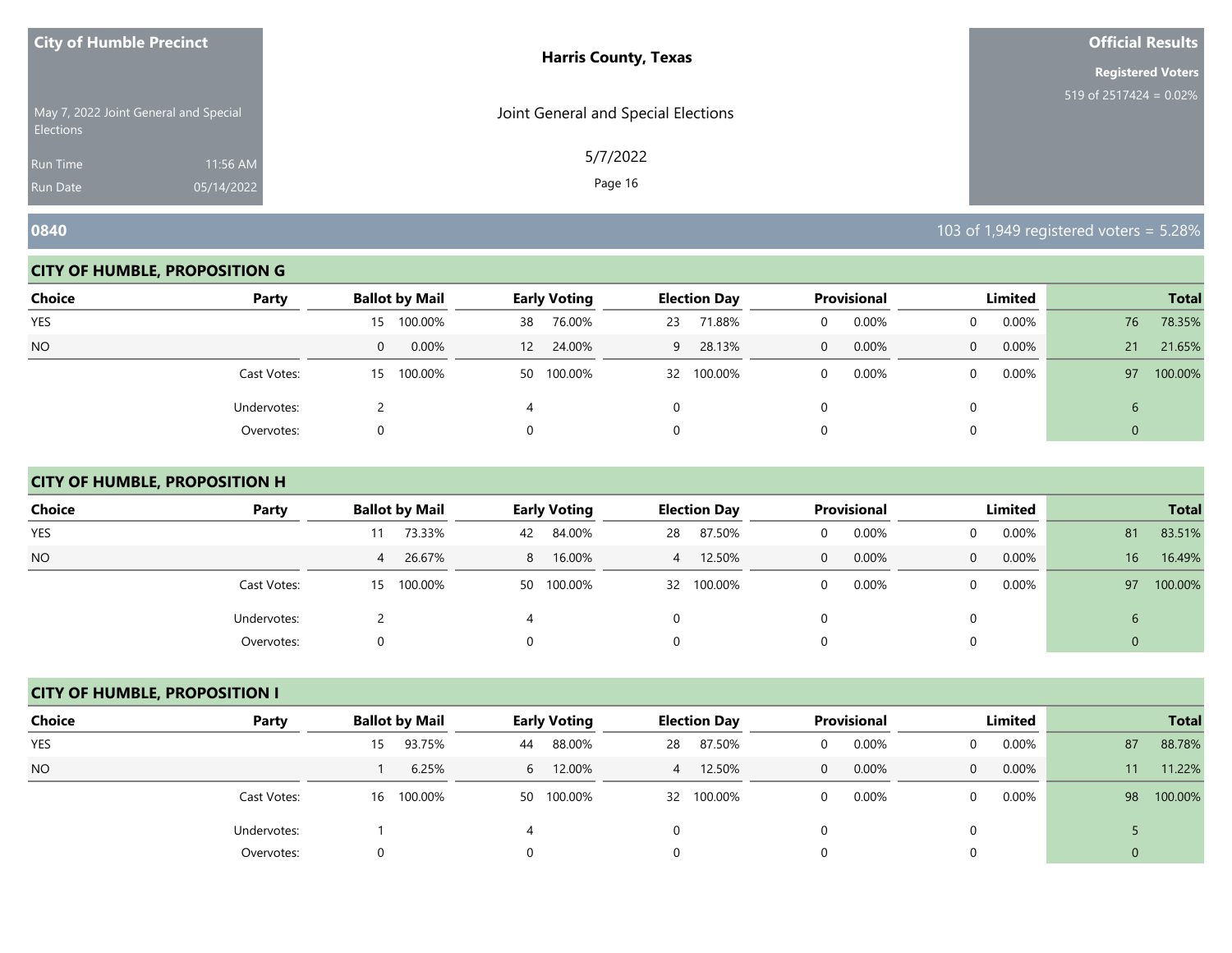**City of Humble Precinct**

May 7, 2022 Joint General and Special Elections

Run Time 11:56 AM

Run Date 05/14/2022

**Harris County, Texas**

Joint General and Special Elections

5/7/2022

**Official Results**

**Registered Voters**

519 of 2517424 = 0.02%

## 0840

103 of 1,949 registered voters = 5.28%

### CITY OF HUMBLE, PROPOSITION G

| Choice | Party | Ballot by Mail | | Early Voting | | Election Day | | Provisional | | Limited | | Total | |
|---|---|---|---|---|---|---|---|---|---|---|---|---|---|
| YES | | 15 | 100.00% | 38 | 76.00% | 23 | 71.88% | 0 | 0.00% | 0 | 0.00% | 76 | 78.35% |
| NO | | 0 | 0.00% | 12 | 24.00% | 9 | 28.13% | 0 | 0.00% | 0 | 0.00% | 21 | 21.65% |
| | Cast Votes: | 15 | 100.00% | 50 | 100.00% | 32 | 100.00% | 0 | 0.00% | 0 | 0.00% | 97 | 100.00% |
| | Undervotes: | 2 | | 4 | | 0 | | 0 | | 0 | | 6 | |
| | Overvotes: | 0 | | 0 | | 0 | | 0 | | 0 | | 0 | |

### CITY OF HUMBLE, PROPOSITION H

| Choice | Party | Ballot by Mail | | Early Voting | | Election Day | | Provisional | | Limited | | Total | |
|---|---|---|---|---|---|---|---|---|---|---|---|---|---|
| YES | | 11 | 73.33% | 42 | 84.00% | 28 | 87.50% | 0 | 0.00% | 0 | 0.00% | 81 | 83.51% |
| NO | | 4 | 26.67% | 8 | 16.00% | 4 | 12.50% | 0 | 0.00% | 0 | 0.00% | 16 | 16.49% |
| | Cast Votes: | 15 | 100.00% | 50 | 100.00% | 32 | 100.00% | 0 | 0.00% | 0 | 0.00% | 97 | 100.00% |
| | Undervotes: | 2 | | 4 | | 0 | | 0 | | 0 | | 6 | |
| | Overvotes: | 0 | | 0 | | 0 | | 0 | | 0 | | 0 | |

### CITY OF HUMBLE, PROPOSITION I

| Choice | Party | Ballot by Mail | | Early Voting | | Election Day | | Provisional | | Limited | | Total | |
|---|---|---|---|---|---|---|---|---|---|---|---|---|---|
| YES | | 15 | 93.75% | 44 | 88.00% | 28 | 87.50% | 0 | 0.00% | 0 | 0.00% | 87 | 88.78% |
| NO | | 1 | 6.25% | 6 | 12.00% | 4 | 12.50% | 0 | 0.00% | 0 | 0.00% | 11 | 11.22% |
| | Cast Votes: | 16 | 100.00% | 50 | 100.00% | 32 | 100.00% | 0 | 0.00% | 0 | 0.00% | 98 | 100.00% |
| | Undervotes: | 1 | | 4 | | 0 | | 0 | | 0 | | 5 | |
| | Overvotes: | 0 | | 0 | | 0 | | 0 | | 0 | | 0 | |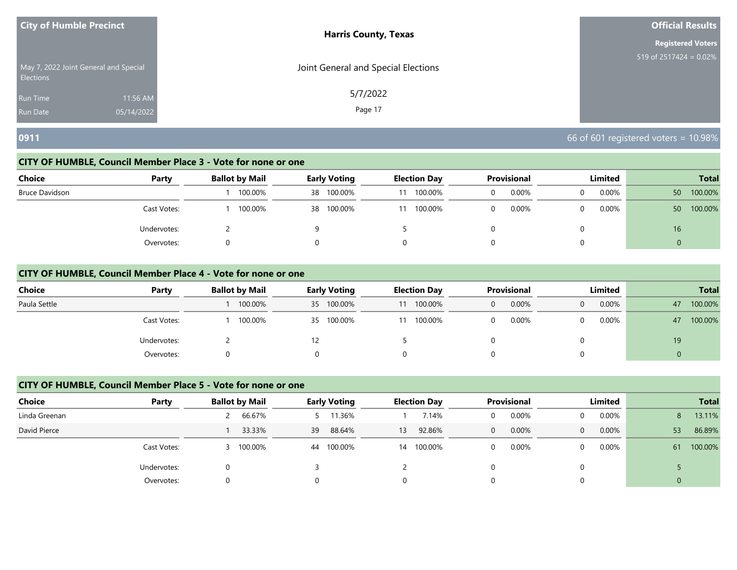**City of Humble Precinct**

May 7, 2022 Joint General and Special Elections

Run Time 11:56 AM

Run Date 05/14/2022

**Harris County, Texas**

Joint General and Special Elections

5/7/2022

**Official Results**

**Registered Voters**

519 of 2517424 = 0.02%

## 0911

66 of 601 registered voters = 10.98%

### CITY OF HUMBLE, Council Member Place 3 - Vote for none or one

| Choice | Party | Ballot by Mail | | Early Voting | | Election Day | | Provisional | | Limited | | Total | |
|---|---|---|---|---|---|---|---|---|---|---|---|---|---|
| Bruce Davidson | | 1 | 100.00% | 38 | 100.00% | 11 | 100.00% | 0 | 0.00% | 0 | 0.00% | 50 | 100.00% |
| | Cast Votes: | 1 | 100.00% | 38 | 100.00% | 11 | 100.00% | 0 | 0.00% | 0 | 0.00% | 50 | 100.00% |
| | Undervotes: | 2 | | 9 | | 5 | | 0 | | 0 | | 16 | |
| | Overvotes: | 0 | | 0 | | 0 | | 0 | | 0 | | 0 | |

### CITY OF HUMBLE, Council Member Place 4 - Vote for none or one

| Choice | Party | Ballot by Mail | | Early Voting | | Election Day | | Provisional | | Limited | | Total | |
|---|---|---|---|---|---|---|---|---|---|---|---|---|---|
| Paula Settle | | 1 | 100.00% | 35 | 100.00% | 11 | 100.00% | 0 | 0.00% | 0 | 0.00% | 47 | 100.00% |
| | Cast Votes: | 1 | 100.00% | 35 | 100.00% | 11 | 100.00% | 0 | 0.00% | 0 | 0.00% | 47 | 100.00% |
| | Undervotes: | 2 | | 12 | | 5 | | 0 | | 0 | | 19 | |
| | Overvotes: | 0 | | 0 | | 0 | | 0 | | 0 | | 0 | |

### CITY OF HUMBLE, Council Member Place 5 - Vote for none or one

| Choice | Party | Ballot by Mail | | Early Voting | | Election Day | | Provisional | | Limited | | Total | |
|---|---|---|---|---|---|---|---|---|---|---|---|---|---|
| Linda Greenan | | 2 | 66.67% | 5 | 11.36% | 1 | 7.14% | 0 | 0.00% | 0 | 0.00% | 8 | 13.11% |
| David Pierce | | 1 | 33.33% | 39 | 88.64% | 13 | 92.86% | 0 | 0.00% | 0 | 0.00% | 53 | 86.89% |
| | Cast Votes: | 3 | 100.00% | 44 | 100.00% | 14 | 100.00% | 0 | 0.00% | 0 | 0.00% | 61 | 100.00% |
| | Undervotes: | 0 | | 3 | | 2 | | 0 | | 0 | | 5 | |
| | Overvotes: | 0 | | 0 | | 0 | | 0 | | 0 | | 0 | |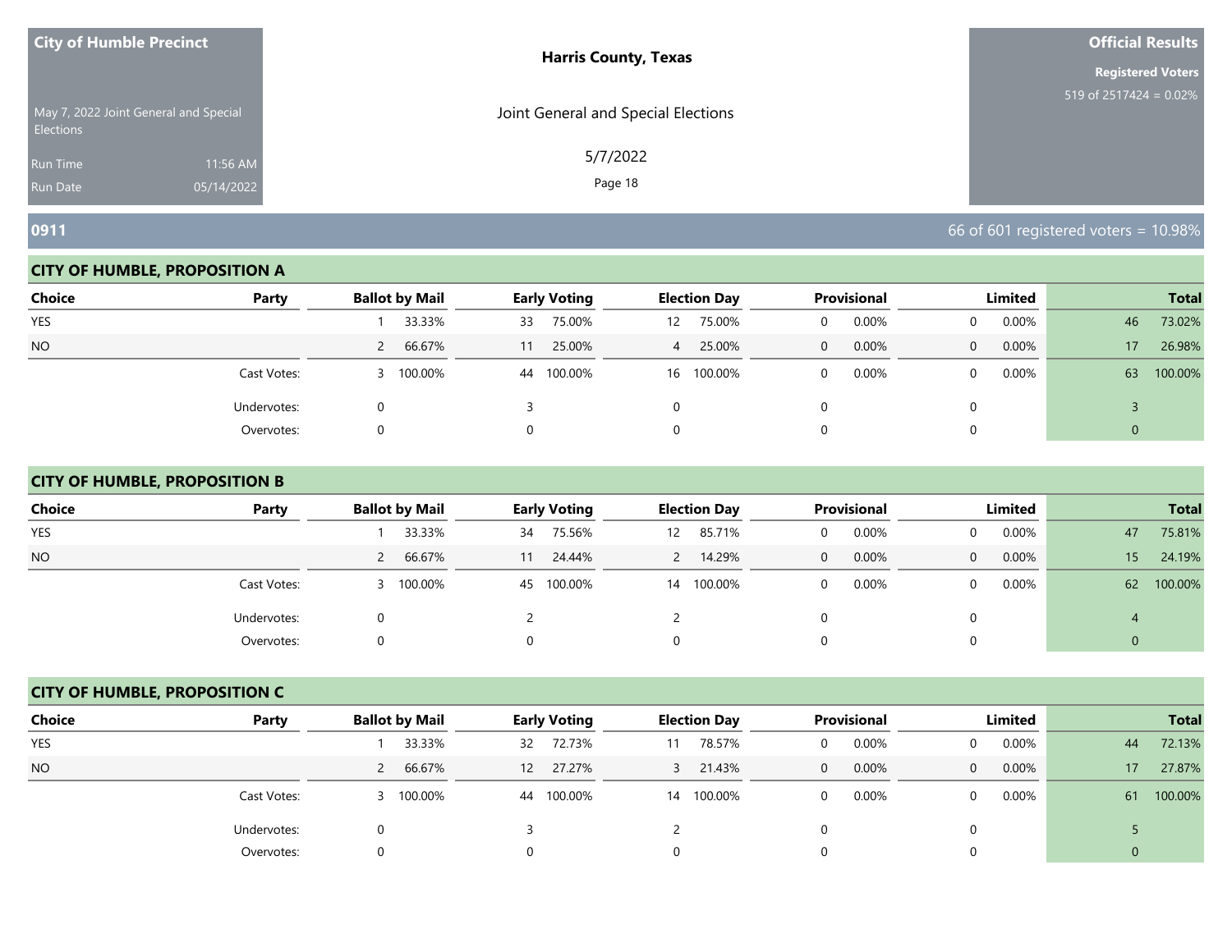City of Humble Precinct

May 7, 2022 Joint General and Special Elections

Run Time 11:56 AM

Run Date 05/14/2022

**Harris County, Texas**

Joint General and Special Elections

5/7/2022

**Official Results**

**Registered Voters**

519 of 2517424 = 0.02%

## 0911

66 of 601 registered voters = 10.98%

### CITY OF HUMBLE, PROPOSITION A

| Choice | Party | Ballot by Mail | | Early Voting | | Election Day | | Provisional | | Limited | | Total | |
|---|---|---|---|---|---|---|---|---|---|---|---|---|---|
| YES | | 1 | 33.33% | 33 | 75.00% | 12 | 75.00% | 0 | 0.00% | 0 | 0.00% | 46 | 73.02% |
| NO | | 2 | 66.67% | 11 | 25.00% | 4 | 25.00% | 0 | 0.00% | 0 | 0.00% | 17 | 26.98% |
| | Cast Votes: | 3 | 100.00% | 44 | 100.00% | 16 | 100.00% | 0 | 0.00% | 0 | 0.00% | 63 | 100.00% |
| | Undervotes: | 0 | | 3 | | 0 | | 0 | | 0 | | 3 | |
| | Overvotes: | 0 | | 0 | | 0 | | 0 | | 0 | | 0 | |

### CITY OF HUMBLE, PROPOSITION B

| Choice | Party | Ballot by Mail | | Early Voting | | Election Day | | Provisional | | Limited | | Total | |
|---|---|---|---|---|---|---|---|---|---|---|---|---|---|
| YES | | 1 | 33.33% | 34 | 75.56% | 12 | 85.71% | 0 | 0.00% | 0 | 0.00% | 47 | 75.81% |
| NO | | 2 | 66.67% | 11 | 24.44% | 2 | 14.29% | 0 | 0.00% | 0 | 0.00% | 15 | 24.19% |
| | Cast Votes: | 3 | 100.00% | 45 | 100.00% | 14 | 100.00% | 0 | 0.00% | 0 | 0.00% | 62 | 100.00% |
| | Undervotes: | 0 | | 2 | | 2 | | 0 | | 0 | | 4 | |
| | Overvotes: | 0 | | 0 | | 0 | | 0 | | 0 | | 0 | |

### CITY OF HUMBLE, PROPOSITION C

| Choice | Party | Ballot by Mail | | Early Voting | | Election Day | | Provisional | | Limited | | Total | |
|---|---|---|---|---|---|---|---|---|---|---|---|---|---|
| YES | | 1 | 33.33% | 32 | 72.73% | 11 | 78.57% | 0 | 0.00% | 0 | 0.00% | 44 | 72.13% |
| NO | | 2 | 66.67% | 12 | 27.27% | 3 | 21.43% | 0 | 0.00% | 0 | 0.00% | 17 | 27.87% |
| | Cast Votes: | 3 | 100.00% | 44 | 100.00% | 14 | 100.00% | 0 | 0.00% | 0 | 0.00% | 61 | 100.00% |
| | Undervotes: | 0 | | 3 | | 2 | | 0 | | 0 | | 5 | |
| | Overvotes: | 0 | | 0 | | 0 | | 0 | | 0 | | 0 | |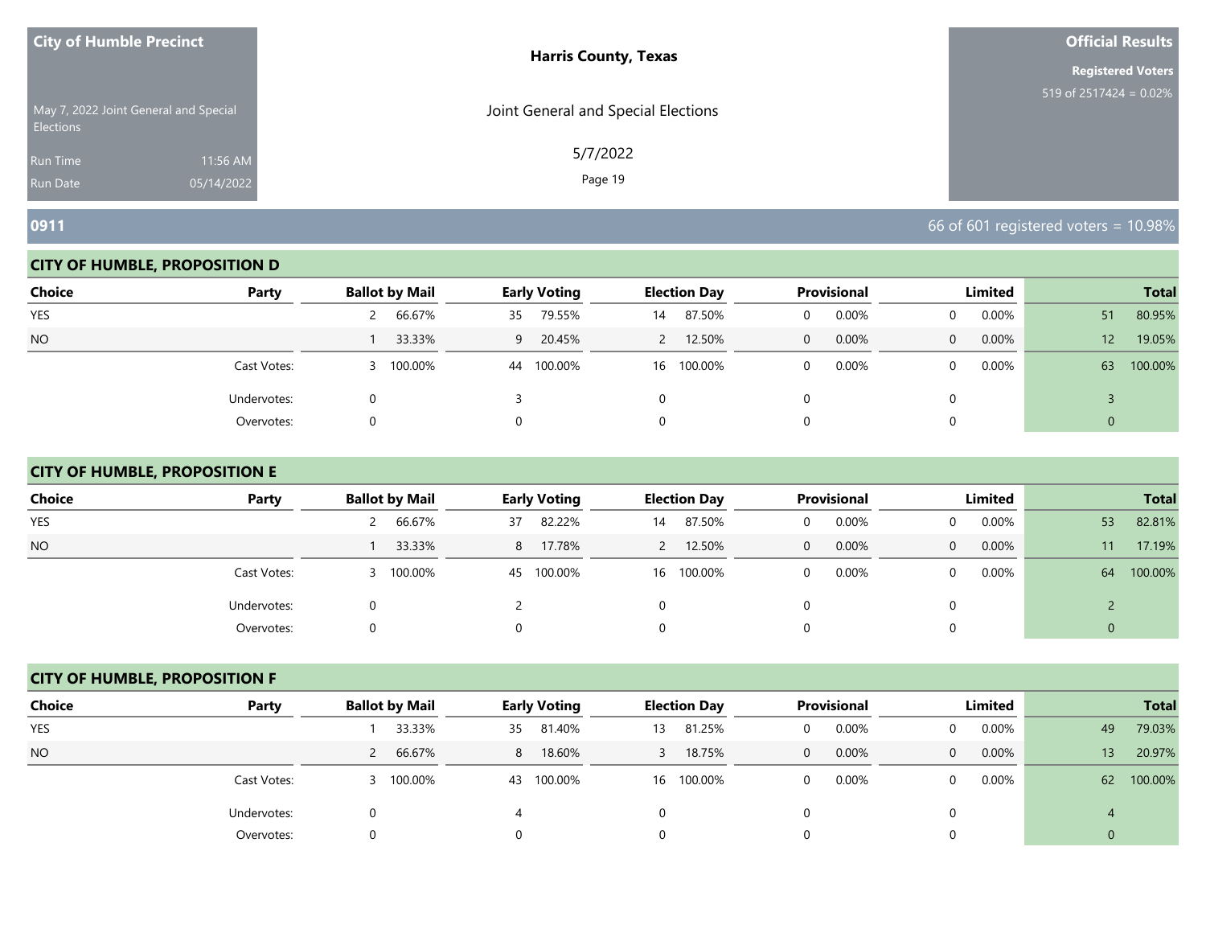**City of Humble Precinct**

May 7, 2022 Joint General and Special Elections

Run Time 11:56 AM

Run Date 05/14/2022

**Harris County, Texas**

Joint General and Special Elections

5/7/2022

**Official Results**

**Registered Voters**

519 of 2517424 = 0.02%

## 0911

66 of 601 registered voters = 10.98%

### CITY OF HUMBLE, PROPOSITION D

| Choice | Party | Ballot by Mail | | Early Voting | | Election Day | | Provisional | | Limited | | Total | |
|---|---|---|---|---|---|---|---|---|---|---|---|---|---|
| YES | | 2 | 66.67% | 35 | 79.55% | 14 | 87.50% | 0 | 0.00% | 0 | 0.00% | 51 | 80.95% |
| NO | | 1 | 33.33% | 9 | 20.45% | 2 | 12.50% | 0 | 0.00% | 0 | 0.00% | 12 | 19.05% |
| | Cast Votes: | 3 | 100.00% | 44 | 100.00% | 16 | 100.00% | 0 | 0.00% | 0 | 0.00% | 63 | 100.00% |
| | Undervotes: | 0 | | 3 | | 0 | | 0 | | 0 | | 3 | |
| | Overvotes: | 0 | | 0 | | 0 | | 0 | | 0 | | 0 | |

### CITY OF HUMBLE, PROPOSITION E

| Choice | Party | Ballot by Mail | | Early Voting | | Election Day | | Provisional | | Limited | | Total | |
|---|---|---|---|---|---|---|---|---|---|---|---|---|---|
| YES | | 2 | 66.67% | 37 | 82.22% | 14 | 87.50% | 0 | 0.00% | 0 | 0.00% | 53 | 82.81% |
| NO | | 1 | 33.33% | 8 | 17.78% | 2 | 12.50% | 0 | 0.00% | 0 | 0.00% | 11 | 17.19% |
| | Cast Votes: | 3 | 100.00% | 45 | 100.00% | 16 | 100.00% | 0 | 0.00% | 0 | 0.00% | 64 | 100.00% |
| | Undervotes: | 0 | | 2 | | 0 | | 0 | | 0 | | 2 | |
| | Overvotes: | 0 | | 0 | | 0 | | 0 | | 0 | | 0 | |

### CITY OF HUMBLE, PROPOSITION F

| Choice | Party | Ballot by Mail | | Early Voting | | Election Day | | Provisional | | Limited | | Total | |
|---|---|---|---|---|---|---|---|---|---|---|---|---|---|
| YES | | 1 | 33.33% | 35 | 81.40% | 13 | 81.25% | 0 | 0.00% | 0 | 0.00% | 49 | 79.03% |
| NO | | 2 | 66.67% | 8 | 18.60% | 3 | 18.75% | 0 | 0.00% | 0 | 0.00% | 13 | 20.97% |
| | Cast Votes: | 3 | 100.00% | 43 | 100.00% | 16 | 100.00% | 0 | 0.00% | 0 | 0.00% | 62 | 100.00% |
| | Undervotes: | 0 | | 4 | | 0 | | 0 | | 0 | | 4 | |
| | Overvotes: | 0 | | 0 | | 0 | | 0 | | 0 | | 0 | |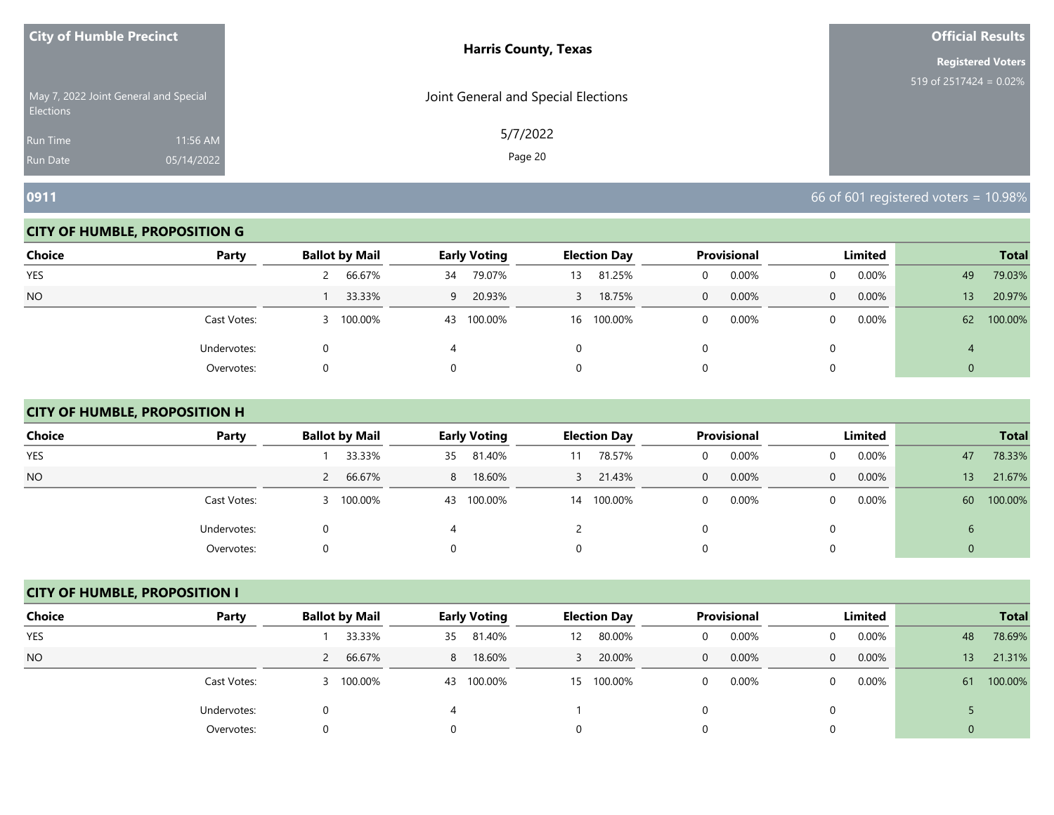City of Humble Precinct

May 7, 2022 Joint General and Special Elections

Run Time 11:56 AM

Run Date 05/14/2022

**Harris County, Texas**

Joint General and Special Elections

5/7/2022

**Official Results**

**Registered Voters**

519 of 2517424 = 0.02%

## 0911

66 of 601 registered voters = 10.98%

### CITY OF HUMBLE, PROPOSITION G

| Choice | Party | Ballot by Mail | | Early Voting | | Election Day | | Provisional | | Limited | | Total | |
|---|---|---|---|---|---|---|---|---|---|---|---|---|---|
| YES | | 2 | 66.67% | 34 | 79.07% | 13 | 81.25% | 0 | 0.00% | 0 | 0.00% | 49 | 79.03% |
| NO | | 1 | 33.33% | 9 | 20.93% | 3 | 18.75% | 0 | 0.00% | 0 | 0.00% | 13 | 20.97% |
| | Cast Votes: | 3 | 100.00% | 43 | 100.00% | 16 | 100.00% | 0 | 0.00% | 0 | 0.00% | 62 | 100.00% |
| | Undervotes: | 0 | | 4 | | 0 | | 0 | | 0 | | 4 | |
| | Overvotes: | 0 | | 0 | | 0 | | 0 | | 0 | | 0 | |

### CITY OF HUMBLE, PROPOSITION H

| Choice | Party | Ballot by Mail | | Early Voting | | Election Day | | Provisional | | Limited | | Total | |
|---|---|---|---|---|---|---|---|---|---|---|---|---|---|
| YES | | 1 | 33.33% | 35 | 81.40% | 11 | 78.57% | 0 | 0.00% | 0 | 0.00% | 47 | 78.33% |
| NO | | 2 | 66.67% | 8 | 18.60% | 3 | 21.43% | 0 | 0.00% | 0 | 0.00% | 13 | 21.67% |
| | Cast Votes: | 3 | 100.00% | 43 | 100.00% | 14 | 100.00% | 0 | 0.00% | 0 | 0.00% | 60 | 100.00% |
| | Undervotes: | 0 | | 4 | | 2 | | 0 | | 0 | | 6 | |
| | Overvotes: | 0 | | 0 | | 0 | | 0 | | 0 | | 0 | |

### CITY OF HUMBLE, PROPOSITION I

| Choice | Party | Ballot by Mail | | Early Voting | | Election Day | | Provisional | | Limited | | Total | |
|---|---|---|---|---|---|---|---|---|---|---|---|---|---|
| YES | | 1 | 33.33% | 35 | 81.40% | 12 | 80.00% | 0 | 0.00% | 0 | 0.00% | 48 | 78.69% |
| NO | | 2 | 66.67% | 8 | 18.60% | 3 | 20.00% | 0 | 0.00% | 0 | 0.00% | 13 | 21.31% |
| | Cast Votes: | 3 | 100.00% | 43 | 100.00% | 15 | 100.00% | 0 | 0.00% | 0 | 0.00% | 61 | 100.00% |
| | Undervotes: | 0 | | 4 | | 1 | | 0 | | 0 | | 5 | |
| | Overvotes: | 0 | | 0 | | 0 | | 0 | | 0 | | 0 | |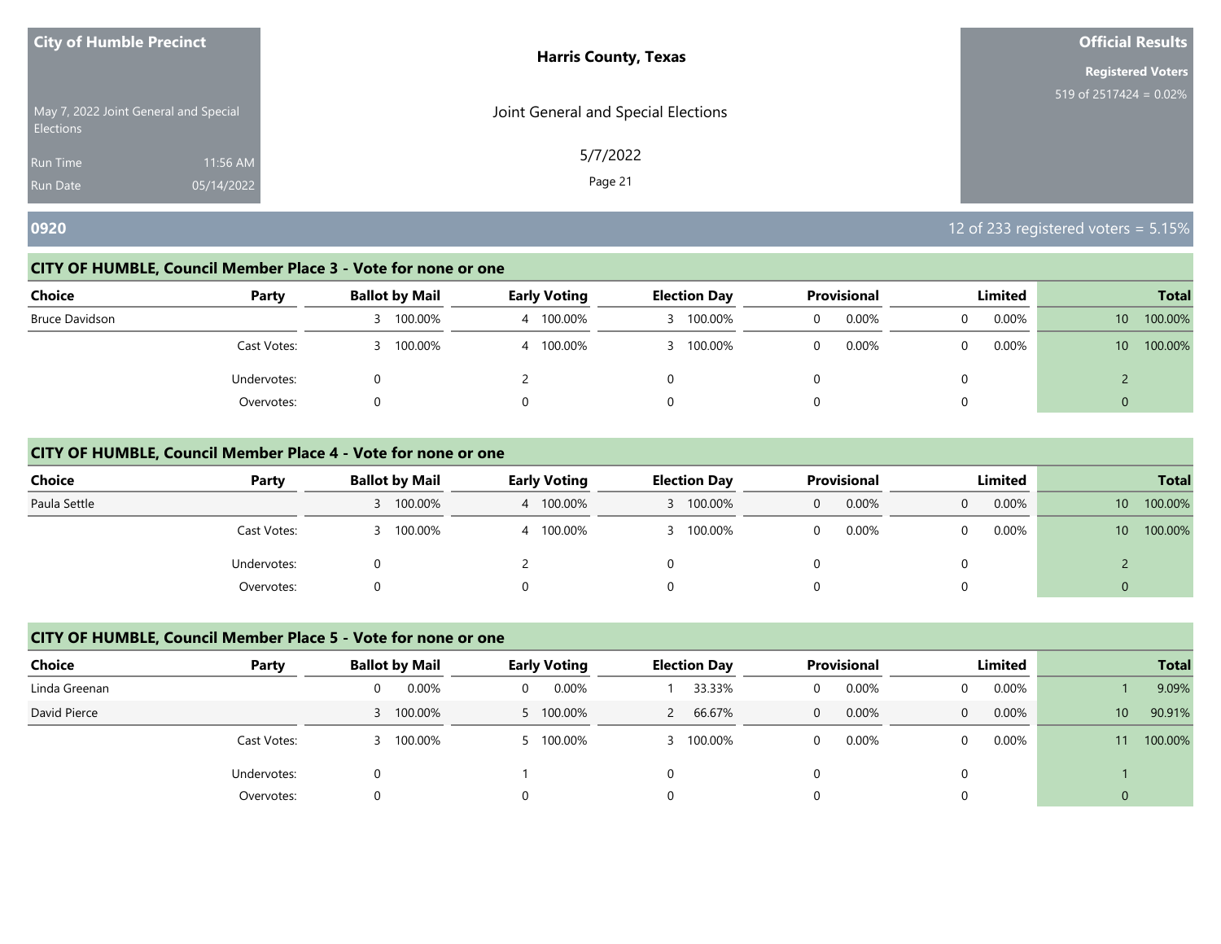City of Humble Precinct

May 7, 2022 Joint General and Special Elections

Run Time 11:56 AM
Run Date 05/14/2022

**Harris County, Texas**

Joint General and Special Elections

5/7/2022

**Official Results**

**Registered Voters**
519 of 2517424 = 0.02%

## 0920

12 of 233 registered voters = 5.15%

### CITY OF HUMBLE, Council Member Place 3 - Vote for none or one

| Choice | Party | Ballot by Mail | | Early Voting | | Election Day | | Provisional | | Limited | | Total | |
|---|---|---|---|---|---|---|---|---|---|---|---|---|---|
| Bruce Davidson | | 3 | 100.00% | 4 | 100.00% | 3 | 100.00% | 0 | 0.00% | 0 | 0.00% | 10 | 100.00% |
| | Cast Votes: | 3 | 100.00% | 4 | 100.00% | 3 | 100.00% | 0 | 0.00% | 0 | 0.00% | 10 | 100.00% |
| | Undervotes: | 0 | | 2 | | 0 | | 0 | | 0 | | 2 | |
| | Overvotes: | 0 | | 0 | | 0 | | 0 | | 0 | | 0 | |

### CITY OF HUMBLE, Council Member Place 4 - Vote for none or one

| Choice | Party | Ballot by Mail | | Early Voting | | Election Day | | Provisional | | Limited | | Total | |
|---|---|---|---|---|---|---|---|---|---|---|---|---|---|
| Paula Settle | | 3 | 100.00% | 4 | 100.00% | 3 | 100.00% | 0 | 0.00% | 0 | 0.00% | 10 | 100.00% |
| | Cast Votes: | 3 | 100.00% | 4 | 100.00% | 3 | 100.00% | 0 | 0.00% | 0 | 0.00% | 10 | 100.00% |
| | Undervotes: | 0 | | 2 | | 0 | | 0 | | 0 | | 2 | |
| | Overvotes: | 0 | | 0 | | 0 | | 0 | | 0 | | 0 | |

### CITY OF HUMBLE, Council Member Place 5 - Vote for none or one

| Choice | Party | Ballot by Mail | | Early Voting | | Election Day | | Provisional | | Limited | | Total | |
|---|---|---|---|---|---|---|---|---|---|---|---|---|---|
| Linda Greenan | | 0 | 0.00% | 0 | 0.00% | 1 | 33.33% | 0 | 0.00% | 0 | 0.00% | 1 | 9.09% |
| David Pierce | | 3 | 100.00% | 5 | 100.00% | 2 | 66.67% | 0 | 0.00% | 0 | 0.00% | 10 | 90.91% |
| | Cast Votes: | 3 | 100.00% | 5 | 100.00% | 3 | 100.00% | 0 | 0.00% | 0 | 0.00% | 11 | 100.00% |
| | Undervotes: | 0 | | 1 | | 0 | | 0 | | 0 | | 1 | |
| | Overvotes: | 0 | | 0 | | 0 | | 0 | | 0 | | 0 | |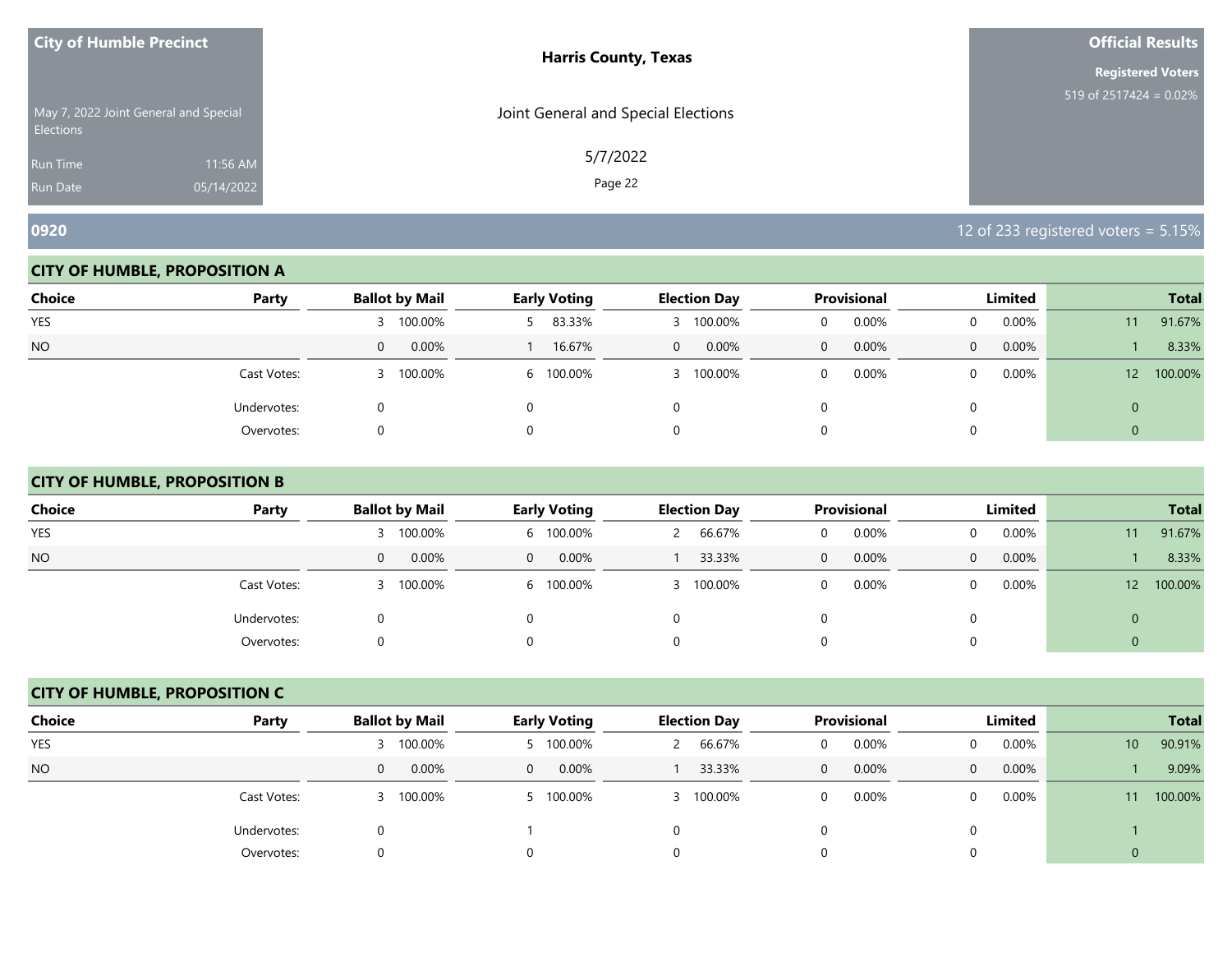**City of Humble Precinct**

May 7, 2022 Joint General and Special Elections

Run Time 11:56 AM

Run Date 05/14/2022

**Harris County, Texas**

Joint General and Special Elections

5/7/2022

**Official Results**

**Registered Voters**

519 of 2517424 = 0.02%

## 0920

12 of 233 registered voters = 5.15%

### CITY OF HUMBLE, PROPOSITION A

| Choice | Party | Ballot by Mail | | Early Voting | | Election Day | | Provisional | | Limited | | Total | |
|---|---|---|---|---|---|---|---|---|---|---|---|---|---|
| YES | | 3 | 100.00% | 5 | 83.33% | 3 | 100.00% | 0 | 0.00% | 0 | 0.00% | 11 | 91.67% |
| NO | | 0 | 0.00% | 1 | 16.67% | 0 | 0.00% | 0 | 0.00% | 0 | 0.00% | 1 | 8.33% |
| | Cast Votes: | 3 | 100.00% | 6 | 100.00% | 3 | 100.00% | 0 | 0.00% | 0 | 0.00% | 12 | 100.00% |
| | Undervotes: | 0 | | 0 | | 0 | | 0 | | 0 | | 0 | |
| | Overvotes: | 0 | | 0 | | 0 | | 0 | | 0 | | 0 | |

### CITY OF HUMBLE, PROPOSITION B

| Choice | Party | Ballot by Mail | | Early Voting | | Election Day | | Provisional | | Limited | | Total | |
|---|---|---|---|---|---|---|---|---|---|---|---|---|---|
| YES | | 3 | 100.00% | 6 | 100.00% | 2 | 66.67% | 0 | 0.00% | 0 | 0.00% | 11 | 91.67% |
| NO | | 0 | 0.00% | 0 | 0.00% | 1 | 33.33% | 0 | 0.00% | 0 | 0.00% | 1 | 8.33% |
| | Cast Votes: | 3 | 100.00% | 6 | 100.00% | 3 | 100.00% | 0 | 0.00% | 0 | 0.00% | 12 | 100.00% |
| | Undervotes: | 0 | | 0 | | 0 | | 0 | | 0 | | 0 | |
| | Overvotes: | 0 | | 0 | | 0 | | 0 | | 0 | | 0 | |

### CITY OF HUMBLE, PROPOSITION C

| Choice | Party | Ballot by Mail | | Early Voting | | Election Day | | Provisional | | Limited | | Total | |
|---|---|---|---|---|---|---|---|---|---|---|---|---|---|
| YES | | 3 | 100.00% | 5 | 100.00% | 2 | 66.67% | 0 | 0.00% | 0 | 0.00% | 10 | 90.91% |
| NO | | 0 | 0.00% | 0 | 0.00% | 1 | 33.33% | 0 | 0.00% | 0 | 0.00% | 1 | 9.09% |
| | Cast Votes: | 3 | 100.00% | 5 | 100.00% | 3 | 100.00% | 0 | 0.00% | 0 | 0.00% | 11 | 100.00% |
| | Undervotes: | 0 | | 1 | | 0 | | 0 | | 0 | | 1 | |
| | Overvotes: | 0 | | 0 | | 0 | | 0 | | 0 | | 0 | |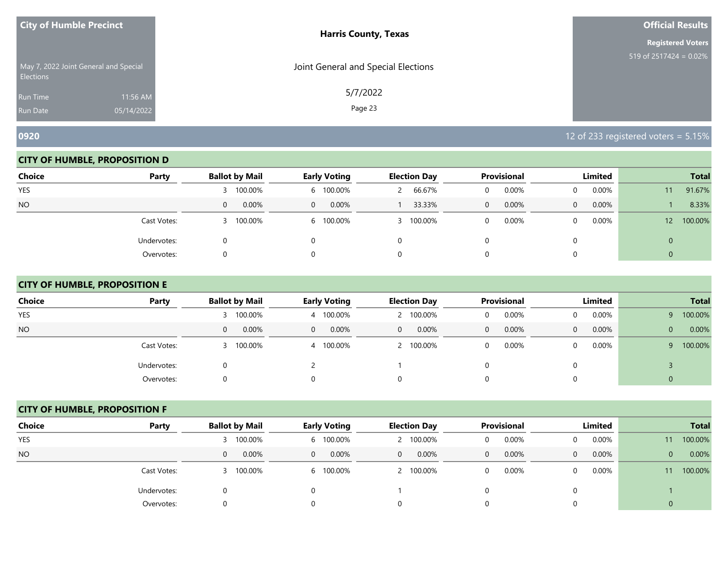## 0920

12 of 233 registered voters = 5.15%

### CITY OF HUMBLE, PROPOSITION D

| Choice | Party | Ballot by Mail | | Early Voting | | Election Day | | Provisional | | Limited | | Total | |
|---|---|---|---|---|---|---|---|---|---|---|---|---|---|
| YES | | 3 | 100.00% | 6 | 100.00% | 2 | 66.67% | 0 | 0.00% | 0 | 0.00% | 11 | 91.67% |
| NO | | 0 | 0.00% | 0 | 0.00% | 1 | 33.33% | 0 | 0.00% | 0 | 0.00% | 1 | 8.33% |
| | Cast Votes: | 3 | 100.00% | 6 | 100.00% | 3 | 100.00% | 0 | 0.00% | 0 | 0.00% | 12 | 100.00% |
| | Undervotes: | 0 | | 0 | | 0 | | 0 | | 0 | | 0 | |
| | Overvotes: | 0 | | 0 | | 0 | | 0 | | 0 | | 0 | |

### CITY OF HUMBLE, PROPOSITION E

| Choice | Party | Ballot by Mail | | Early Voting | | Election Day | | Provisional | | Limited | | Total | |
|---|---|---|---|---|---|---|---|---|---|---|---|---|---|
| YES | | 3 | 100.00% | 4 | 100.00% | 2 | 100.00% | 0 | 0.00% | 0 | 0.00% | 9 | 100.00% |
| NO | | 0 | 0.00% | 0 | 0.00% | 0 | 0.00% | 0 | 0.00% | 0 | 0.00% | 0 | 0.00% |
| | Cast Votes: | 3 | 100.00% | 4 | 100.00% | 2 | 100.00% | 0 | 0.00% | 0 | 0.00% | 9 | 100.00% |
| | Undervotes: | 0 | | 2 | | 1 | | 0 | | 0 | | 3 | |
| | Overvotes: | 0 | | 0 | | 0 | | 0 | | 0 | | 0 | |

### CITY OF HUMBLE, PROPOSITION F

| Choice | Party | Ballot by Mail | | Early Voting | | Election Day | | Provisional | | Limited | | Total | |
|---|---|---|---|---|---|---|---|---|---|---|---|---|---|
| YES | | 3 | 100.00% | 6 | 100.00% | 2 | 100.00% | 0 | 0.00% | 0 | 0.00% | 11 | 100.00% |
| NO | | 0 | 0.00% | 0 | 0.00% | 0 | 0.00% | 0 | 0.00% | 0 | 0.00% | 0 | 0.00% |
| | Cast Votes: | 3 | 100.00% | 6 | 100.00% | 2 | 100.00% | 0 | 0.00% | 0 | 0.00% | 11 | 100.00% |
| | Undervotes: | 0 | | 0 | | 1 | | 0 | | 0 | | 1 | |
| | Overvotes: | 0 | | 0 | | 0 | | 0 | | 0 | | 0 | |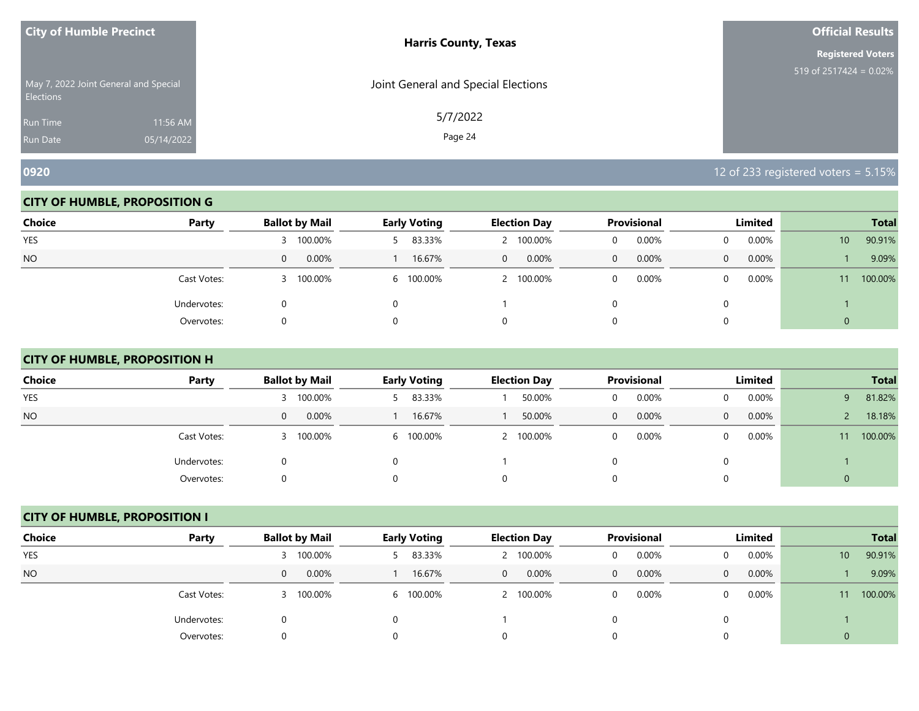**City of Humble Precinct**

May 7, 2022 Joint General and Special Elections

Run Time 11:56 AM
Run Date 05/14/2022

**Harris County, Texas**

Joint General and Special Elections

5/7/2022

**Official Results**

**Registered Voters**
519 of 2517424 = 0.02%

## 0920

12 of 233 registered voters = 5.15%

### CITY OF HUMBLE, PROPOSITION G

| Choice | Party | Ballot by Mail | | Early Voting | | Election Day | | Provisional | | Limited | | Total | |
|---|---|---|---|---|---|---|---|---|---|---|---|---|---|
| YES | | 3 | 100.00% | 5 | 83.33% | 2 | 100.00% | 0 | 0.00% | 0 | 0.00% | 10 | 90.91% |
| NO | | 0 | 0.00% | 1 | 16.67% | 0 | 0.00% | 0 | 0.00% | 0 | 0.00% | 1 | 9.09% |
| | Cast Votes: | 3 | 100.00% | 6 | 100.00% | 2 | 100.00% | 0 | 0.00% | 0 | 0.00% | 11 | 100.00% |
| | Undervotes: | 0 | | 0 | | 1 | | 0 | | 0 | | 1 | |
| | Overvotes: | 0 | | 0 | | 0 | | 0 | | 0 | | 0 | |

### CITY OF HUMBLE, PROPOSITION H

| Choice | Party | Ballot by Mail | | Early Voting | | Election Day | | Provisional | | Limited | | Total | |
|---|---|---|---|---|---|---|---|---|---|---|---|---|---|
| YES | | 3 | 100.00% | 5 | 83.33% | 1 | 50.00% | 0 | 0.00% | 0 | 0.00% | 9 | 81.82% |
| NO | | 0 | 0.00% | 1 | 16.67% | 1 | 50.00% | 0 | 0.00% | 0 | 0.00% | 2 | 18.18% |
| | Cast Votes: | 3 | 100.00% | 6 | 100.00% | 2 | 100.00% | 0 | 0.00% | 0 | 0.00% | 11 | 100.00% |
| | Undervotes: | 0 | | 0 | | 1 | | 0 | | 0 | | 1 | |
| | Overvotes: | 0 | | 0 | | 0 | | 0 | | 0 | | 0 | |

### CITY OF HUMBLE, PROPOSITION I

| Choice | Party | Ballot by Mail | | Early Voting | | Election Day | | Provisional | | Limited | | Total | |
|---|---|---|---|---|---|---|---|---|---|---|---|---|---|
| YES | | 3 | 100.00% | 5 | 83.33% | 2 | 100.00% | 0 | 0.00% | 0 | 0.00% | 10 | 90.91% |
| NO | | 0 | 0.00% | 1 | 16.67% | 0 | 0.00% | 0 | 0.00% | 0 | 0.00% | 1 | 9.09% |
| | Cast Votes: | 3 | 100.00% | 6 | 100.00% | 2 | 100.00% | 0 | 0.00% | 0 | 0.00% | 11 | 100.00% |
| | Undervotes: | 0 | | 0 | | 1 | | 0 | | 0 | | 1 | |
| | Overvotes: | 0 | | 0 | | 0 | | 0 | | 0 | | 0 | |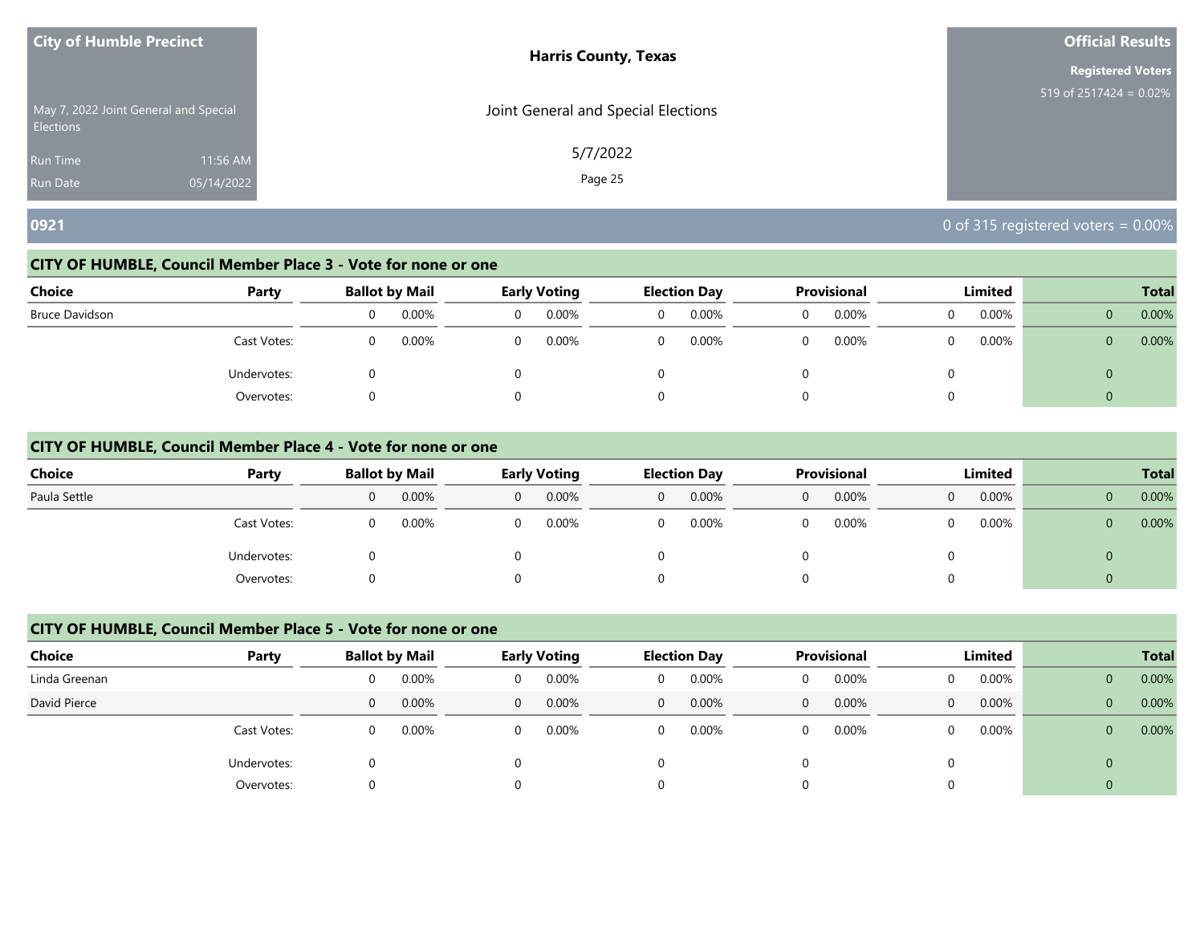**City of Humble Precinct**

May 7, 2022 Joint General and Special Elections

Run Time 11:56 AM
Run Date 05/14/2022

**Harris County, Texas**

Joint General and Special Elections

5/7/2022

**Official Results**

**Registered Voters**
519 of 2517424 = 0.02%

## 0921

0 of 315 registered voters = 0.00%

### CITY OF HUMBLE, Council Member Place 3 - Vote for none or one

| Choice | Party | Ballot by Mail | | Early Voting | | Election Day | | Provisional | | Limited | | Total | |
|---|---|---|---|---|---|---|---|---|---|---|---|---|---|
| Bruce Davidson | | 0 | 0.00% | 0 | 0.00% | 0 | 0.00% | 0 | 0.00% | 0 | 0.00% | 0 | 0.00% |
| | Cast Votes: | 0 | 0.00% | 0 | 0.00% | 0 | 0.00% | 0 | 0.00% | 0 | 0.00% | 0 | 0.00% |
| | Undervotes: | 0 | | 0 | | 0 | | 0 | | 0 | | 0 | |
| | Overvotes: | 0 | | 0 | | 0 | | 0 | | 0 | | 0 | |

### CITY OF HUMBLE, Council Member Place 4 - Vote for none or one

| Choice | Party | Ballot by Mail | | Early Voting | | Election Day | | Provisional | | Limited | | Total | |
|---|---|---|---|---|---|---|---|---|---|---|---|---|---|
| Paula Settle | | 0 | 0.00% | 0 | 0.00% | 0 | 0.00% | 0 | 0.00% | 0 | 0.00% | 0 | 0.00% |
| | Cast Votes: | 0 | 0.00% | 0 | 0.00% | 0 | 0.00% | 0 | 0.00% | 0 | 0.00% | 0 | 0.00% |
| | Undervotes: | 0 | | 0 | | 0 | | 0 | | 0 | | 0 | |
| | Overvotes: | 0 | | 0 | | 0 | | 0 | | 0 | | 0 | |

### CITY OF HUMBLE, Council Member Place 5 - Vote for none or one

| Choice | Party | Ballot by Mail | | Early Voting | | Election Day | | Provisional | | Limited | | Total | |
|---|---|---|---|---|---|---|---|---|---|---|---|---|---|
| Linda Greenan | | 0 | 0.00% | 0 | 0.00% | 0 | 0.00% | 0 | 0.00% | 0 | 0.00% | 0 | 0.00% |
| David Pierce | | 0 | 0.00% | 0 | 0.00% | 0 | 0.00% | 0 | 0.00% | 0 | 0.00% | 0 | 0.00% |
| | Cast Votes: | 0 | 0.00% | 0 | 0.00% | 0 | 0.00% | 0 | 0.00% | 0 | 0.00% | 0 | 0.00% |
| | Undervotes: | 0 | | 0 | | 0 | | 0 | | 0 | | 0 | |
| | Overvotes: | 0 | | 0 | | 0 | | 0 | | 0 | | 0 | |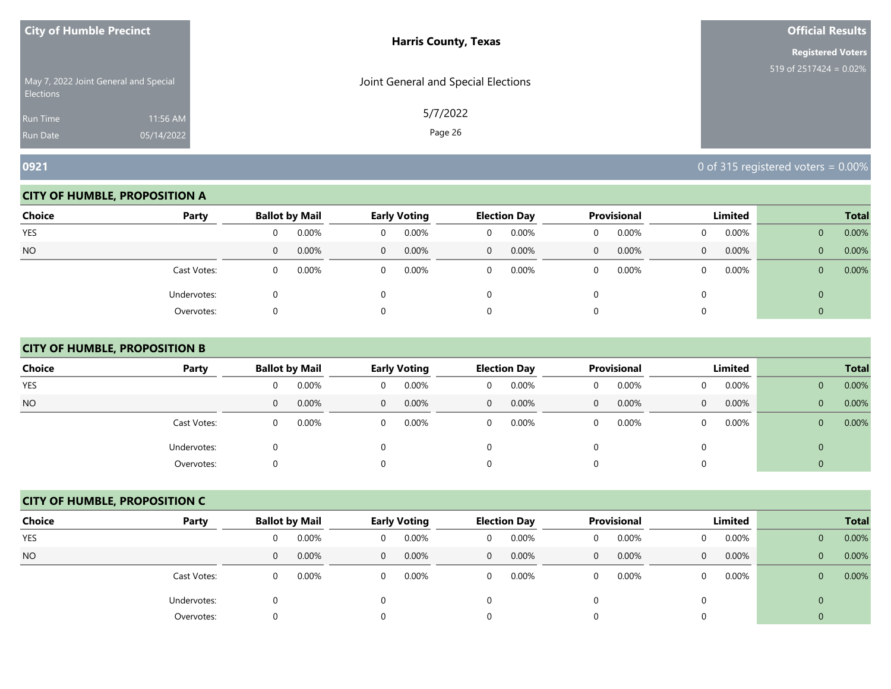**City of Humble Precinct**

May 7, 2022 Joint General and Special Elections

Run Time 11:56 AM
Run Date 05/14/2022

**Harris County, Texas**

Joint General and Special Elections

5/7/2022

**Official Results**

**Registered Voters**
519 of 2517424 = 0.02%

## 0921

0 of 315 registered voters = 0.00%

### CITY OF HUMBLE, PROPOSITION A

| Choice | Party | Ballot by Mail | | Early Voting | | Election Day | | Provisional | | Limited | | Total | |
|---|---|---|---|---|---|---|---|---|---|---|---|---|---|
| YES | | 0 | 0.00% | 0 | 0.00% | 0 | 0.00% | 0 | 0.00% | 0 | 0.00% | 0 | 0.00% |
| NO | | 0 | 0.00% | 0 | 0.00% | 0 | 0.00% | 0 | 0.00% | 0 | 0.00% | 0 | 0.00% |
| | Cast Votes: | 0 | 0.00% | 0 | 0.00% | 0 | 0.00% | 0 | 0.00% | 0 | 0.00% | 0 | 0.00% |
| | Undervotes: | 0 | | 0 | | 0 | | 0 | | 0 | | 0 | |
| | Overvotes: | 0 | | 0 | | 0 | | 0 | | 0 | | 0 | |

### CITY OF HUMBLE, PROPOSITION B

| Choice | Party | Ballot by Mail | | Early Voting | | Election Day | | Provisional | | Limited | | Total | |
|---|---|---|---|---|---|---|---|---|---|---|---|---|---|
| YES | | 0 | 0.00% | 0 | 0.00% | 0 | 0.00% | 0 | 0.00% | 0 | 0.00% | 0 | 0.00% |
| NO | | 0 | 0.00% | 0 | 0.00% | 0 | 0.00% | 0 | 0.00% | 0 | 0.00% | 0 | 0.00% |
| | Cast Votes: | 0 | 0.00% | 0 | 0.00% | 0 | 0.00% | 0 | 0.00% | 0 | 0.00% | 0 | 0.00% |
| | Undervotes: | 0 | | 0 | | 0 | | 0 | | 0 | | 0 | |
| | Overvotes: | 0 | | 0 | | 0 | | 0 | | 0 | | 0 | |

### CITY OF HUMBLE, PROPOSITION C

| Choice | Party | Ballot by Mail | | Early Voting | | Election Day | | Provisional | | Limited | | Total | |
|---|---|---|---|---|---|---|---|---|---|---|---|---|---|
| YES | | 0 | 0.00% | 0 | 0.00% | 0 | 0.00% | 0 | 0.00% | 0 | 0.00% | 0 | 0.00% |
| NO | | 0 | 0.00% | 0 | 0.00% | 0 | 0.00% | 0 | 0.00% | 0 | 0.00% | 0 | 0.00% |
| | Cast Votes: | 0 | 0.00% | 0 | 0.00% | 0 | 0.00% | 0 | 0.00% | 0 | 0.00% | 0 | 0.00% |
| | Undervotes: | 0 | | 0 | | 0 | | 0 | | 0 | | 0 | |
| | Overvotes: | 0 | | 0 | | 0 | | 0 | | 0 | | 0 | |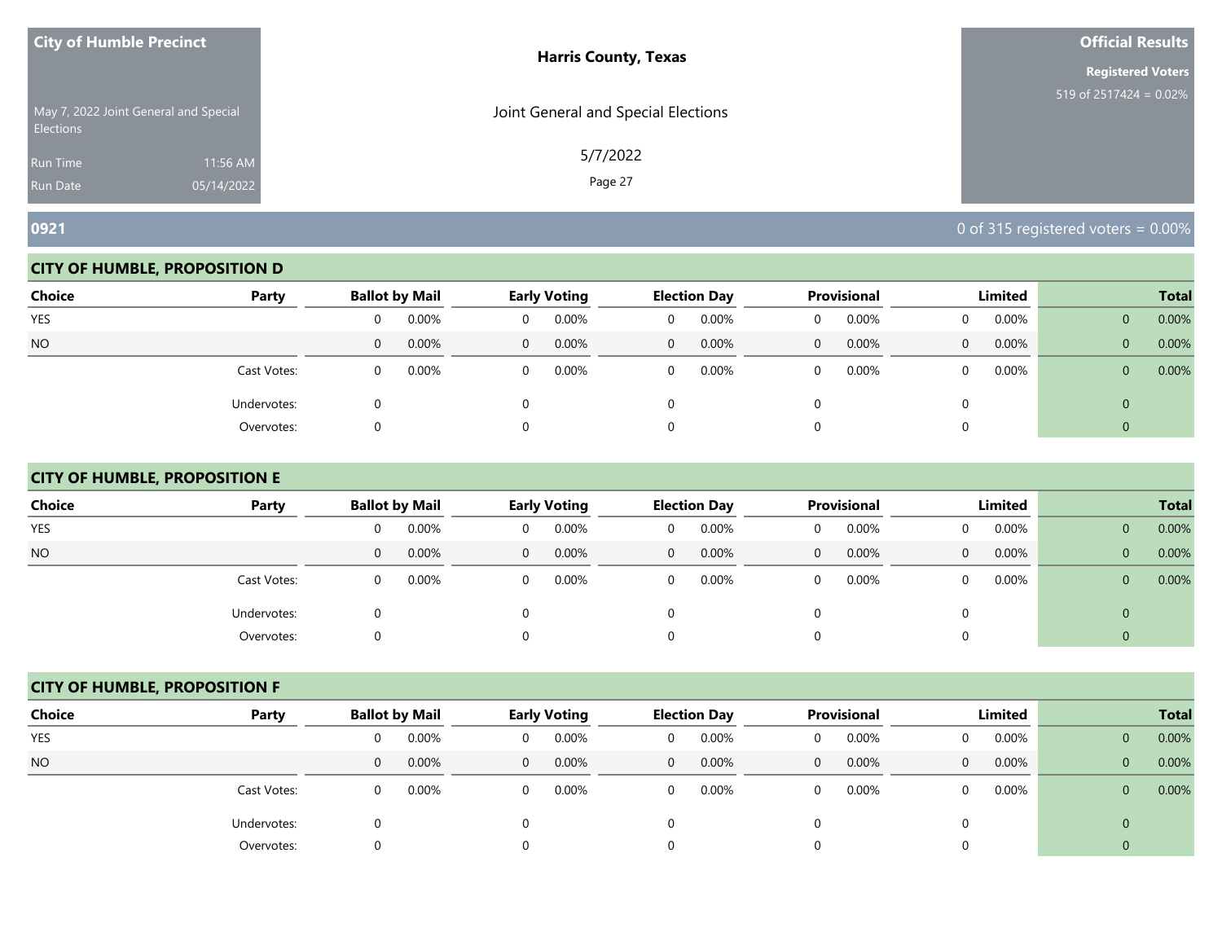City of Humble Precinct

May 7, 2022 Joint General and Special Elections

Run Time 11:56 AM

Run Date 05/14/2022

**Harris County, Texas**

Joint General and Special Elections

5/7/2022

**Official Results**

**Registered Voters**

519 of 2517424 = 0.02%

## 0921

0 of 315 registered voters = 0.00%

### CITY OF HUMBLE, PROPOSITION D

| Choice | Party | Ballot by Mail | | Early Voting | | Election Day | | Provisional | | Limited | | Total | |
|---|---|---|---|---|---|---|---|---|---|---|---|---|---|
| YES | | 0 | 0.00% | 0 | 0.00% | 0 | 0.00% | 0 | 0.00% | 0 | 0.00% | 0 | 0.00% |
| NO | | 0 | 0.00% | 0 | 0.00% | 0 | 0.00% | 0 | 0.00% | 0 | 0.00% | 0 | 0.00% |
| | Cast Votes: | 0 | 0.00% | 0 | 0.00% | 0 | 0.00% | 0 | 0.00% | 0 | 0.00% | 0 | 0.00% |
| | Undervotes: | 0 | | 0 | | 0 | | 0 | | 0 | | 0 | |
| | Overvotes: | 0 | | 0 | | 0 | | 0 | | 0 | | 0 | |

### CITY OF HUMBLE, PROPOSITION E

| Choice | Party | Ballot by Mail | | Early Voting | | Election Day | | Provisional | | Limited | | Total | |
|---|---|---|---|---|---|---|---|---|---|---|---|---|---|
| YES | | 0 | 0.00% | 0 | 0.00% | 0 | 0.00% | 0 | 0.00% | 0 | 0.00% | 0 | 0.00% |
| NO | | 0 | 0.00% | 0 | 0.00% | 0 | 0.00% | 0 | 0.00% | 0 | 0.00% | 0 | 0.00% |
| | Cast Votes: | 0 | 0.00% | 0 | 0.00% | 0 | 0.00% | 0 | 0.00% | 0 | 0.00% | 0 | 0.00% |
| | Undervotes: | 0 | | 0 | | 0 | | 0 | | 0 | | 0 | |
| | Overvotes: | 0 | | 0 | | 0 | | 0 | | 0 | | 0 | |

### CITY OF HUMBLE, PROPOSITION F

| Choice | Party | Ballot by Mail | | Early Voting | | Election Day | | Provisional | | Limited | | Total | |
|---|---|---|---|---|---|---|---|---|---|---|---|---|---|
| YES | | 0 | 0.00% | 0 | 0.00% | 0 | 0.00% | 0 | 0.00% | 0 | 0.00% | 0 | 0.00% |
| NO | | 0 | 0.00% | 0 | 0.00% | 0 | 0.00% | 0 | 0.00% | 0 | 0.00% | 0 | 0.00% |
| | Cast Votes: | 0 | 0.00% | 0 | 0.00% | 0 | 0.00% | 0 | 0.00% | 0 | 0.00% | 0 | 0.00% |
| | Undervotes: | 0 | | 0 | | 0 | | 0 | | 0 | | 0 | |
| | Overvotes: | 0 | | 0 | | 0 | | 0 | | 0 | | 0 | |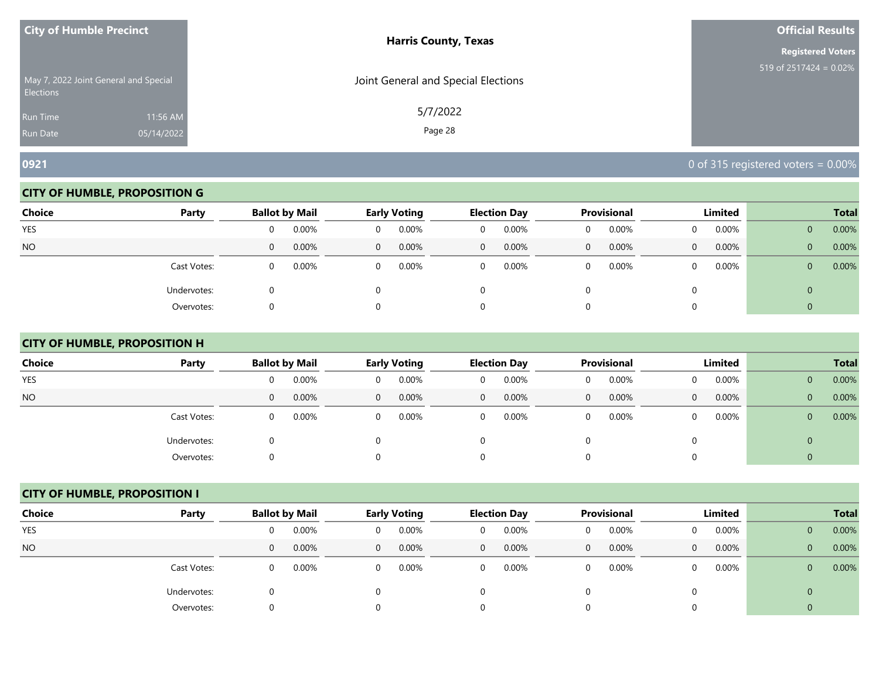**City of Humble Precinct**

May 7, 2022 Joint General and Special Elections

Run Time 11:56 AM

Run Date 05/14/2022

**Harris County, Texas**

Joint General and Special Elections

5/7/2022

**Official Results**

**Registered Voters**

519 of 2517424 = 0.02%

## 0921

0 of 315 registered voters = 0.00%

### CITY OF HUMBLE, PROPOSITION G

| Choice | Party | Ballot by Mail | | Early Voting | | Election Day | | Provisional | | Limited | | Total | |
|---|---|---|---|---|---|---|---|---|---|---|---|---|---|
| YES | | 0 | 0.00% | 0 | 0.00% | 0 | 0.00% | 0 | 0.00% | 0 | 0.00% | 0 | 0.00% |
| NO | | 0 | 0.00% | 0 | 0.00% | 0 | 0.00% | 0 | 0.00% | 0 | 0.00% | 0 | 0.00% |
| | Cast Votes: | 0 | 0.00% | 0 | 0.00% | 0 | 0.00% | 0 | 0.00% | 0 | 0.00% | 0 | 0.00% |
| | Undervotes: | 0 | | 0 | | 0 | | 0 | | 0 | | 0 | |
| | Overvotes: | 0 | | 0 | | 0 | | 0 | | 0 | | 0 | |

### CITY OF HUMBLE, PROPOSITION H

| Choice | Party | Ballot by Mail | | Early Voting | | Election Day | | Provisional | | Limited | | Total | |
|---|---|---|---|---|---|---|---|---|---|---|---|---|---|
| YES | | 0 | 0.00% | 0 | 0.00% | 0 | 0.00% | 0 | 0.00% | 0 | 0.00% | 0 | 0.00% |
| NO | | 0 | 0.00% | 0 | 0.00% | 0 | 0.00% | 0 | 0.00% | 0 | 0.00% | 0 | 0.00% |
| | Cast Votes: | 0 | 0.00% | 0 | 0.00% | 0 | 0.00% | 0 | 0.00% | 0 | 0.00% | 0 | 0.00% |
| | Undervotes: | 0 | | 0 | | 0 | | 0 | | 0 | | 0 | |
| | Overvotes: | 0 | | 0 | | 0 | | 0 | | 0 | | 0 | |

### CITY OF HUMBLE, PROPOSITION I

| Choice | Party | Ballot by Mail | | Early Voting | | Election Day | | Provisional | | Limited | | Total | |
|---|---|---|---|---|---|---|---|---|---|---|---|---|---|
| YES | | 0 | 0.00% | 0 | 0.00% | 0 | 0.00% | 0 | 0.00% | 0 | 0.00% | 0 | 0.00% |
| NO | | 0 | 0.00% | 0 | 0.00% | 0 | 0.00% | 0 | 0.00% | 0 | 0.00% | 0 | 0.00% |
| | Cast Votes: | 0 | 0.00% | 0 | 0.00% | 0 | 0.00% | 0 | 0.00% | 0 | 0.00% | 0 | 0.00% |
| | Undervotes: | 0 | | 0 | | 0 | | 0 | | 0 | | 0 | |
| | Overvotes: | 0 | | 0 | | 0 | | 0 | | 0 | | 0 | |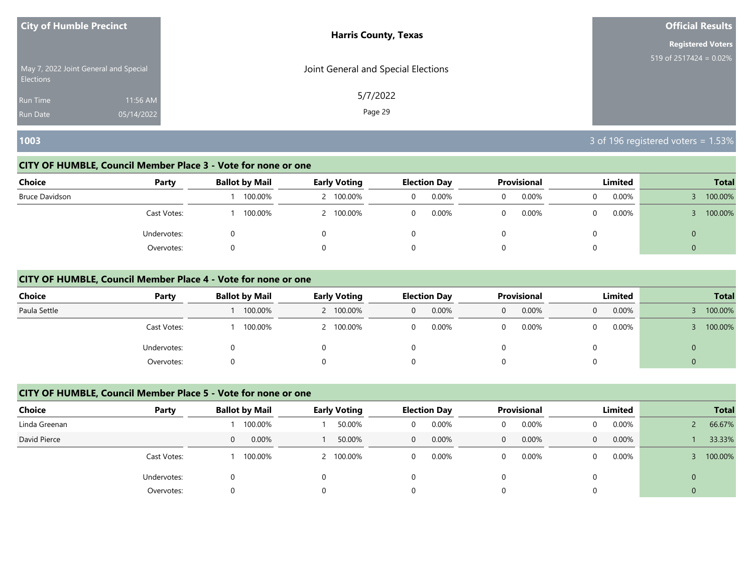**City of Humble Precinct**

May 7, 2022 Joint General and Special Elections

Run Time 11:56 AM

Run Date 05/14/2022

**Harris County, Texas**

Joint General and Special Elections

5/7/2022

**Official Results**

**Registered Voters**

519 of 2517424 = 0.02%

## 1003

3 of 196 registered voters = 1.53%

### CITY OF HUMBLE, Council Member Place 3 - Vote for none or one

| Choice | Party | Ballot by Mail | | Early Voting | | Election Day | | Provisional | | Limited | | Total | |
|---|---|---|---|---|---|---|---|---|---|---|---|---|---|
| Bruce Davidson | | 1 | 100.00% | 2 | 100.00% | 0 | 0.00% | 0 | 0.00% | 0 | 0.00% | 3 | 100.00% |
| | Cast Votes: | 1 | 100.00% | 2 | 100.00% | 0 | 0.00% | 0 | 0.00% | 0 | 0.00% | 3 | 100.00% |
| | Undervotes: | 0 | | 0 | | 0 | | 0 | | 0 | | 0 | |
| | Overvotes: | 0 | | 0 | | 0 | | 0 | | 0 | | 0 | |

### CITY OF HUMBLE, Council Member Place 4 - Vote for none or one

| Choice | Party | Ballot by Mail | | Early Voting | | Election Day | | Provisional | | Limited | | Total | |
|---|---|---|---|---|---|---|---|---|---|---|---|---|---|
| Paula Settle | | 1 | 100.00% | 2 | 100.00% | 0 | 0.00% | 0 | 0.00% | 0 | 0.00% | 3 | 100.00% |
| | Cast Votes: | 1 | 100.00% | 2 | 100.00% | 0 | 0.00% | 0 | 0.00% | 0 | 0.00% | 3 | 100.00% |
| | Undervotes: | 0 | | 0 | | 0 | | 0 | | 0 | | 0 | |
| | Overvotes: | 0 | | 0 | | 0 | | 0 | | 0 | | 0 | |

### CITY OF HUMBLE, Council Member Place 5 - Vote for none or one

| Choice | Party | Ballot by Mail | | Early Voting | | Election Day | | Provisional | | Limited | | Total | |
|---|---|---|---|---|---|---|---|---|---|---|---|---|---|
| Linda Greenan | | 1 | 100.00% | 1 | 50.00% | 0 | 0.00% | 0 | 0.00% | 0 | 0.00% | 2 | 66.67% |
| David Pierce | | 0 | 0.00% | 1 | 50.00% | 0 | 0.00% | 0 | 0.00% | 0 | 0.00% | 1 | 33.33% |
| | Cast Votes: | 1 | 100.00% | 2 | 100.00% | 0 | 0.00% | 0 | 0.00% | 0 | 0.00% | 3 | 100.00% |
| | Undervotes: | 0 | | 0 | | 0 | | 0 | | 0 | | 0 | |
| | Overvotes: | 0 | | 0 | | 0 | | 0 | | 0 | | 0 | |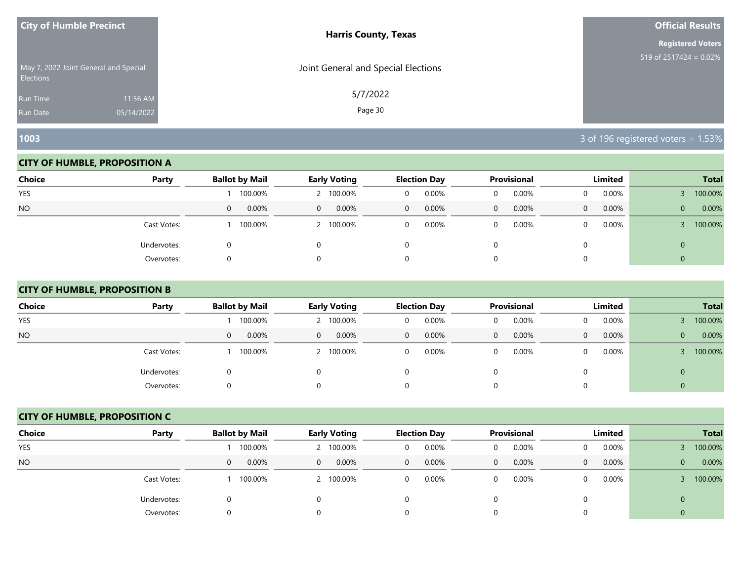**City of Humble Precinct**

May 7, 2022 Joint General and Special Elections

Run Time 11:56 AM

Run Date 05/14/2022

**Harris County, Texas**

Joint General and Special Elections

5/7/2022

**Official Results**

**Registered Voters**

519 of 2517424 = 0.02%

## 1003

3 of 196 registered voters = 1.53%

### CITY OF HUMBLE, PROPOSITION A

| Choice | Party | Ballot by Mail | | Early Voting | | Election Day | | Provisional | | Limited | | Total | |
|---|---|---|---|---|---|---|---|---|---|---|---|---|---|
| YES | | 1 | 100.00% | 2 | 100.00% | 0 | 0.00% | 0 | 0.00% | 0 | 0.00% | 3 | 100.00% |
| NO | | 0 | 0.00% | 0 | 0.00% | 0 | 0.00% | 0 | 0.00% | 0 | 0.00% | 0 | 0.00% |
| | Cast Votes: | 1 | 100.00% | 2 | 100.00% | 0 | 0.00% | 0 | 0.00% | 0 | 0.00% | 3 | 100.00% |
| | Undervotes: | 0 | | 0 | | 0 | | 0 | | 0 | | 0 | |
| | Overvotes: | 0 | | 0 | | 0 | | 0 | | 0 | | 0 | |

### CITY OF HUMBLE, PROPOSITION B

| Choice | Party | Ballot by Mail | | Early Voting | | Election Day | | Provisional | | Limited | | Total | |
|---|---|---|---|---|---|---|---|---|---|---|---|---|---|
| YES | | 1 | 100.00% | 2 | 100.00% | 0 | 0.00% | 0 | 0.00% | 0 | 0.00% | 3 | 100.00% |
| NO | | 0 | 0.00% | 0 | 0.00% | 0 | 0.00% | 0 | 0.00% | 0 | 0.00% | 0 | 0.00% |
| | Cast Votes: | 1 | 100.00% | 2 | 100.00% | 0 | 0.00% | 0 | 0.00% | 0 | 0.00% | 3 | 100.00% |
| | Undervotes: | 0 | | 0 | | 0 | | 0 | | 0 | | 0 | |
| | Overvotes: | 0 | | 0 | | 0 | | 0 | | 0 | | 0 | |

### CITY OF HUMBLE, PROPOSITION C

| Choice | Party | Ballot by Mail | | Early Voting | | Election Day | | Provisional | | Limited | | Total | |
|---|---|---|---|---|---|---|---|---|---|---|---|---|---|
| YES | | 1 | 100.00% | 2 | 100.00% | 0 | 0.00% | 0 | 0.00% | 0 | 0.00% | 3 | 100.00% |
| NO | | 0 | 0.00% | 0 | 0.00% | 0 | 0.00% | 0 | 0.00% | 0 | 0.00% | 0 | 0.00% |
| | Cast Votes: | 1 | 100.00% | 2 | 100.00% | 0 | 0.00% | 0 | 0.00% | 0 | 0.00% | 3 | 100.00% |
| | Undervotes: | 0 | | 0 | | 0 | | 0 | | 0 | | 0 | |
| | Overvotes: | 0 | | 0 | | 0 | | 0 | | 0 | | 0 | |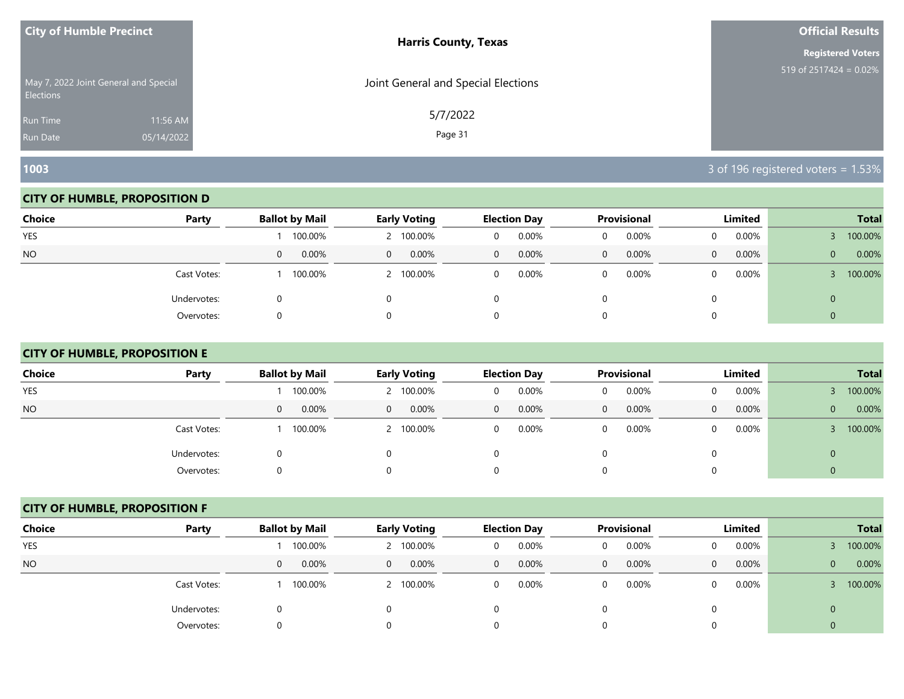**City of Humble Precinct**

May 7, 2022 Joint General and Special Elections

Run Time 11:56 AM

Run Date 05/14/2022

**Harris County, Texas**

Joint General and Special Elections

5/7/2022

**Official Results**

**Registered Voters**

519 of 2517424 = 0.02%

## 1003

3 of 196 registered voters = 1.53%

### CITY OF HUMBLE, PROPOSITION D

| Choice | Party | Ballot by Mail | | Early Voting | | Election Day | | Provisional | | Limited | | Total | |
|---|---|---|---|---|---|---|---|---|---|---|---|---|---|
| YES | | 1 | 100.00% | 2 | 100.00% | 0 | 0.00% | 0 | 0.00% | 0 | 0.00% | 3 | 100.00% |
| NO | | 0 | 0.00% | 0 | 0.00% | 0 | 0.00% | 0 | 0.00% | 0 | 0.00% | 0 | 0.00% |
| | Cast Votes: | 1 | 100.00% | 2 | 100.00% | 0 | 0.00% | 0 | 0.00% | 0 | 0.00% | 3 | 100.00% |
| | Undervotes: | 0 | | 0 | | 0 | | 0 | | 0 | | 0 | |
| | Overvotes: | 0 | | 0 | | 0 | | 0 | | 0 | | 0 | |

### CITY OF HUMBLE, PROPOSITION E

| Choice | Party | Ballot by Mail | | Early Voting | | Election Day | | Provisional | | Limited | | Total | |
|---|---|---|---|---|---|---|---|---|---|---|---|---|---|
| YES | | 1 | 100.00% | 2 | 100.00% | 0 | 0.00% | 0 | 0.00% | 0 | 0.00% | 3 | 100.00% |
| NO | | 0 | 0.00% | 0 | 0.00% | 0 | 0.00% | 0 | 0.00% | 0 | 0.00% | 0 | 0.00% |
| | Cast Votes: | 1 | 100.00% | 2 | 100.00% | 0 | 0.00% | 0 | 0.00% | 0 | 0.00% | 3 | 100.00% |
| | Undervotes: | 0 | | 0 | | 0 | | 0 | | 0 | | 0 | |
| | Overvotes: | 0 | | 0 | | 0 | | 0 | | 0 | | 0 | |

### CITY OF HUMBLE, PROPOSITION F

| Choice | Party | Ballot by Mail | | Early Voting | | Election Day | | Provisional | | Limited | | Total | |
|---|---|---|---|---|---|---|---|---|---|---|---|---|---|
| YES | | 1 | 100.00% | 2 | 100.00% | 0 | 0.00% | 0 | 0.00% | 0 | 0.00% | 3 | 100.00% |
| NO | | 0 | 0.00% | 0 | 0.00% | 0 | 0.00% | 0 | 0.00% | 0 | 0.00% | 0 | 0.00% |
| | Cast Votes: | 1 | 100.00% | 2 | 100.00% | 0 | 0.00% | 0 | 0.00% | 0 | 0.00% | 3 | 100.00% |
| | Undervotes: | 0 | | 0 | | 0 | | 0 | | 0 | | 0 | |
| | Overvotes: | 0 | | 0 | | 0 | | 0 | | 0 | | 0 | |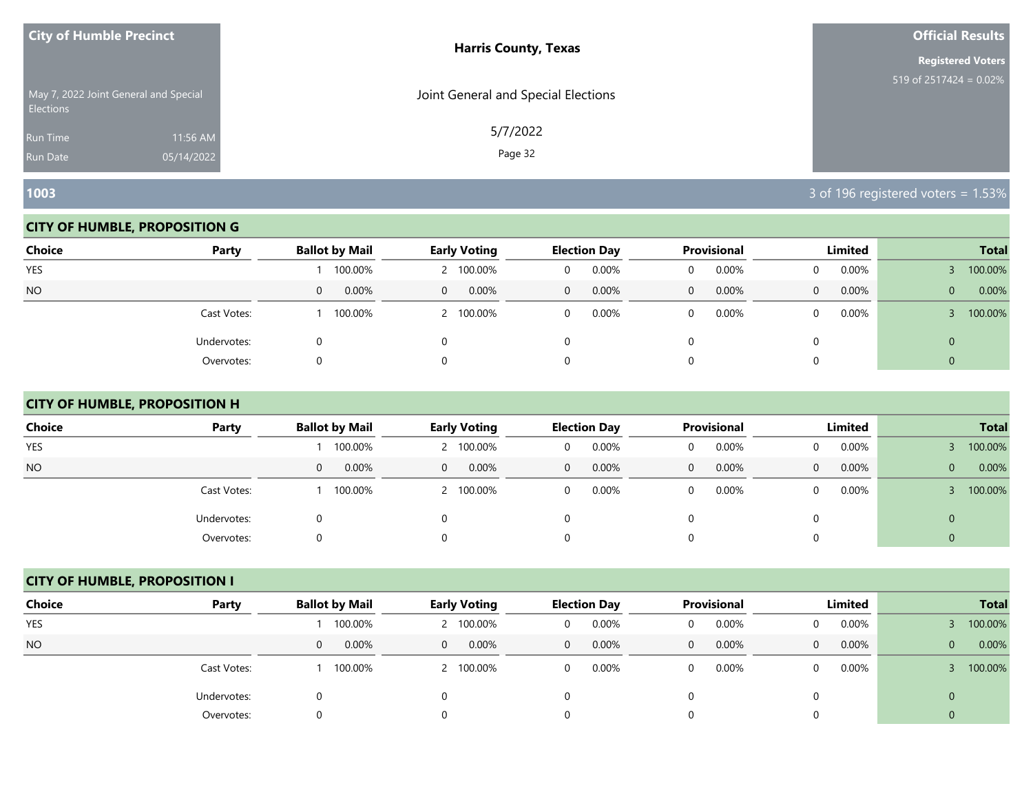**City of Humble Precinct**

May 7, 2022 Joint General and Special Elections

Run Time 11:56 AM

Run Date 05/14/2022

**Harris County, Texas**

Joint General and Special Elections

5/7/2022

**Official Results**

**Registered Voters**

519 of 2517424 = 0.02%

## 1003

3 of 196 registered voters = 1.53%

### CITY OF HUMBLE, PROPOSITION G

| Choice | Party | Ballot by Mail | | Early Voting | | Election Day | | Provisional | | Limited | | Total | |
|---|---|---|---|---|---|---|---|---|---|---|---|---|---|
| YES | | 1 | 100.00% | 2 | 100.00% | 0 | 0.00% | 0 | 0.00% | 0 | 0.00% | 3 | 100.00% |
| NO | | 0 | 0.00% | 0 | 0.00% | 0 | 0.00% | 0 | 0.00% | 0 | 0.00% | 0 | 0.00% |
| | Cast Votes: | 1 | 100.00% | 2 | 100.00% | 0 | 0.00% | 0 | 0.00% | 0 | 0.00% | 3 | 100.00% |
| | Undervotes: | 0 | | 0 | | 0 | | 0 | | 0 | | 0 | |
| | Overvotes: | 0 | | 0 | | 0 | | 0 | | 0 | | 0 | |

### CITY OF HUMBLE, PROPOSITION H

| Choice | Party | Ballot by Mail | | Early Voting | | Election Day | | Provisional | | Limited | | Total | |
|---|---|---|---|---|---|---|---|---|---|---|---|---|---|
| YES | | 1 | 100.00% | 2 | 100.00% | 0 | 0.00% | 0 | 0.00% | 0 | 0.00% | 3 | 100.00% |
| NO | | 0 | 0.00% | 0 | 0.00% | 0 | 0.00% | 0 | 0.00% | 0 | 0.00% | 0 | 0.00% |
| | Cast Votes: | 1 | 100.00% | 2 | 100.00% | 0 | 0.00% | 0 | 0.00% | 0 | 0.00% | 3 | 100.00% |
| | Undervotes: | 0 | | 0 | | 0 | | 0 | | 0 | | 0 | |
| | Overvotes: | 0 | | 0 | | 0 | | 0 | | 0 | | 0 | |

### CITY OF HUMBLE, PROPOSITION I

| Choice | Party | Ballot by Mail | | Early Voting | | Election Day | | Provisional | | Limited | | Total | |
|---|---|---|---|---|---|---|---|---|---|---|---|---|---|
| YES | | 1 | 100.00% | 2 | 100.00% | 0 | 0.00% | 0 | 0.00% | 0 | 0.00% | 3 | 100.00% |
| NO | | 0 | 0.00% | 0 | 0.00% | 0 | 0.00% | 0 | 0.00% | 0 | 0.00% | 0 | 0.00% |
| | Cast Votes: | 1 | 100.00% | 2 | 100.00% | 0 | 0.00% | 0 | 0.00% | 0 | 0.00% | 3 | 100.00% |
| | Undervotes: | 0 | | 0 | | 0 | | 0 | | 0 | | 0 | |
| | Overvotes: | 0 | | 0 | | 0 | | 0 | | 0 | | 0 | |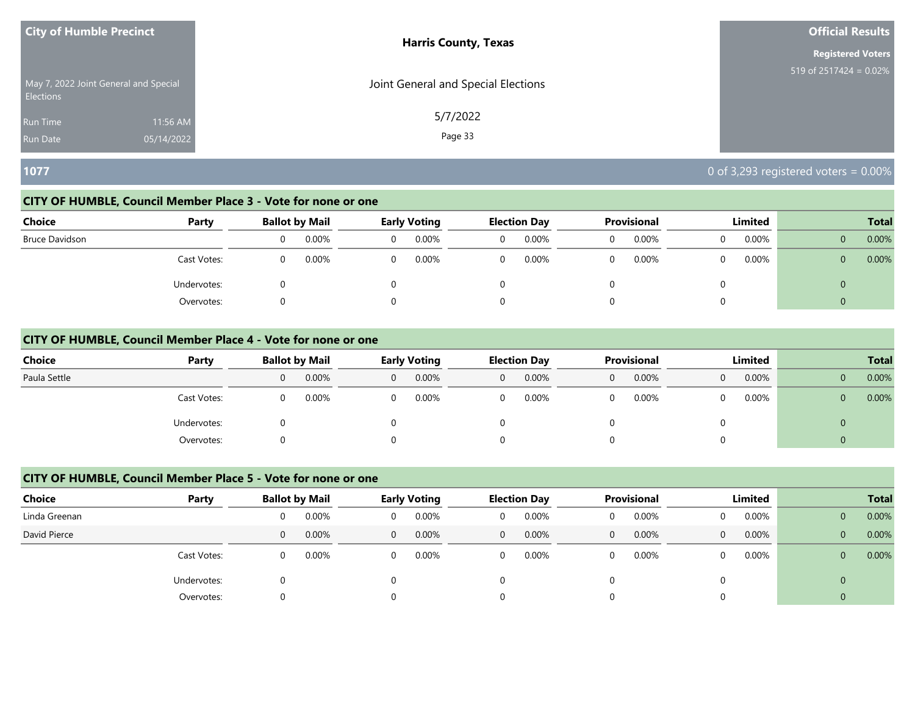**City of Humble Precinct**

May 7, 2022 Joint General and Special Elections

Run Time 11:56 AM
Run Date 05/14/2022

**Harris County, Texas**

Joint General and Special Elections

5/7/2022

**Official Results**

**Registered Voters**
519 of 2517424 = 0.02%

## 1077

0 of 3,293 registered voters = 0.00%

### CITY OF HUMBLE, Council Member Place 3 - Vote for none or one

| Choice | Party | Ballot by Mail | | Early Voting | | Election Day | | Provisional | | Limited | | Total | |
|---|---|---|---|---|---|---|---|---|---|---|---|---|---|
| Bruce Davidson | | 0 | 0.00% | 0 | 0.00% | 0 | 0.00% | 0 | 0.00% | 0 | 0.00% | 0 | 0.00% |
| | Cast Votes: | 0 | 0.00% | 0 | 0.00% | 0 | 0.00% | 0 | 0.00% | 0 | 0.00% | 0 | 0.00% |
| | Undervotes: | 0 | | 0 | | 0 | | 0 | | 0 | | 0 | |
| | Overvotes: | 0 | | 0 | | 0 | | 0 | | 0 | | 0 | |

### CITY OF HUMBLE, Council Member Place 4 - Vote for none or one

| Choice | Party | Ballot by Mail | | Early Voting | | Election Day | | Provisional | | Limited | | Total | |
|---|---|---|---|---|---|---|---|---|---|---|---|---|---|
| Paula Settle | | 0 | 0.00% | 0 | 0.00% | 0 | 0.00% | 0 | 0.00% | 0 | 0.00% | 0 | 0.00% |
| | Cast Votes: | 0 | 0.00% | 0 | 0.00% | 0 | 0.00% | 0 | 0.00% | 0 | 0.00% | 0 | 0.00% |
| | Undervotes: | 0 | | 0 | | 0 | | 0 | | 0 | | 0 | |
| | Overvotes: | 0 | | 0 | | 0 | | 0 | | 0 | | 0 | |

### CITY OF HUMBLE, Council Member Place 5 - Vote for none or one

| Choice | Party | Ballot by Mail | | Early Voting | | Election Day | | Provisional | | Limited | | Total | |
|---|---|---|---|---|---|---|---|---|---|---|---|---|---|
| Linda Greenan | | 0 | 0.00% | 0 | 0.00% | 0 | 0.00% | 0 | 0.00% | 0 | 0.00% | 0 | 0.00% |
| David Pierce | | 0 | 0.00% | 0 | 0.00% | 0 | 0.00% | 0 | 0.00% | 0 | 0.00% | 0 | 0.00% |
| | Cast Votes: | 0 | 0.00% | 0 | 0.00% | 0 | 0.00% | 0 | 0.00% | 0 | 0.00% | 0 | 0.00% |
| | Undervotes: | 0 | | 0 | | 0 | | 0 | | 0 | | 0 | |
| | Overvotes: | 0 | | 0 | | 0 | | 0 | | 0 | | 0 | |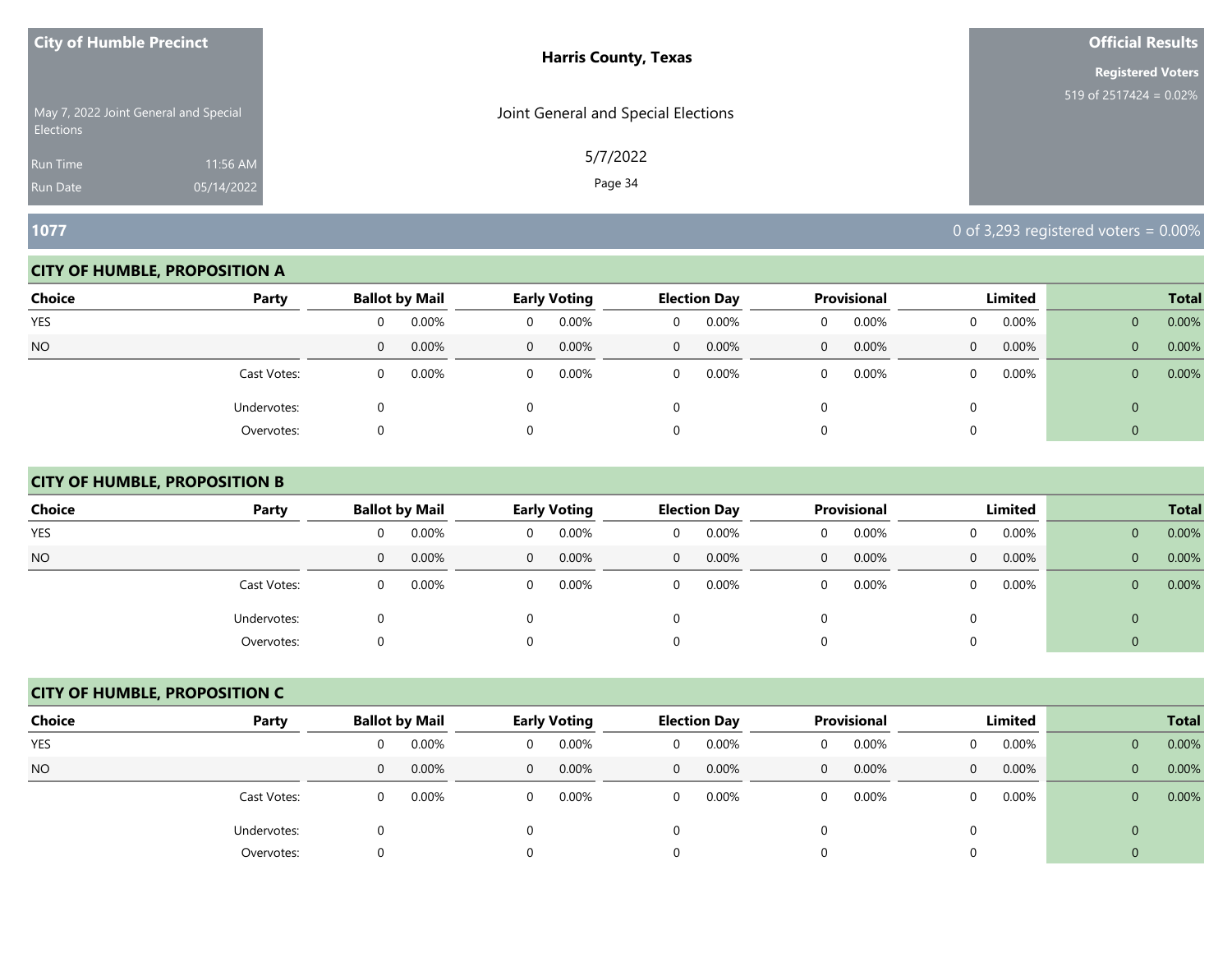## 1077

0 of 3,293 registered voters = 0.00%

### CITY OF HUMBLE, PROPOSITION A

| Choice | Party | Ballot by Mail | | Early Voting | | Election Day | | Provisional | | Limited | | Total | |
|---|---|---|---|---|---|---|---|---|---|---|---|---|---|
| YES | | 0 | 0.00% | 0 | 0.00% | 0 | 0.00% | 0 | 0.00% | 0 | 0.00% | 0 | 0.00% |
| NO | | 0 | 0.00% | 0 | 0.00% | 0 | 0.00% | 0 | 0.00% | 0 | 0.00% | 0 | 0.00% |
| | Cast Votes: | 0 | 0.00% | 0 | 0.00% | 0 | 0.00% | 0 | 0.00% | 0 | 0.00% | 0 | 0.00% |
| | Undervotes: | 0 | | 0 | | 0 | | 0 | | 0 | | 0 | |
| | Overvotes: | 0 | | 0 | | 0 | | 0 | | 0 | | 0 | |

### CITY OF HUMBLE, PROPOSITION B

| Choice | Party | Ballot by Mail | | Early Voting | | Election Day | | Provisional | | Limited | | Total | |
|---|---|---|---|---|---|---|---|---|---|---|---|---|---|
| YES | | 0 | 0.00% | 0 | 0.00% | 0 | 0.00% | 0 | 0.00% | 0 | 0.00% | 0 | 0.00% |
| NO | | 0 | 0.00% | 0 | 0.00% | 0 | 0.00% | 0 | 0.00% | 0 | 0.00% | 0 | 0.00% |
| | Cast Votes: | 0 | 0.00% | 0 | 0.00% | 0 | 0.00% | 0 | 0.00% | 0 | 0.00% | 0 | 0.00% |
| | Undervotes: | 0 | | 0 | | 0 | | 0 | | 0 | | 0 | |
| | Overvotes: | 0 | | 0 | | 0 | | 0 | | 0 | | 0 | |

### CITY OF HUMBLE, PROPOSITION C

| Choice | Party | Ballot by Mail | | Early Voting | | Election Day | | Provisional | | Limited | | Total | |
|---|---|---|---|---|---|---|---|---|---|---|---|---|---|
| YES | | 0 | 0.00% | 0 | 0.00% | 0 | 0.00% | 0 | 0.00% | 0 | 0.00% | 0 | 0.00% |
| NO | | 0 | 0.00% | 0 | 0.00% | 0 | 0.00% | 0 | 0.00% | 0 | 0.00% | 0 | 0.00% |
| | Cast Votes: | 0 | 0.00% | 0 | 0.00% | 0 | 0.00% | 0 | 0.00% | 0 | 0.00% | 0 | 0.00% |
| | Undervotes: | 0 | | 0 | | 0 | | 0 | | 0 | | 0 | |
| | Overvotes: | 0 | | 0 | | 0 | | 0 | | 0 | | 0 | |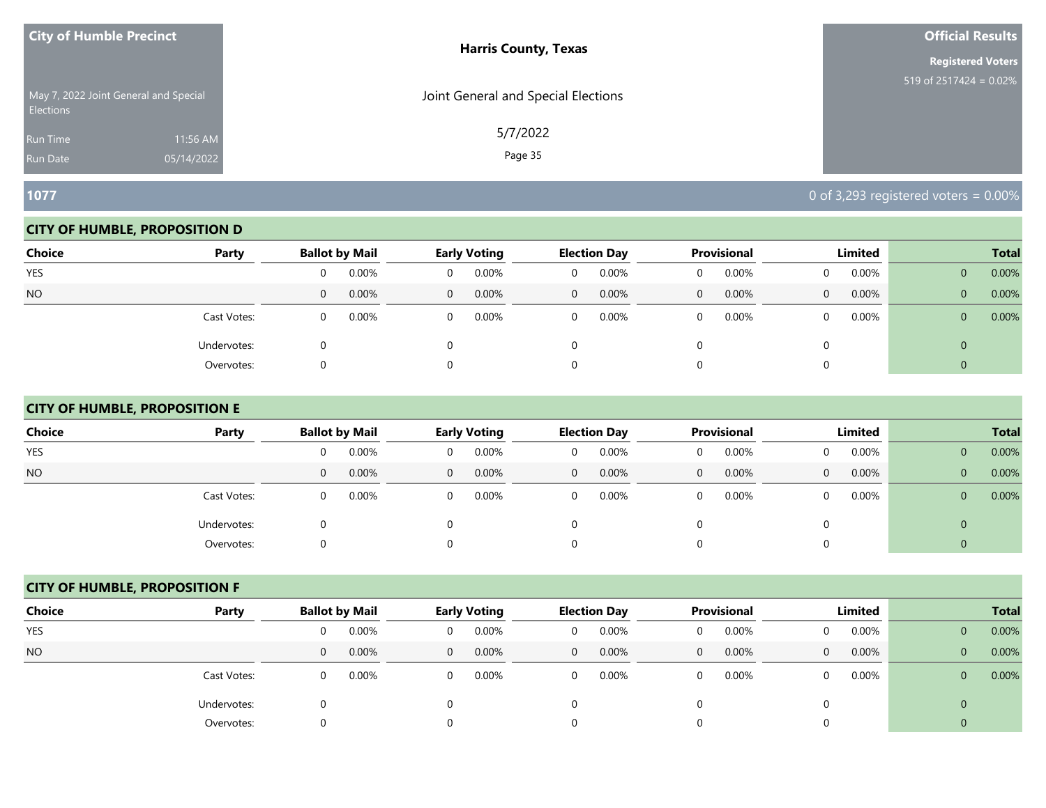**City of Humble Precinct**

May 7, 2022 Joint General and Special Elections

Run Time 11:56 AM

Run Date 05/14/2022

**Harris County, Texas**

Joint General and Special Elections

5/7/2022

**Official Results**

**Registered Voters**

519 of 2517424 = 0.02%

## 1077

0 of 3,293 registered voters = 0.00%

### CITY OF HUMBLE, PROPOSITION D

| Choice | Party | Ballot by Mail | | Early Voting | | Election Day | | Provisional | | Limited | | Total | |
|---|---|---|---|---|---|---|---|---|---|---|---|---|---|
| YES | | 0 | 0.00% | 0 | 0.00% | 0 | 0.00% | 0 | 0.00% | 0 | 0.00% | 0 | 0.00% |
| NO | | 0 | 0.00% | 0 | 0.00% | 0 | 0.00% | 0 | 0.00% | 0 | 0.00% | 0 | 0.00% |
| | Cast Votes: | 0 | 0.00% | 0 | 0.00% | 0 | 0.00% | 0 | 0.00% | 0 | 0.00% | 0 | 0.00% |
| | Undervotes: | 0 | | 0 | | 0 | | 0 | | 0 | | 0 | |
| | Overvotes: | 0 | | 0 | | 0 | | 0 | | 0 | | 0 | |

### CITY OF HUMBLE, PROPOSITION E

| Choice | Party | Ballot by Mail | | Early Voting | | Election Day | | Provisional | | Limited | | Total | |
|---|---|---|---|---|---|---|---|---|---|---|---|---|---|
| YES | | 0 | 0.00% | 0 | 0.00% | 0 | 0.00% | 0 | 0.00% | 0 | 0.00% | 0 | 0.00% |
| NO | | 0 | 0.00% | 0 | 0.00% | 0 | 0.00% | 0 | 0.00% | 0 | 0.00% | 0 | 0.00% |
| | Cast Votes: | 0 | 0.00% | 0 | 0.00% | 0 | 0.00% | 0 | 0.00% | 0 | 0.00% | 0 | 0.00% |
| | Undervotes: | 0 | | 0 | | 0 | | 0 | | 0 | | 0 | |
| | Overvotes: | 0 | | 0 | | 0 | | 0 | | 0 | | 0 | |

### CITY OF HUMBLE, PROPOSITION F

| Choice | Party | Ballot by Mail | | Early Voting | | Election Day | | Provisional | | Limited | | Total | |
|---|---|---|---|---|---|---|---|---|---|---|---|---|---|
| YES | | 0 | 0.00% | 0 | 0.00% | 0 | 0.00% | 0 | 0.00% | 0 | 0.00% | 0 | 0.00% |
| NO | | 0 | 0.00% | 0 | 0.00% | 0 | 0.00% | 0 | 0.00% | 0 | 0.00% | 0 | 0.00% |
| | Cast Votes: | 0 | 0.00% | 0 | 0.00% | 0 | 0.00% | 0 | 0.00% | 0 | 0.00% | 0 | 0.00% |
| | Undervotes: | 0 | | 0 | | 0 | | 0 | | 0 | | 0 | |
| | Overvotes: | 0 | | 0 | | 0 | | 0 | | 0 | | 0 | |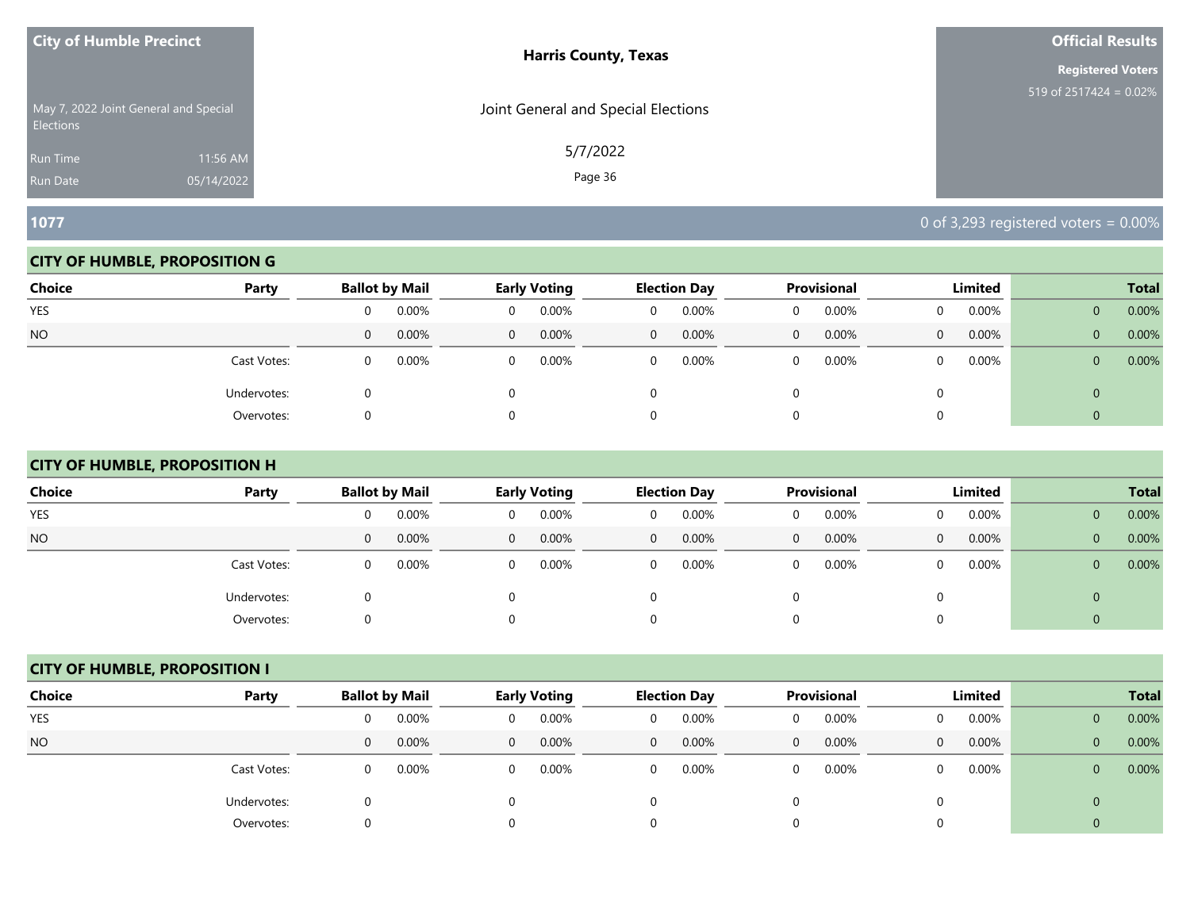**City of Humble Precinct**

May 7, 2022 Joint General and Special Elections

Run Time 11:56 AM

Run Date 05/14/2022

**Harris County, Texas**

Joint General and Special Elections

5/7/2022

**Official Results**

**Registered Voters**

519 of 2517424 = 0.02%

## 1077

0 of 3,293 registered voters = 0.00%

### CITY OF HUMBLE, PROPOSITION G

| Choice | Party | Ballot by Mail | | Early Voting | | Election Day | | Provisional | | Limited | | Total | |
|---|---|---|---|---|---|---|---|---|---|---|---|---|---|
| YES | | 0 | 0.00% | 0 | 0.00% | 0 | 0.00% | 0 | 0.00% | 0 | 0.00% | 0 | 0.00% |
| NO | | 0 | 0.00% | 0 | 0.00% | 0 | 0.00% | 0 | 0.00% | 0 | 0.00% | 0 | 0.00% |
| | Cast Votes: | 0 | 0.00% | 0 | 0.00% | 0 | 0.00% | 0 | 0.00% | 0 | 0.00% | 0 | 0.00% |
| | Undervotes: | 0 | | 0 | | 0 | | 0 | | 0 | | 0 | |
| | Overvotes: | 0 | | 0 | | 0 | | 0 | | 0 | | 0 | |

### CITY OF HUMBLE, PROPOSITION H

| Choice | Party | Ballot by Mail | | Early Voting | | Election Day | | Provisional | | Limited | | Total | |
|---|---|---|---|---|---|---|---|---|---|---|---|---|---|
| YES | | 0 | 0.00% | 0 | 0.00% | 0 | 0.00% | 0 | 0.00% | 0 | 0.00% | 0 | 0.00% |
| NO | | 0 | 0.00% | 0 | 0.00% | 0 | 0.00% | 0 | 0.00% | 0 | 0.00% | 0 | 0.00% |
| | Cast Votes: | 0 | 0.00% | 0 | 0.00% | 0 | 0.00% | 0 | 0.00% | 0 | 0.00% | 0 | 0.00% |
| | Undervotes: | 0 | | 0 | | 0 | | 0 | | 0 | | 0 | |
| | Overvotes: | 0 | | 0 | | 0 | | 0 | | 0 | | 0 | |

### CITY OF HUMBLE, PROPOSITION I

| Choice | Party | Ballot by Mail | | Early Voting | | Election Day | | Provisional | | Limited | | Total | |
|---|---|---|---|---|---|---|---|---|---|---|---|---|---|
| YES | | 0 | 0.00% | 0 | 0.00% | 0 | 0.00% | 0 | 0.00% | 0 | 0.00% | 0 | 0.00% |
| NO | | 0 | 0.00% | 0 | 0.00% | 0 | 0.00% | 0 | 0.00% | 0 | 0.00% | 0 | 0.00% |
| | Cast Votes: | 0 | 0.00% | 0 | 0.00% | 0 | 0.00% | 0 | 0.00% | 0 | 0.00% | 0 | 0.00% |
| | Undervotes: | 0 | | 0 | | 0 | | 0 | | 0 | | 0 | |
| | Overvotes: | 0 | | 0 | | 0 | | 0 | | 0 | | 0 | |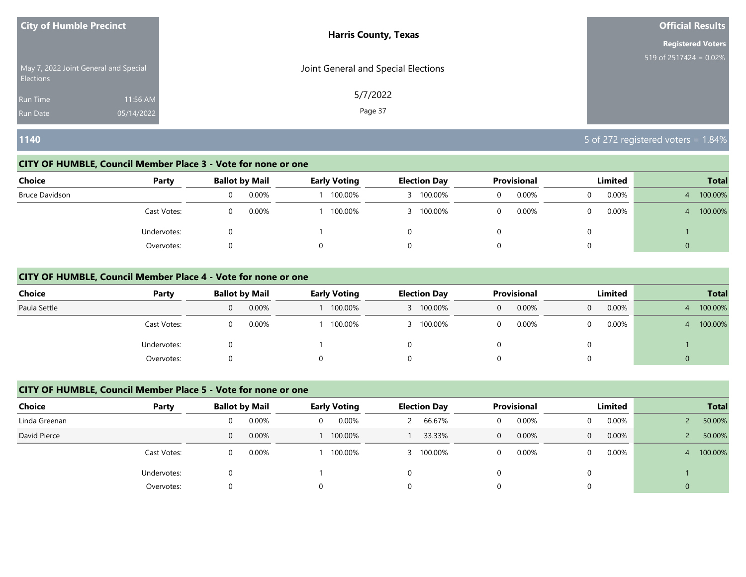## 1140

5 of 272 registered voters = 1.84%

### CITY OF HUMBLE, Council Member Place 3 - Vote for none or one

| Choice | Party | Ballot by Mail | | Early Voting | | Election Day | | Provisional | | Limited | | Total | |
|---|---|---|---|---|---|---|---|---|---|---|---|---|---|
| Bruce Davidson | | 0 | 0.00% | 1 | 100.00% | 3 | 100.00% | 0 | 0.00% | 0 | 0.00% | 4 | 100.00% |
| | Cast Votes: | 0 | 0.00% | 1 | 100.00% | 3 | 100.00% | 0 | 0.00% | 0 | 0.00% | 4 | 100.00% |
| | Undervotes: | 0 | | 1 | | 0 | | 0 | | 0 | | 1 | |
| | Overvotes: | 0 | | 0 | | 0 | | 0 | | 0 | | 0 | |

### CITY OF HUMBLE, Council Member Place 4 - Vote for none or one

| Choice | Party | Ballot by Mail | | Early Voting | | Election Day | | Provisional | | Limited | | Total | |
|---|---|---|---|---|---|---|---|---|---|---|---|---|---|
| Paula Settle | | 0 | 0.00% | 1 | 100.00% | 3 | 100.00% | 0 | 0.00% | 0 | 0.00% | 4 | 100.00% |
| | Cast Votes: | 0 | 0.00% | 1 | 100.00% | 3 | 100.00% | 0 | 0.00% | 0 | 0.00% | 4 | 100.00% |
| | Undervotes: | 0 | | 1 | | 0 | | 0 | | 0 | | 1 | |
| | Overvotes: | 0 | | 0 | | 0 | | 0 | | 0 | | 0 | |

### CITY OF HUMBLE, Council Member Place 5 - Vote for none or one

| Choice | Party | Ballot by Mail | | Early Voting | | Election Day | | Provisional | | Limited | | Total | |
|---|---|---|---|---|---|---|---|---|---|---|---|---|---|
| Linda Greenan | | 0 | 0.00% | 0 | 0.00% | 2 | 66.67% | 0 | 0.00% | 0 | 0.00% | 2 | 50.00% |
| David Pierce | | 0 | 0.00% | 1 | 100.00% | 1 | 33.33% | 0 | 0.00% | 0 | 0.00% | 2 | 50.00% |
| | Cast Votes: | 0 | 0.00% | 1 | 100.00% | 3 | 100.00% | 0 | 0.00% | 0 | 0.00% | 4 | 100.00% |
| | Undervotes: | 0 | | 1 | | 0 | | 0 | | 0 | | 1 | |
| | Overvotes: | 0 | | 0 | | 0 | | 0 | | 0 | | 0 | |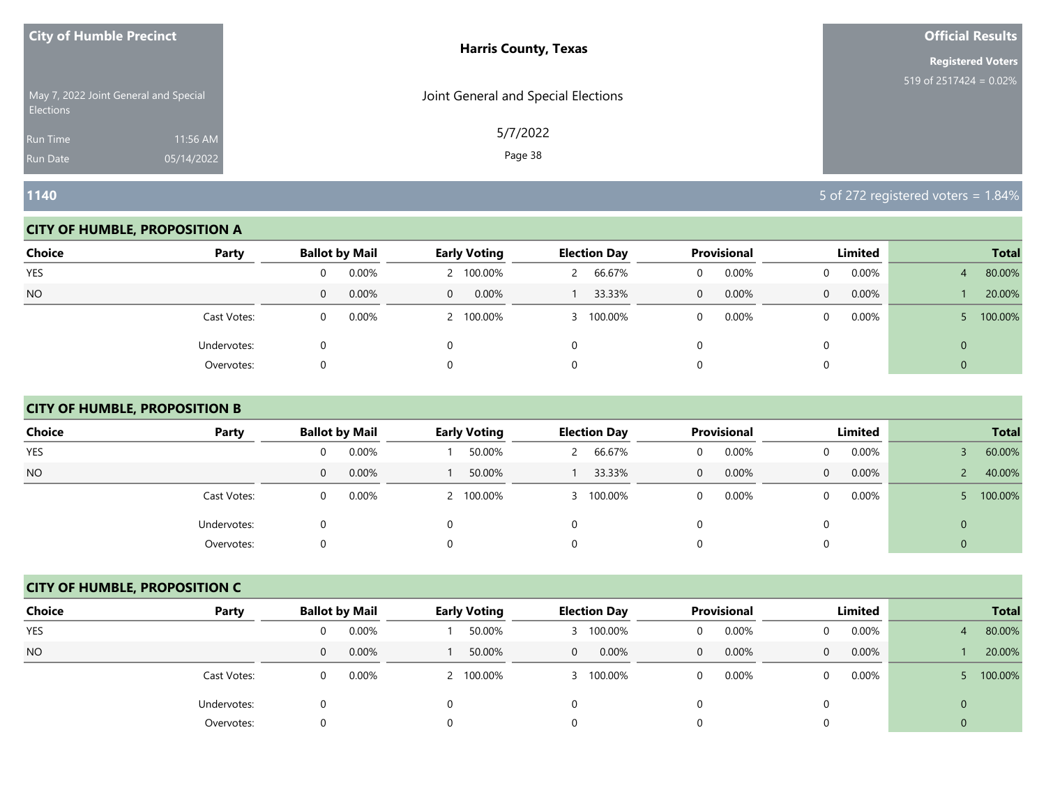**City of Humble Precinct**

May 7, 2022 Joint General and Special Elections

Run Time 11:56 AM
Run Date 05/14/2022

**Harris County, Texas**

Joint General and Special Elections

5/7/2022

**Official Results**

**Registered Voters**
519 of 2517424 = 0.02%

## 1140

5 of 272 registered voters = 1.84%

### CITY OF HUMBLE, PROPOSITION A

| Choice | Party | Ballot by Mail | | Early Voting | | Election Day | | Provisional | | Limited | | Total | |
|---|---|---|---|---|---|---|---|---|---|---|---|---|---|
| YES | | 0 | 0.00% | 2 | 100.00% | 2 | 66.67% | 0 | 0.00% | 0 | 0.00% | 4 | 80.00% |
| NO | | 0 | 0.00% | 0 | 0.00% | 1 | 33.33% | 0 | 0.00% | 0 | 0.00% | 1 | 20.00% |
| | Cast Votes: | 0 | 0.00% | 2 | 100.00% | 3 | 100.00% | 0 | 0.00% | 0 | 0.00% | 5 | 100.00% |
| | Undervotes: | 0 | | 0 | | 0 | | 0 | | 0 | | 0 | |
| | Overvotes: | 0 | | 0 | | 0 | | 0 | | 0 | | 0 | |

### CITY OF HUMBLE, PROPOSITION B

| Choice | Party | Ballot by Mail | | Early Voting | | Election Day | | Provisional | | Limited | | Total | |
|---|---|---|---|---|---|---|---|---|---|---|---|---|---|
| YES | | 0 | 0.00% | 1 | 50.00% | 2 | 66.67% | 0 | 0.00% | 0 | 0.00% | 3 | 60.00% |
| NO | | 0 | 0.00% | 1 | 50.00% | 1 | 33.33% | 0 | 0.00% | 0 | 0.00% | 2 | 40.00% |
| | Cast Votes: | 0 | 0.00% | 2 | 100.00% | 3 | 100.00% | 0 | 0.00% | 0 | 0.00% | 5 | 100.00% |
| | Undervotes: | 0 | | 0 | | 0 | | 0 | | 0 | | 0 | |
| | Overvotes: | 0 | | 0 | | 0 | | 0 | | 0 | | 0 | |

### CITY OF HUMBLE, PROPOSITION C

| Choice | Party | Ballot by Mail | | Early Voting | | Election Day | | Provisional | | Limited | | Total | |
|---|---|---|---|---|---|---|---|---|---|---|---|---|---|
| YES | | 0 | 0.00% | 1 | 50.00% | 3 | 100.00% | 0 | 0.00% | 0 | 0.00% | 4 | 80.00% |
| NO | | 0 | 0.00% | 1 | 50.00% | 0 | 0.00% | 0 | 0.00% | 0 | 0.00% | 1 | 20.00% |
| | Cast Votes: | 0 | 0.00% | 2 | 100.00% | 3 | 100.00% | 0 | 0.00% | 0 | 0.00% | 5 | 100.00% |
| | Undervotes: | 0 | | 0 | | 0 | | 0 | | 0 | | 0 | |
| | Overvotes: | 0 | | 0 | | 0 | | 0 | | 0 | | 0 | |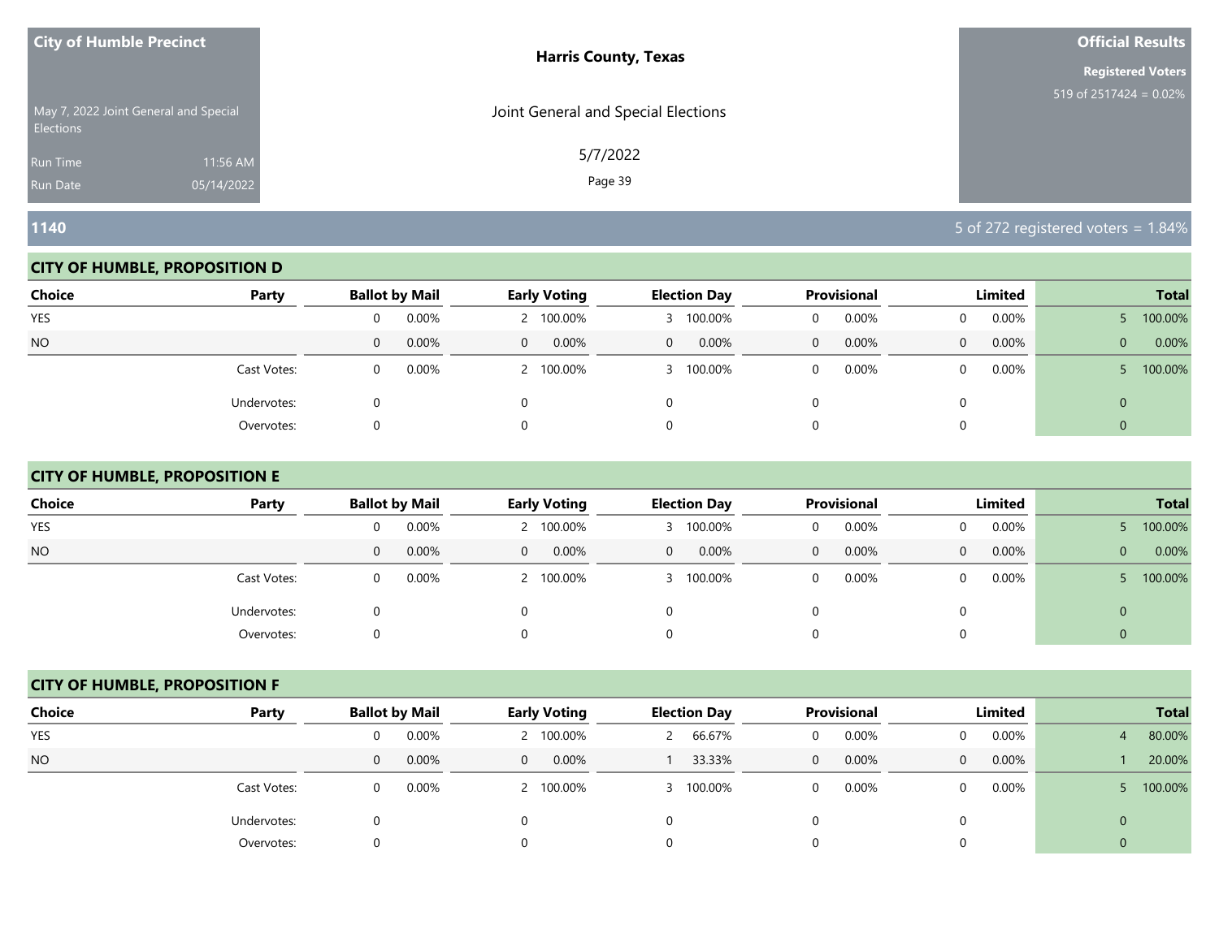**City of Humble Precinct**

May 7, 2022 Joint General and Special Elections

Run Time 11:56 AM

Run Date 05/14/2022

**Harris County, Texas**

Joint General and Special Elections

5/7/2022

**Official Results**

**Registered Voters**

519 of 2517424 = 0.02%

## 1140

5 of 272 registered voters = 1.84%

### CITY OF HUMBLE, PROPOSITION D

| Choice | Party | Ballot by Mail | | Early Voting | | Election Day | | Provisional | | Limited | | Total | |
|---|---|---|---|---|---|---|---|---|---|---|---|---|---|
| YES | | 0 | 0.00% | 2 | 100.00% | 3 | 100.00% | 0 | 0.00% | 0 | 0.00% | 5 | 100.00% |
| NO | | 0 | 0.00% | 0 | 0.00% | 0 | 0.00% | 0 | 0.00% | 0 | 0.00% | 0 | 0.00% |
| | Cast Votes: | 0 | 0.00% | 2 | 100.00% | 3 | 100.00% | 0 | 0.00% | 0 | 0.00% | 5 | 100.00% |
| | Undervotes: | 0 | | 0 | | 0 | | 0 | | 0 | | 0 | |
| | Overvotes: | 0 | | 0 | | 0 | | 0 | | 0 | | 0 | |

### CITY OF HUMBLE, PROPOSITION E

| Choice | Party | Ballot by Mail | | Early Voting | | Election Day | | Provisional | | Limited | | Total | |
|---|---|---|---|---|---|---|---|---|---|---|---|---|---|
| YES | | 0 | 0.00% | 2 | 100.00% | 3 | 100.00% | 0 | 0.00% | 0 | 0.00% | 5 | 100.00% |
| NO | | 0 | 0.00% | 0 | 0.00% | 0 | 0.00% | 0 | 0.00% | 0 | 0.00% | 0 | 0.00% |
| | Cast Votes: | 0 | 0.00% | 2 | 100.00% | 3 | 100.00% | 0 | 0.00% | 0 | 0.00% | 5 | 100.00% |
| | Undervotes: | 0 | | 0 | | 0 | | 0 | | 0 | | 0 | |
| | Overvotes: | 0 | | 0 | | 0 | | 0 | | 0 | | 0 | |

### CITY OF HUMBLE, PROPOSITION F

| Choice | Party | Ballot by Mail | | Early Voting | | Election Day | | Provisional | | Limited | | Total | |
|---|---|---|---|---|---|---|---|---|---|---|---|---|---|
| YES | | 0 | 0.00% | 2 | 100.00% | 2 | 66.67% | 0 | 0.00% | 0 | 0.00% | 4 | 80.00% |
| NO | | 0 | 0.00% | 0 | 0.00% | 1 | 33.33% | 0 | 0.00% | 0 | 0.00% | 1 | 20.00% |
| | Cast Votes: | 0 | 0.00% | 2 | 100.00% | 3 | 100.00% | 0 | 0.00% | 0 | 0.00% | 5 | 100.00% |
| | Undervotes: | 0 | | 0 | | 0 | | 0 | | 0 | | 0 | |
| | Overvotes: | 0 | | 0 | | 0 | | 0 | | 0 | | 0 | |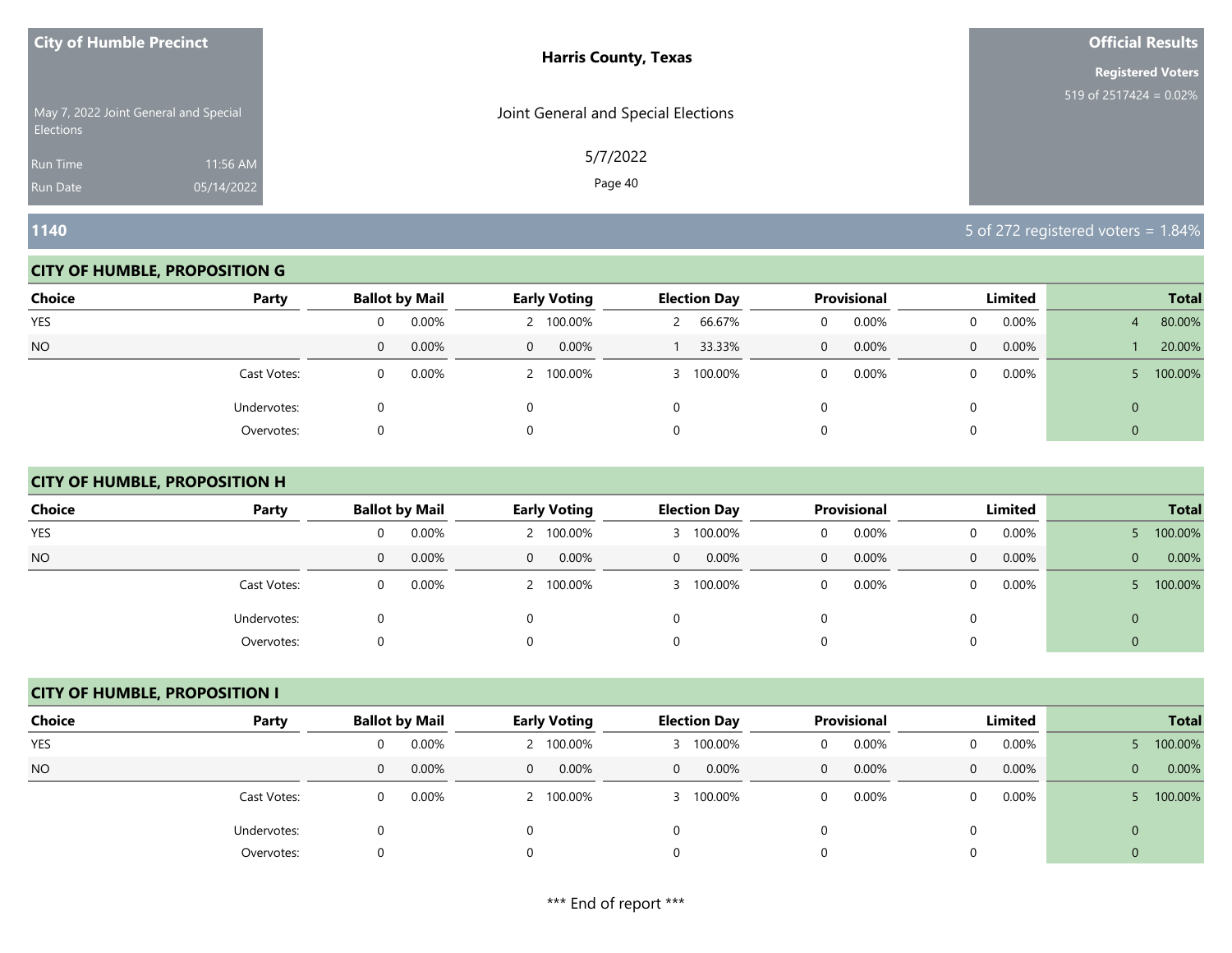**City of Humble Precinct**

May 7, 2022 Joint General and Special Elections

Run Time 11:56 AM

Run Date 05/14/2022

**Harris County, Texas**

Joint General and Special Elections

5/7/2022

**Official Results**

**Registered Voters**

519 of 2517424 = 0.02%

## 1140

5 of 272 registered voters = 1.84%

### CITY OF HUMBLE, PROPOSITION G

| Choice | Party | Ballot by Mail | | Early Voting | | Election Day | | Provisional | | Limited | | Total | |
|---|---|---|---|---|---|---|---|---|---|---|---|---|---|
| YES | | 0 | 0.00% | 2 | 100.00% | 2 | 66.67% | 0 | 0.00% | 0 | 0.00% | 4 | 80.00% |
| NO | | 0 | 0.00% | 0 | 0.00% | 1 | 33.33% | 0 | 0.00% | 0 | 0.00% | 1 | 20.00% |
| | Cast Votes: | 0 | 0.00% | 2 | 100.00% | 3 | 100.00% | 0 | 0.00% | 0 | 0.00% | 5 | 100.00% |
| | Undervotes: | 0 | | 0 | | 0 | | 0 | | 0 | | 0 | |
| | Overvotes: | 0 | | 0 | | 0 | | 0 | | 0 | | 0 | |

### CITY OF HUMBLE, PROPOSITION H

| Choice | Party | Ballot by Mail | | Early Voting | | Election Day | | Provisional | | Limited | | Total | |
|---|---|---|---|---|---|---|---|---|---|---|---|---|---|
| YES | | 0 | 0.00% | 2 | 100.00% | 3 | 100.00% | 0 | 0.00% | 0 | 0.00% | 5 | 100.00% |
| NO | | 0 | 0.00% | 0 | 0.00% | 0 | 0.00% | 0 | 0.00% | 0 | 0.00% | 0 | 0.00% |
| | Cast Votes: | 0 | 0.00% | 2 | 100.00% | 3 | 100.00% | 0 | 0.00% | 0 | 0.00% | 5 | 100.00% |
| | Undervotes: | 0 | | 0 | | 0 | | 0 | | 0 | | 0 | |
| | Overvotes: | 0 | | 0 | | 0 | | 0 | | 0 | | 0 | |

### CITY OF HUMBLE, PROPOSITION I

| Choice | Party | Ballot by Mail | | Early Voting | | Election Day | | Provisional | | Limited | | Total | |
|---|---|---|---|---|---|---|---|---|---|---|---|---|---|
| YES | | 0 | 0.00% | 2 | 100.00% | 3 | 100.00% | 0 | 0.00% | 0 | 0.00% | 5 | 100.00% |
| NO | | 0 | 0.00% | 0 | 0.00% | 0 | 0.00% | 0 | 0.00% | 0 | 0.00% | 0 | 0.00% |
| | Cast Votes: | 0 | 0.00% | 2 | 100.00% | 3 | 100.00% | 0 | 0.00% | 0 | 0.00% | 5 | 100.00% |
| | Undervotes: | 0 | | 0 | | 0 | | 0 | | 0 | | 0 | |
| | Overvotes: | 0 | | 0 | | 0 | | 0 | | 0 | | 0 | |

*** End of report ***